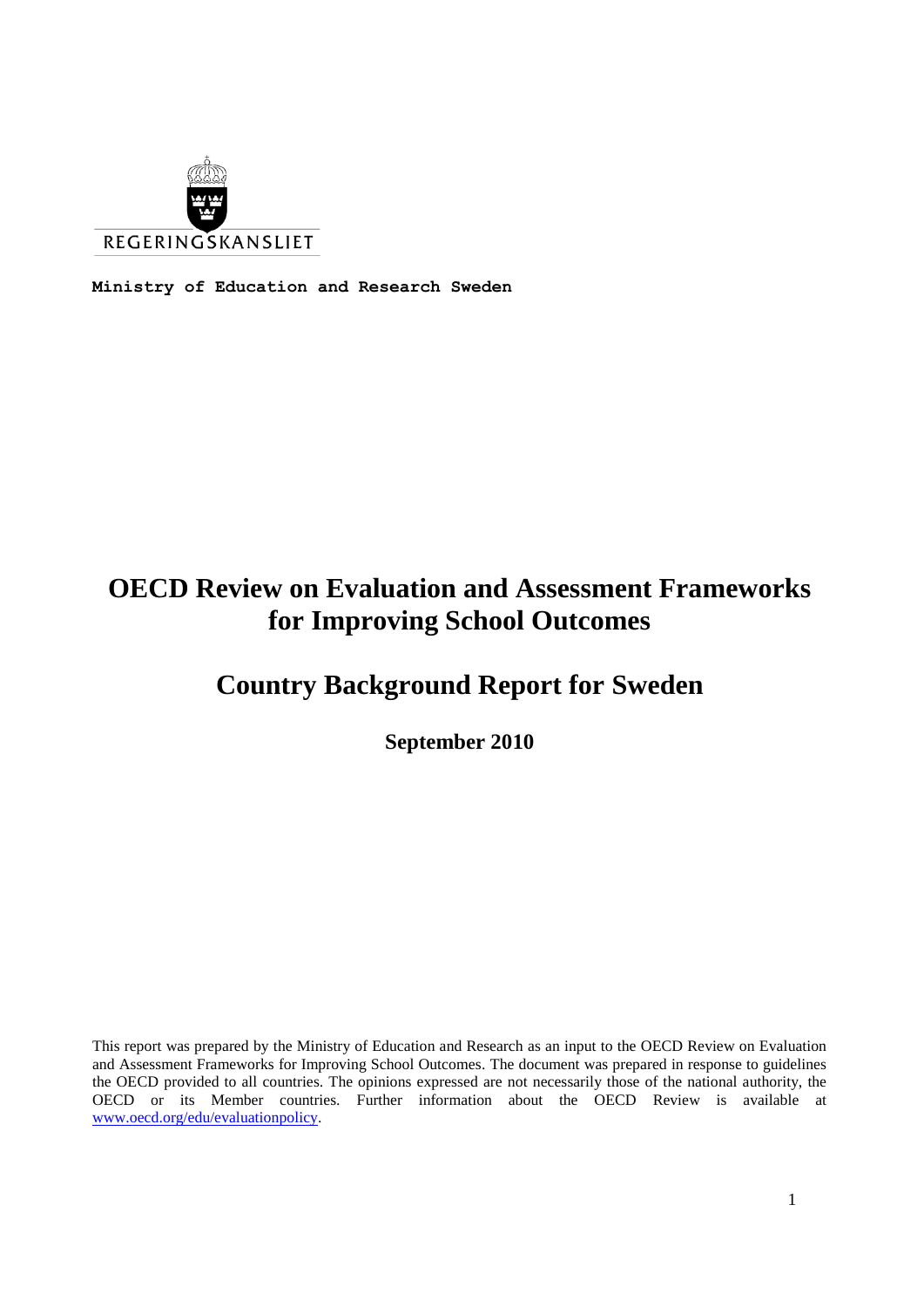REGERINGSKANSLIET

**Ministry of Education and Research Sweden**

# OECD Review on Evaluation and Assessment Frameworks for Improving School Outcomes

# Country Background Report for Sweden

**September 2010**

This report was prepared by the Ministry of Education and Research as an input to the OECD Review on Evaluation and Assessment Frameworks for Improving School Outcomes. The document was prepared in response to guidelines the OECD provided to all countries. The opinions expressed are not necessarily those of the national authority, the OECD or its Member countries. Further information about the OECD Review is available at [www.oecd.org/edu/evaluationpolicy](http://www.oecd.org/edu/evaluationpolicy).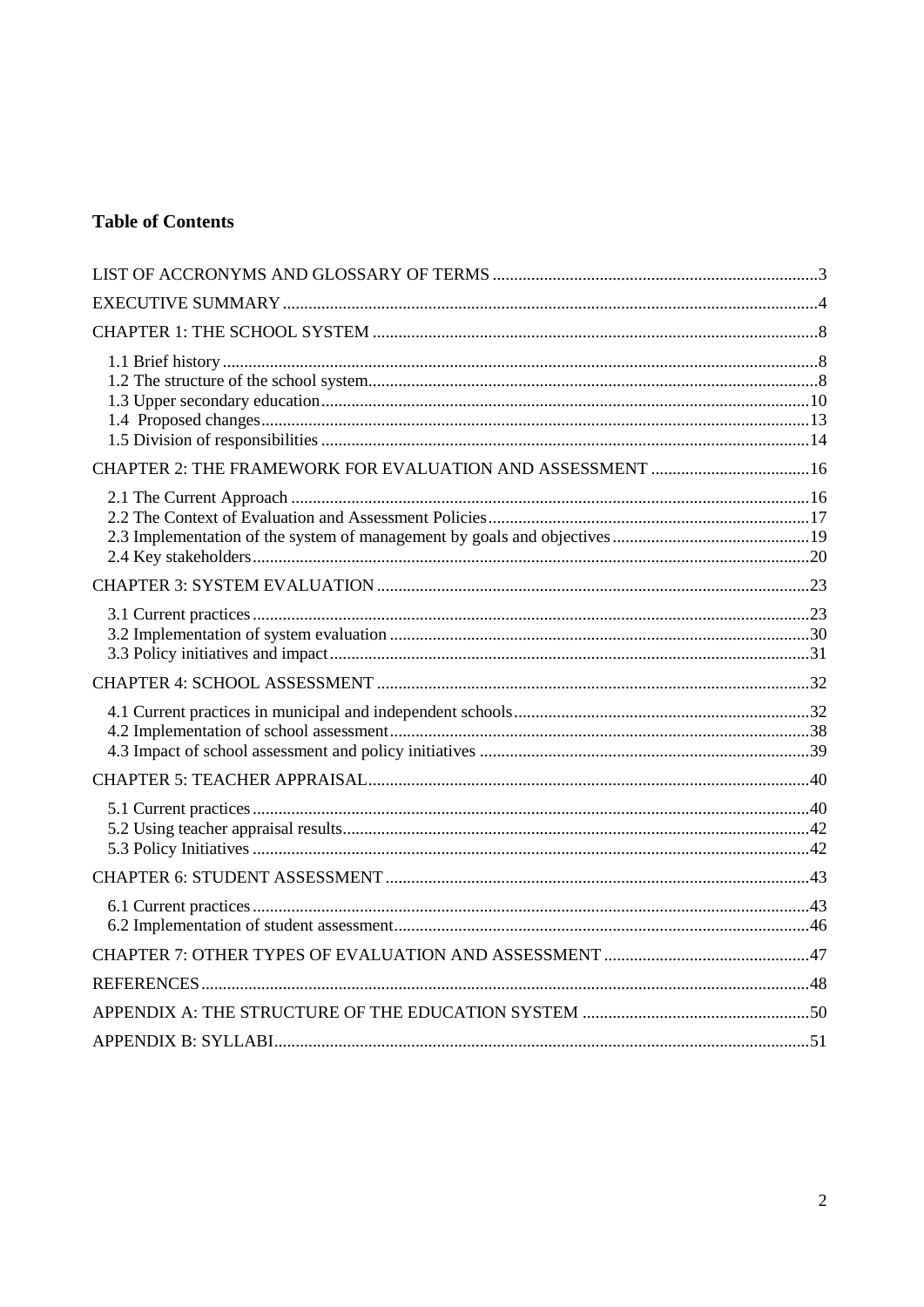## Table of Contents

LIST OF ACCRONYMS AND GLOSSARY OF TERMS ........................................................................ 3

EXECUTIVE SUMMARY ........................................................................................................ 4

CHAPTER 1: THE SCHOOL SYSTEM ....................................................................................... 8

- 1.1 Brief history ........................................................................................................... 8
- 1.2 The structure of the school system ............................................................................ 8
- 1.3 Upper secondary education ........................................................................................ 10
- 1.4 Proposed changes ..................................................................................................... 13
- 1.5 Division of responsibilities ........................................................................................ 14

CHAPTER 2: THE FRAMEWORK FOR EVALUATION AND ASSESSMENT ..................................... 16

- 2.1 The Current Approach ................................................................................................ 16
- 2.2 The Context of Evaluation and Assessment Policies ..................................................... 17
- 2.3 Implementation of the system of management by goals and objectives ............................ 19
- 2.4 Key stakeholders ....................................................................................................... 20

CHAPTER 3: SYSTEM EVALUATION ..................................................................................... 23

- 3.1 Current practices ....................................................................................................... 23
- 3.2 Implementation of system evaluation .......................................................................... 30
- 3.3 Policy initiatives and impact ...................................................................................... 31

CHAPTER 4: SCHOOL ASSESSMENT .................................................................................... 32

- 4.1 Current practices in municipal and independent schools ................................................ 32
- 4.2 Implementation of school assessment .......................................................................... 38
- 4.3 Impact of school assessment and policy initiatives ....................................................... 39

CHAPTER 5: TEACHER APPRAISAL ...................................................................................... 40

- 5.1 Current practices ....................................................................................................... 40
- 5.2 Using teacher appraisal results .................................................................................... 42
- 5.3 Policy Initiatives ....................................................................................................... 42

CHAPTER 6: STUDENT ASSESSMENT .................................................................................. 43

- 6.1 Current practices ....................................................................................................... 43
- 6.2 Implementation of student assessment ......................................................................... 46

CHAPTER 7: OTHER TYPES OF EVALUATION AND ASSESSMENT ........................................... 47

REFERENCES ..................................................................................................................... 48

APPENDIX A: THE STRUCTURE OF THE EDUCATION SYSTEM ................................................ 50

APPENDIX B: SYLLABI ........................................................................................................ 51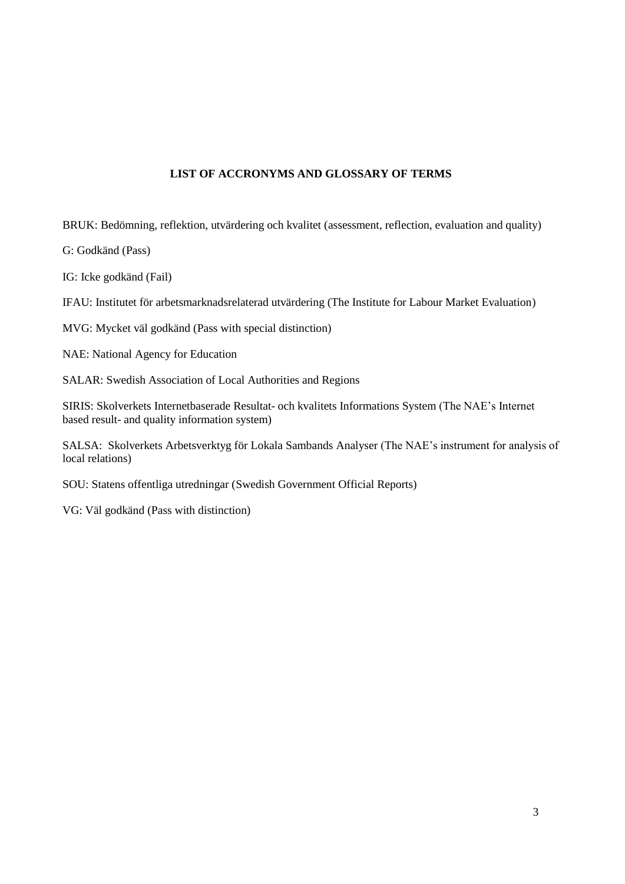## LIST OF ACCRONYMS AND GLOSSARY OF TERMS

BRUK: Bedömning, reflektion, utvärdering och kvalitet (assessment, reflection, evaluation and quality)

G: Godkänd (Pass)

IG: Icke godkänd (Fail)

IFAU: Institutet för arbetsmarknadsrelaterad utvärdering (The Institute for Labour Market Evaluation)

MVG: Mycket väl godkänd (Pass with special distinction)

NAE: National Agency for Education

SALAR: Swedish Association of Local Authorities and Regions

SIRIS: Skolverkets Internetbaserade Resultat- och kvalitets Informations System (The NAE's Internet based result- and quality information system)

SALSA: Skolverkets Arbetsverktyg för Lokala Sambands Analyser (The NAE's instrument for analysis of local relations)

SOU: Statens offentliga utredningar (Swedish Government Official Reports)

VG: Väl godkänd (Pass with distinction)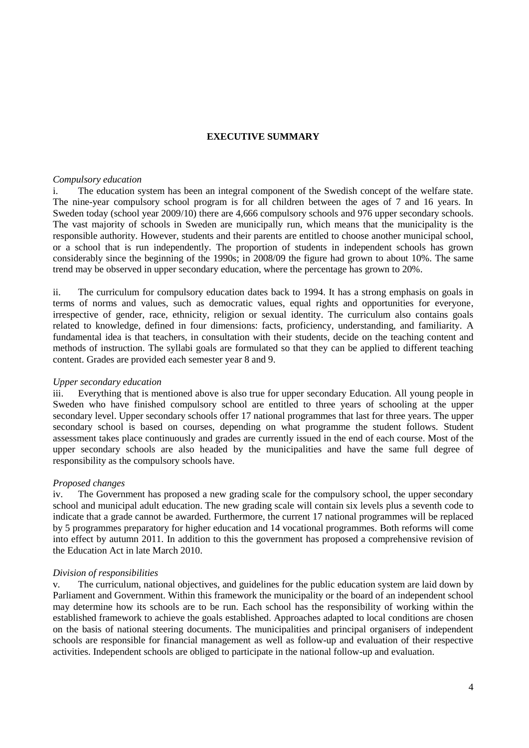## EXECUTIVE SUMMARY

*Compulsory education*

i. The education system has been an integral component of the Swedish concept of the welfare state. The nine-year compulsory school program is for all children between the ages of 7 and 16 years. In Sweden today (school year 2009/10) there are 4,666 compulsory schools and 976 upper secondary schools. The vast majority of schools in Sweden are municipally run, which means that the municipality is the responsible authority. However, students and their parents are entitled to choose another municipal school, or a school that is run independently. The proportion of students in independent schools has grown considerably since the beginning of the 1990s; in 2008/09 the figure had grown to about 10%. The same trend may be observed in upper secondary education, where the percentage has grown to 20%.

ii. The curriculum for compulsory education dates back to 1994. It has a strong emphasis on goals in terms of norms and values, such as democratic values, equal rights and opportunities for everyone, irrespective of gender, race, ethnicity, religion or sexual identity. The curriculum also contains goals related to knowledge, defined in four dimensions: facts, proficiency, understanding, and familiarity. A fundamental idea is that teachers, in consultation with their students, decide on the teaching content and methods of instruction. The syllabi goals are formulated so that they can be applied to different teaching content. Grades are provided each semester year 8 and 9.

*Upper secondary education*

iii. Everything that is mentioned above is also true for upper secondary Education. All young people in Sweden who have finished compulsory school are entitled to three years of schooling at the upper secondary level. Upper secondary schools offer 17 national programmes that last for three years. The upper secondary school is based on courses, depending on what programme the student follows. Student assessment takes place continuously and grades are currently issued in the end of each course. Most of the upper secondary schools are also headed by the municipalities and have the same full degree of responsibility as the compulsory schools have.

*Proposed changes*

iv. The Government has proposed a new grading scale for the compulsory school, the upper secondary school and municipal adult education. The new grading scale will contain six levels plus a seventh code to indicate that a grade cannot be awarded. Furthermore, the current 17 national programmes will be replaced by 5 programmes preparatory for higher education and 14 vocational programmes. Both reforms will come into effect by autumn 2011. In addition to this the government has proposed a comprehensive revision of the Education Act in late March 2010.

*Division of responsibilities*

v. The curriculum, national objectives, and guidelines for the public education system are laid down by Parliament and Government. Within this framework the municipality or the board of an independent school may determine how its schools are to be run. Each school has the responsibility of working within the established framework to achieve the goals established. Approaches adapted to local conditions are chosen on the basis of national steering documents. The municipalities and principal organisers of independent schools are responsible for financial management as well as follow-up and evaluation of their respective activities. Independent schools are obliged to participate in the national follow-up and evaluation.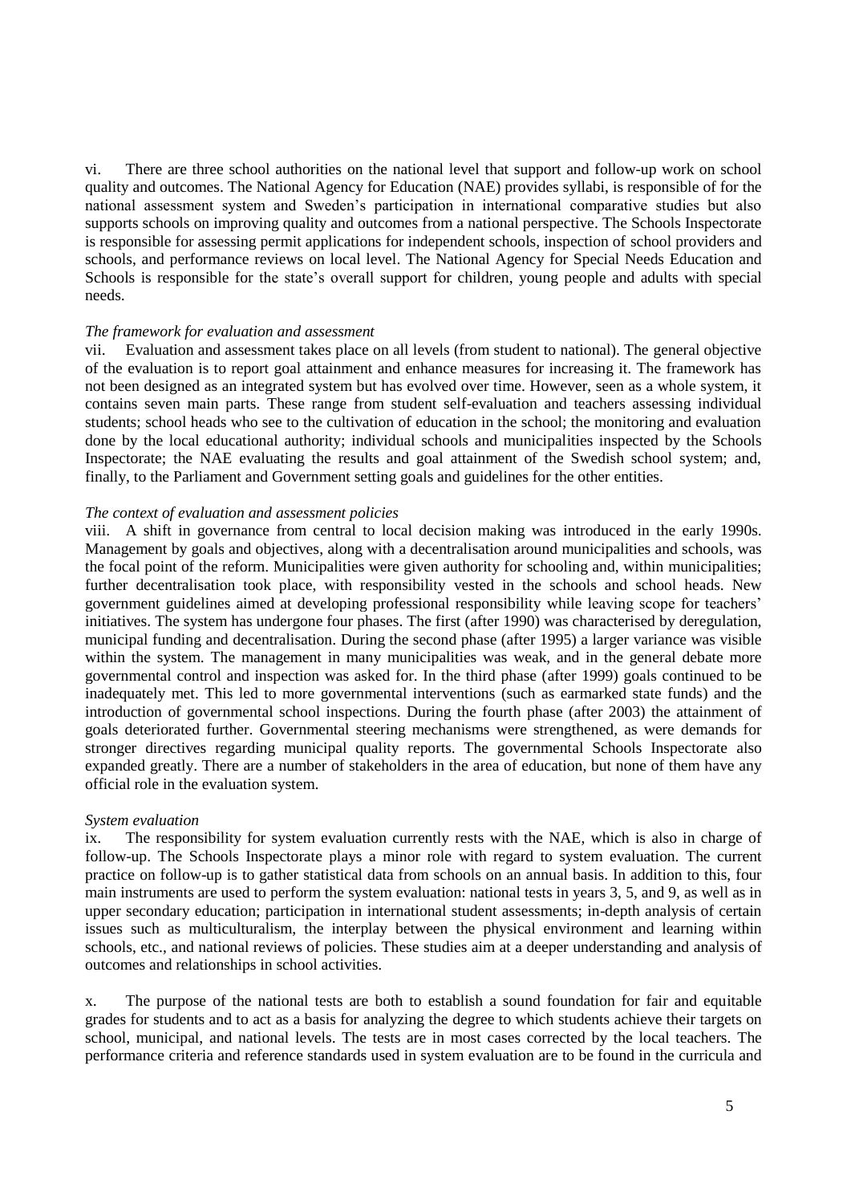vi. There are three school authorities on the national level that support and follow-up work on school quality and outcomes. The National Agency for Education (NAE) provides syllabi, is responsible of for the national assessment system and Sweden's participation in international comparative studies but also supports schools on improving quality and outcomes from a national perspective. The Schools Inspectorate is responsible for assessing permit applications for independent schools, inspection of school providers and schools, and performance reviews on local level. The National Agency for Special Needs Education and Schools is responsible for the state's overall support for children, young people and adults with special needs.

*The framework for evaluation and assessment*

vii. Evaluation and assessment takes place on all levels (from student to national). The general objective of the evaluation is to report goal attainment and enhance measures for increasing it. The framework has not been designed as an integrated system but has evolved over time. However, seen as a whole system, it contains seven main parts. These range from student self-evaluation and teachers assessing individual students; school heads who see to the cultivation of education in the school; the monitoring and evaluation done by the local educational authority; individual schools and municipalities inspected by the Schools Inspectorate; the NAE evaluating the results and goal attainment of the Swedish school system; and, finally, to the Parliament and Government setting goals and guidelines for the other entities.

*The context of evaluation and assessment policies*

viii. A shift in governance from central to local decision making was introduced in the early 1990s. Management by goals and objectives, along with a decentralisation around municipalities and schools, was the focal point of the reform. Municipalities were given authority for schooling and, within municipalities; further decentralisation took place, with responsibility vested in the schools and school heads. New government guidelines aimed at developing professional responsibility while leaving scope for teachers' initiatives. The system has undergone four phases. The first (after 1990) was characterised by deregulation, municipal funding and decentralisation. During the second phase (after 1995) a larger variance was visible within the system. The management in many municipalities was weak, and in the general debate more governmental control and inspection was asked for. In the third phase (after 1999) goals continued to be inadequately met. This led to more governmental interventions (such as earmarked state funds) and the introduction of governmental school inspections. During the fourth phase (after 2003) the attainment of goals deteriorated further. Governmental steering mechanisms were strengthened, as were demands for stronger directives regarding municipal quality reports. The governmental Schools Inspectorate also expanded greatly. There are a number of stakeholders in the area of education, but none of them have any official role in the evaluation system.

*System evaluation*

ix. The responsibility for system evaluation currently rests with the NAE, which is also in charge of follow-up. The Schools Inspectorate plays a minor role with regard to system evaluation. The current practice on follow-up is to gather statistical data from schools on an annual basis. In addition to this, four main instruments are used to perform the system evaluation: national tests in years 3, 5, and 9, as well as in upper secondary education; participation in international student assessments; in-depth analysis of certain issues such as multiculturalism, the interplay between the physical environment and learning within schools, etc., and national reviews of policies. These studies aim at a deeper understanding and analysis of outcomes and relationships in school activities.

x. The purpose of the national tests are both to establish a sound foundation for fair and equitable grades for students and to act as a basis for analyzing the degree to which students achieve their targets on school, municipal, and national levels. The tests are in most cases corrected by the local teachers. The performance criteria and reference standards used in system evaluation are to be found in the curricula and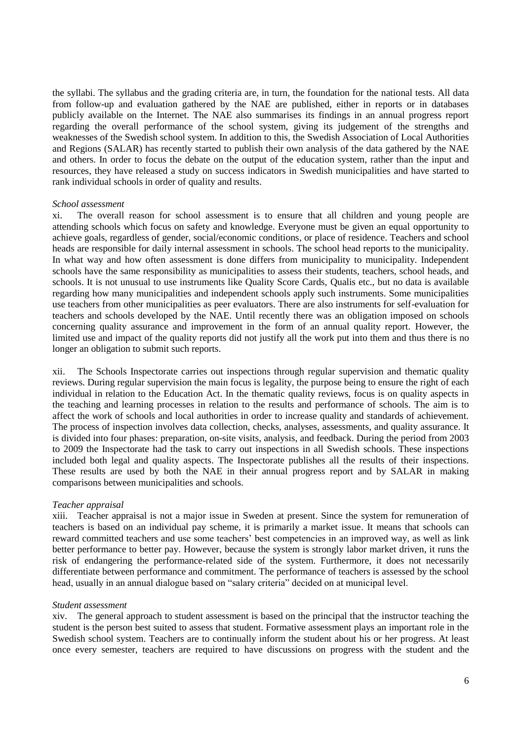the syllabi. The syllabus and the grading criteria are, in turn, the foundation for the national tests. All data from follow-up and evaluation gathered by the NAE are published, either in reports or in databases publicly available on the Internet. The NAE also summarises its findings in an annual progress report regarding the overall performance of the school system, giving its judgement of the strengths and weaknesses of the Swedish school system. In addition to this, the Swedish Association of Local Authorities and Regions (SALAR) has recently started to publish their own analysis of the data gathered by the NAE and others. In order to focus the debate on the output of the education system, rather than the input and resources, they have released a study on success indicators in Swedish municipalities and have started to rank individual schools in order of quality and results.

*School assessment*

xi. The overall reason for school assessment is to ensure that all children and young people are attending schools which focus on safety and knowledge. Everyone must be given an equal opportunity to achieve goals, regardless of gender, social/economic conditions, or place of residence. Teachers and school heads are responsible for daily internal assessment in schools. The school head reports to the municipality. In what way and how often assessment is done differs from municipality to municipality. Independent schools have the same responsibility as municipalities to assess their students, teachers, school heads, and schools. It is not unusual to use instruments like Quality Score Cards, Qualis etc., but no data is available regarding how many municipalities and independent schools apply such instruments. Some municipalities use teachers from other municipalities as peer evaluators. There are also instruments for self-evaluation for teachers and schools developed by the NAE. Until recently there was an obligation imposed on schools concerning quality assurance and improvement in the form of an annual quality report. However, the limited use and impact of the quality reports did not justify all the work put into them and thus there is no longer an obligation to submit such reports.

xii. The Schools Inspectorate carries out inspections through regular supervision and thematic quality reviews. During regular supervision the main focus is legality, the purpose being to ensure the right of each individual in relation to the Education Act. In the thematic quality reviews, focus is on quality aspects in the teaching and learning processes in relation to the results and performance of schools. The aim is to affect the work of schools and local authorities in order to increase quality and standards of achievement. The process of inspection involves data collection, checks, analyses, assessments, and quality assurance. It is divided into four phases: preparation, on-site visits, analysis, and feedback. During the period from 2003 to 2009 the Inspectorate had the task to carry out inspections in all Swedish schools. These inspections included both legal and quality aspects. The Inspectorate publishes all the results of their inspections. These results are used by both the NAE in their annual progress report and by SALAR in making comparisons between municipalities and schools.

*Teacher appraisal*

xiii. Teacher appraisal is not a major issue in Sweden at present. Since the system for remuneration of teachers is based on an individual pay scheme, it is primarily a market issue. It means that schools can reward committed teachers and use some teachers' best competencies in an improved way, as well as link better performance to better pay. However, because the system is strongly labor market driven, it runs the risk of endangering the performance-related side of the system. Furthermore, it does not necessarily differentiate between performance and commitment. The performance of teachers is assessed by the school head, usually in an annual dialogue based on "salary criteria" decided on at municipal level.

*Student assessment*

xiv. The general approach to student assessment is based on the principal that the instructor teaching the student is the person best suited to assess that student. Formative assessment plays an important role in the Swedish school system. Teachers are to continually inform the student about his or her progress. At least once every semester, teachers are required to have discussions on progress with the student and the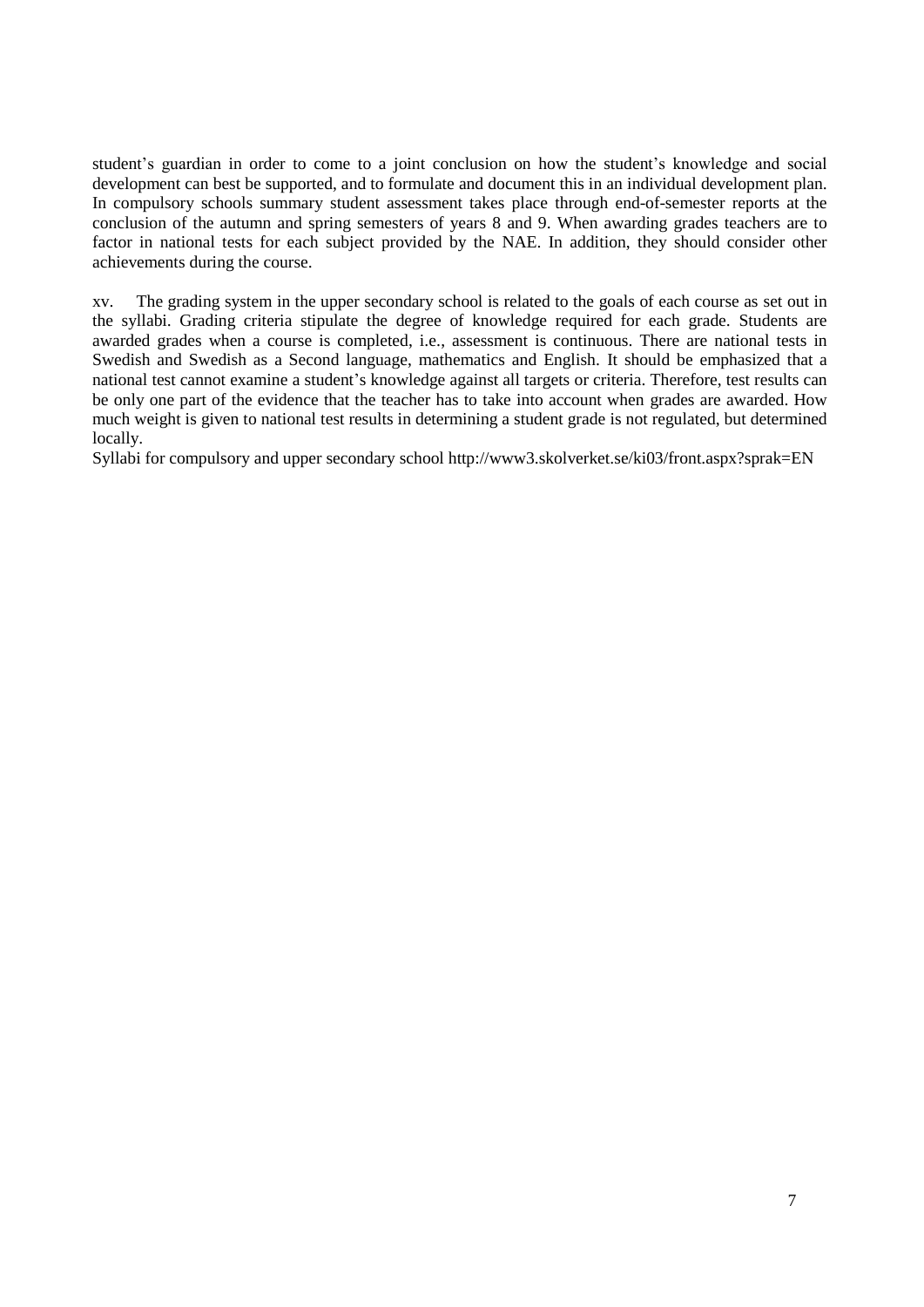student's guardian in order to come to a joint conclusion on how the student's knowledge and social development can best be supported, and to formulate and document this in an individual development plan. In compulsory schools summary student assessment takes place through end-of-semester reports at the conclusion of the autumn and spring semesters of years 8 and 9. When awarding grades teachers are to factor in national tests for each subject provided by the NAE. In addition, they should consider other achievements during the course.

xv. The grading system in the upper secondary school is related to the goals of each course as set out in the syllabi. Grading criteria stipulate the degree of knowledge required for each grade. Students are awarded grades when a course is completed, i.e., assessment is continuous. There are national tests in Swedish and Swedish as a Second language, mathematics and English. It should be emphasized that a national test cannot examine a student's knowledge against all targets or criteria. Therefore, test results can be only one part of the evidence that the teacher has to take into account when grades are awarded. How much weight is given to national test results in determining a student grade is not regulated, but determined locally.
Syllabi for compulsory and upper secondary school http://www3.skolverket.se/ki03/front.aspx?sprak=EN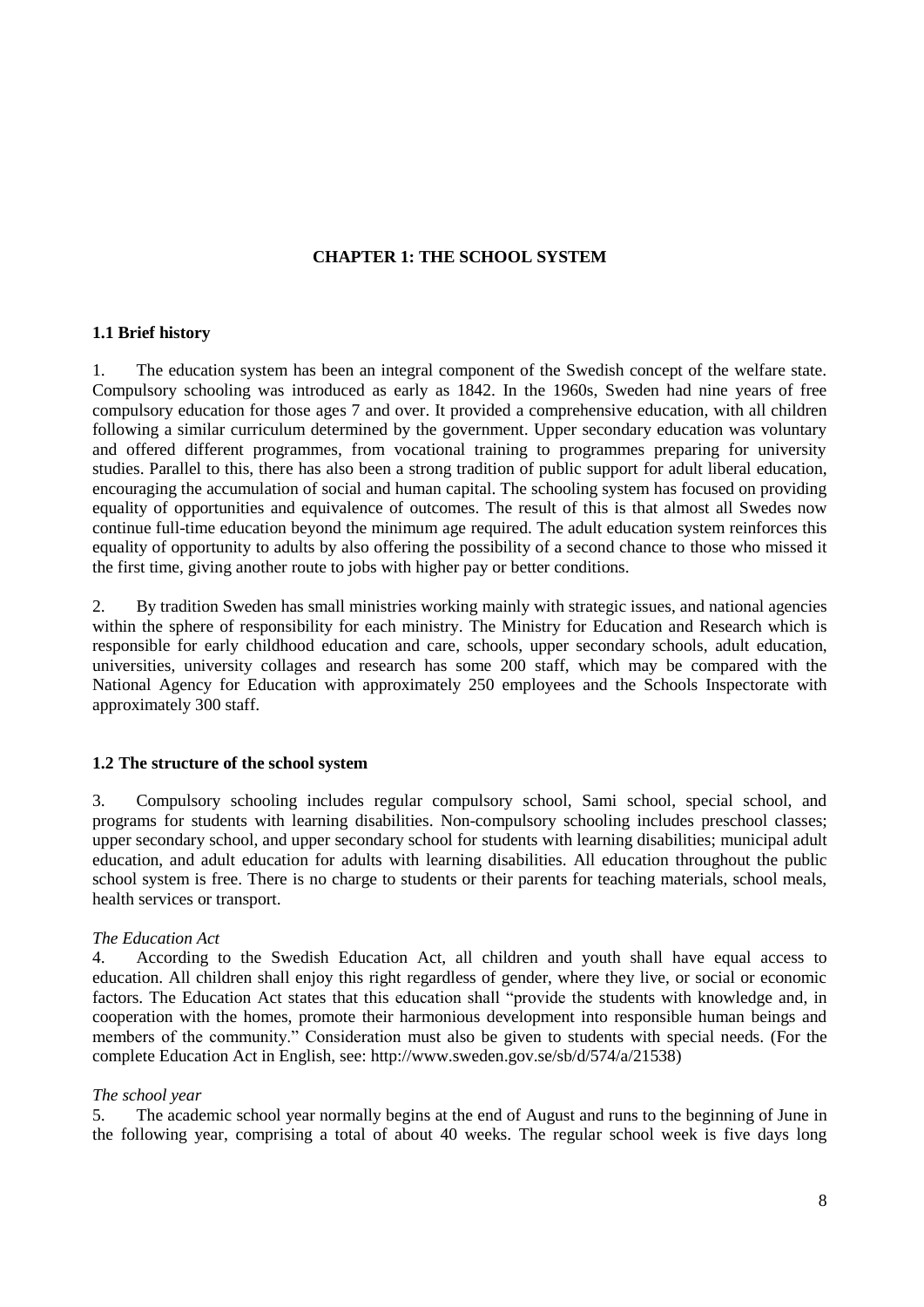## CHAPTER 1: THE SCHOOL SYSTEM

### 1.1 Brief history

1. The education system has been an integral component of the Swedish concept of the welfare state. Compulsory schooling was introduced as early as 1842. In the 1960s, Sweden had nine years of free compulsory education for those ages 7 and over. It provided a comprehensive education, with all children following a similar curriculum determined by the government. Upper secondary education was voluntary and offered different programmes, from vocational training to programmes preparing for university studies. Parallel to this, there has also been a strong tradition of public support for adult liberal education, encouraging the accumulation of social and human capital. The schooling system has focused on providing equality of opportunities and equivalence of outcomes. The result of this is that almost all Swedes now continue full-time education beyond the minimum age required. The adult education system reinforces this equality of opportunity to adults by also offering the possibility of a second chance to those who missed it the first time, giving another route to jobs with higher pay or better conditions.

2. By tradition Sweden has small ministries working mainly with strategic issues, and national agencies within the sphere of responsibility for each ministry. The Ministry for Education and Research which is responsible for early childhood education and care, schools, upper secondary schools, adult education, universities, university collages and research has some 200 staff, which may be compared with the National Agency for Education with approximately 250 employees and the Schools Inspectorate with approximately 300 staff.

### 1.2 The structure of the school system

3. Compulsory schooling includes regular compulsory school, Sami school, special school, and programs for students with learning disabilities. Non-compulsory schooling includes preschool classes; upper secondary school, and upper secondary school for students with learning disabilities; municipal adult education, and adult education for adults with learning disabilities. All education throughout the public school system is free. There is no charge to students or their parents for teaching materials, school meals, health services or transport.

*The Education Act*

4. According to the Swedish Education Act, all children and youth shall have equal access to education. All children shall enjoy this right regardless of gender, where they live, or social or economic factors. The Education Act states that this education shall "provide the students with knowledge and, in cooperation with the homes, promote their harmonious development into responsible human beings and members of the community." Consideration must also be given to students with special needs. (For the complete Education Act in English, see: http://www.sweden.gov.se/sb/d/574/a/21538)

*The school year*

5. The academic school year normally begins at the end of August and runs to the beginning of June in the following year, comprising a total of about 40 weeks. The regular school week is five days long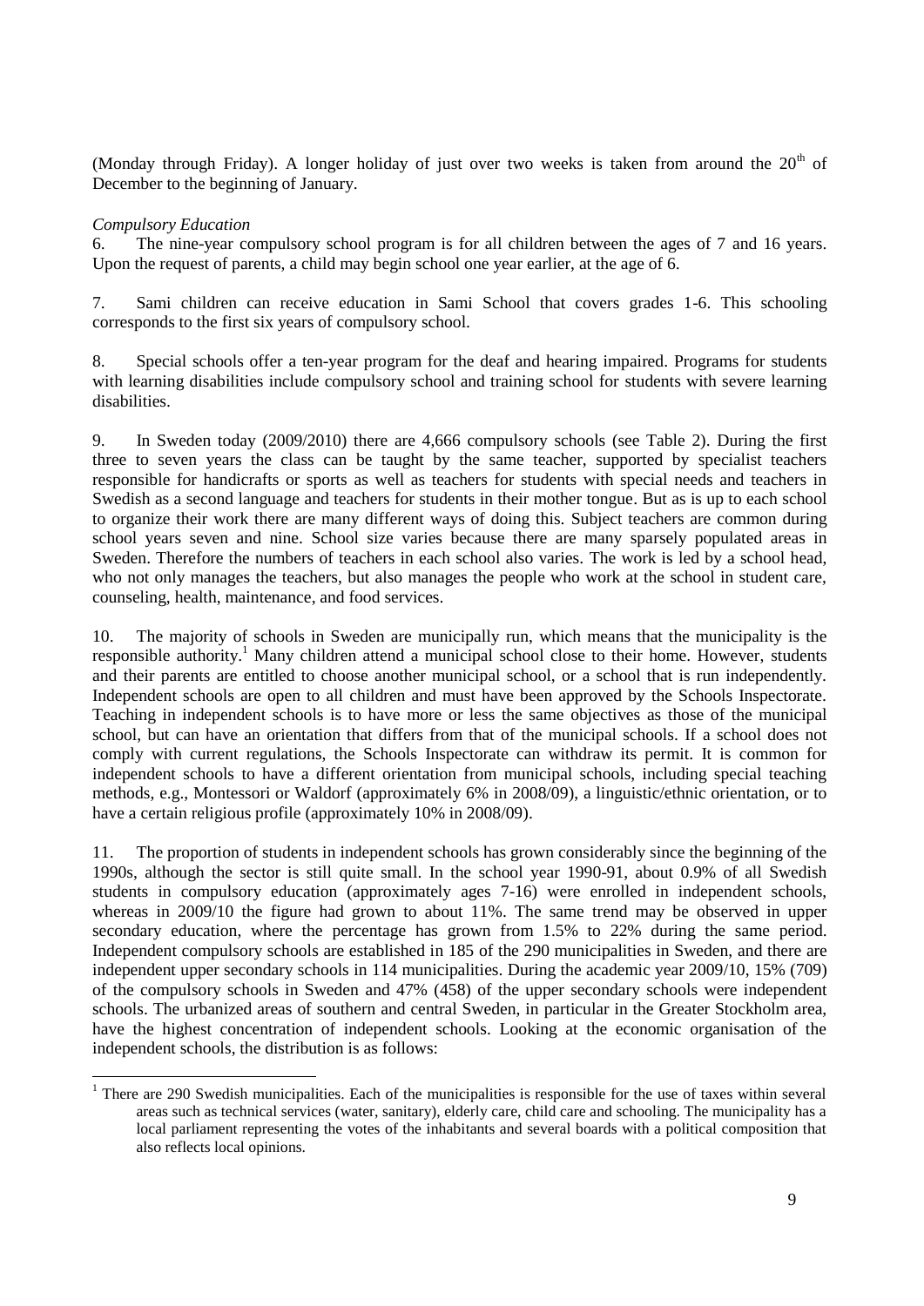(Monday through Friday). A longer holiday of just over two weeks is taken from around the 20th of December to the beginning of January.

*Compulsory Education*

6. The nine-year compulsory school program is for all children between the ages of 7 and 16 years. Upon the request of parents, a child may begin school one year earlier, at the age of 6.

7. Sami children can receive education in Sami School that covers grades 1-6. This schooling corresponds to the first six years of compulsory school.

8. Special schools offer a ten-year program for the deaf and hearing impaired. Programs for students with learning disabilities include compulsory school and training school for students with severe learning disabilities.

9. In Sweden today (2009/2010) there are 4,666 compulsory schools (see Table 2). During the first three to seven years the class can be taught by the same teacher, supported by specialist teachers responsible for handicrafts or sports as well as teachers for students with special needs and teachers in Swedish as a second language and teachers for students in their mother tongue. But as is up to each school to organize their work there are many different ways of doing this. Subject teachers are common during school years seven and nine. School size varies because there are many sparsely populated areas in Sweden. Therefore the numbers of teachers in each school also varies. The work is led by a school head, who not only manages the teachers, but also manages the people who work at the school in student care, counseling, health, maintenance, and food services.

10. The majority of schools in Sweden are municipally run, which means that the municipality is the responsible authority.[1] Many children attend a municipal school close to their home. However, students and their parents are entitled to choose another municipal school, or a school that is run independently. Independent schools are open to all children and must have been approved by the Schools Inspectorate. Teaching in independent schools is to have more or less the same objectives as those of the municipal school, but can have an orientation that differs from that of the municipal schools. If a school does not comply with current regulations, the Schools Inspectorate can withdraw its permit. It is common for independent schools to have a different orientation from municipal schools, including special teaching methods, e.g., Montessori or Waldorf (approximately 6% in 2008/09), a linguistic/ethnic orientation, or to have a certain religious profile (approximately 10% in 2008/09).

11. The proportion of students in independent schools has grown considerably since the beginning of the 1990s, although the sector is still quite small. In the school year 1990-91, about 0.9% of all Swedish students in compulsory education (approximately ages 7-16) were enrolled in independent schools, whereas in 2009/10 the figure had grown to about 11%. The same trend may be observed in upper secondary education, where the percentage has grown from 1.5% to 22% during the same period. Independent compulsory schools are established in 185 of the 290 municipalities in Sweden, and there are independent upper secondary schools in 114 municipalities. During the academic year 2009/10, 15% (709) of the compulsory schools in Sweden and 47% (458) of the upper secondary schools were independent schools. The urbanized areas of southern and central Sweden, in particular in the Greater Stockholm area, have the highest concentration of independent schools. Looking at the economic organisation of the independent schools, the distribution is as follows:

[1] There are 290 Swedish municipalities. Each of the municipalities is responsible for the use of taxes within several areas such as technical services (water, sanitary), elderly care, child care and schooling. The municipality has a local parliament representing the votes of the inhabitants and several boards with a political composition that also reflects local opinions.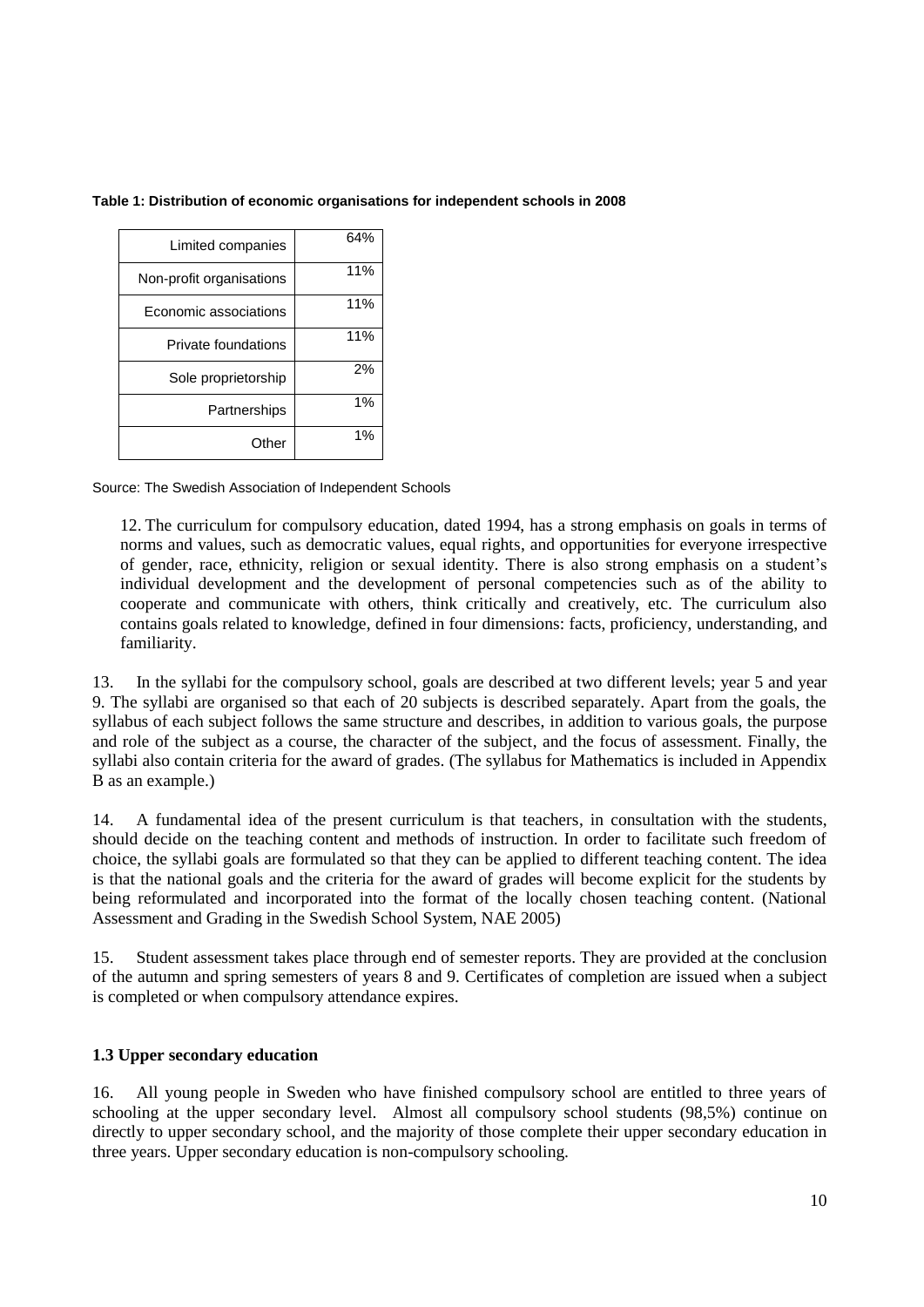**Table 1: Distribution of economic organisations for independent schools in 2008**

| | |
|---|---|
| Limited companies | 64% |
| Non-profit organisations | 11% |
| Economic associations | 11% |
| Private foundations | 11% |
| Sole proprietorship | 2% |
| Partnerships | 1% |
| Other | 1% |

Source: The Swedish Association of Independent Schools

12. The curriculum for compulsory education, dated 1994, has a strong emphasis on goals in terms of norms and values, such as democratic values, equal rights, and opportunities for everyone irrespective of gender, race, ethnicity, religion or sexual identity. There is also strong emphasis on a student's individual development and the development of personal competencies such as of the ability to cooperate and communicate with others, think critically and creatively, etc. The curriculum also contains goals related to knowledge, defined in four dimensions: facts, proficiency, understanding, and familiarity.

13. In the syllabi for the compulsory school, goals are described at two different levels; year 5 and year 9. The syllabi are organised so that each of 20 subjects is described separately. Apart from the goals, the syllabus of each subject follows the same structure and describes, in addition to various goals, the purpose and role of the subject as a course, the character of the subject, and the focus of assessment. Finally, the syllabi also contain criteria for the award of grades. (The syllabus for Mathematics is included in Appendix B as an example.)

14. A fundamental idea of the present curriculum is that teachers, in consultation with the students, should decide on the teaching content and methods of instruction. In order to facilitate such freedom of choice, the syllabi goals are formulated so that they can be applied to different teaching content. The idea is that the national goals and the criteria for the award of grades will become explicit for the students by being reformulated and incorporated into the format of the locally chosen teaching content. (National Assessment and Grading in the Swedish School System, NAE 2005)

15. Student assessment takes place through end of semester reports. They are provided at the conclusion of the autumn and spring semesters of years 8 and 9. Certificates of completion are issued when a subject is completed or when compulsory attendance expires.

### 1.3 Upper secondary education

16. All young people in Sweden who have finished compulsory school are entitled to three years of schooling at the upper secondary level. Almost all compulsory school students (98,5%) continue on directly to upper secondary school, and the majority of those complete their upper secondary education in three years. Upper secondary education is non-compulsory schooling.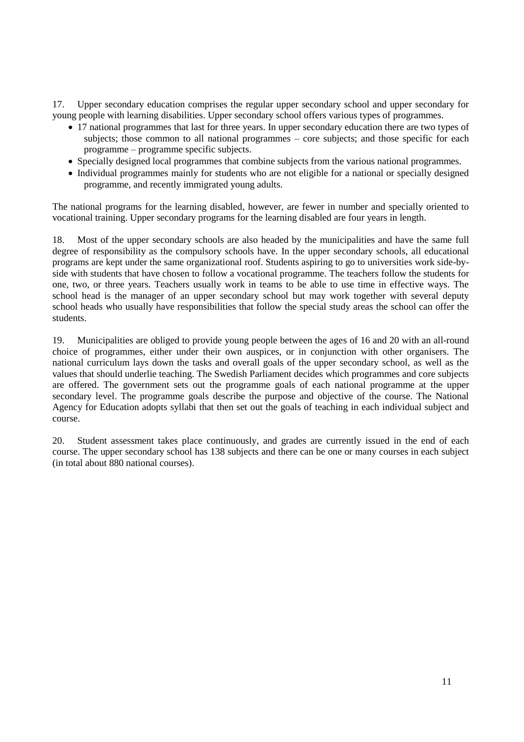17. Upper secondary education comprises the regular upper secondary school and upper secondary for young people with learning disabilities. Upper secondary school offers various types of programmes.

- 17 national programmes that last for three years. In upper secondary education there are two types of subjects; those common to all national programmes – core subjects; and those specific for each programme – programme specific subjects.
- Specially designed local programmes that combine subjects from the various national programmes.
- Individual programmes mainly for students who are not eligible for a national or specially designed programme, and recently immigrated young adults.

The national programs for the learning disabled, however, are fewer in number and specially oriented to vocational training. Upper secondary programs for the learning disabled are four years in length.

18. Most of the upper secondary schools are also headed by the municipalities and have the same full degree of responsibility as the compulsory schools have. In the upper secondary schools, all educational programs are kept under the same organizational roof. Students aspiring to go to universities work side-by-side with students that have chosen to follow a vocational programme. The teachers follow the students for one, two, or three years. Teachers usually work in teams to be able to use time in effective ways. The school head is the manager of an upper secondary school but may work together with several deputy school heads who usually have responsibilities that follow the special study areas the school can offer the students.

19. Municipalities are obliged to provide young people between the ages of 16 and 20 with an all-round choice of programmes, either under their own auspices, or in conjunction with other organisers. The national curriculum lays down the tasks and overall goals of the upper secondary school, as well as the values that should underlie teaching. The Swedish Parliament decides which programmes and core subjects are offered. The government sets out the programme goals of each national programme at the upper secondary level. The programme goals describe the purpose and objective of the course. The National Agency for Education adopts syllabi that then set out the goals of teaching in each individual subject and course.

20. Student assessment takes place continuously, and grades are currently issued in the end of each course. The upper secondary school has 138 subjects and there can be one or many courses in each subject (in total about 880 national courses).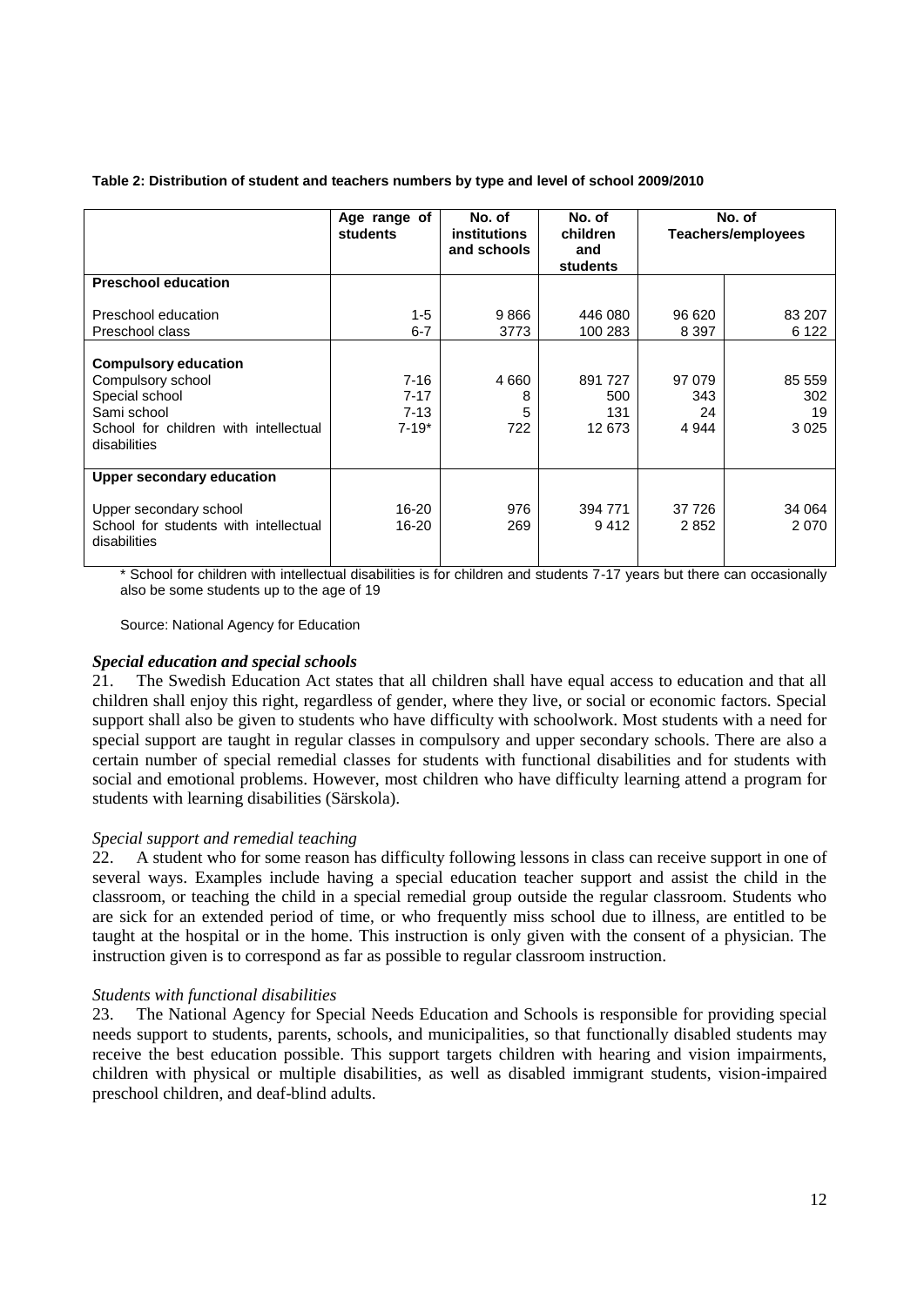**Table 2: Distribution of student and teachers numbers by type and level of school 2009/2010**

| | Age range of students | No. of institutions and schools | No. of children and students | No. of Teachers/employees | |
|---|---|---|---|---|---|
| **Preschool education** | | | | | |
| Preschool education | 1-5 | 9 866 | 446 080 | 96 620 | 83 207 |
| Preschool class | 6-7 | 3773 | 100 283 | 8 397 | 6 122 |
| **Compulsory education** | | | | | |
| Compulsory school | 7-16 | 4 660 | 891 727 | 97 079 | 85 559 |
| Special school | 7-17 | 8 | 500 | 343 | 302 |
| Sami school | 7-13 | 5 | 131 | 24 | 19 |
| School for children with intellectual disabilities | 7-19* | 722 | 12 673 | 4 944 | 3 025 |
| **Upper secondary education** | | | | | |
| Upper secondary school | 16-20 | 976 | 394 771 | 37 726 | 34 064 |
| School for students with intellectual disabilities | 16-20 | 269 | 9 412 | 2 852 | 2 070 |

\* School for children with intellectual disabilities is for children and students 7-17 years but there can occasionally also be some students up to the age of 19

Source: National Agency for Education

### *Special education and special schools*

21. The Swedish Education Act states that all children shall have equal access to education and that all children shall enjoy this right, regardless of gender, where they live, or social or economic factors. Special support shall also be given to students who have difficulty with schoolwork. Most students with a need for special support are taught in regular classes in compulsory and upper secondary schools. There are also a certain number of special remedial classes for students with functional disabilities and for students with social and emotional problems. However, most children who have difficulty learning attend a program for students with learning disabilities (Särskola).

*Special support and remedial teaching*

22. A student who for some reason has difficulty following lessons in class can receive support in one of several ways. Examples include having a special education teacher support and assist the child in the classroom, or teaching the child in a special remedial group outside the regular classroom. Students who are sick for an extended period of time, or who frequently miss school due to illness, are entitled to be taught at the hospital or in the home. This instruction is only given with the consent of a physician. The instruction given is to correspond as far as possible to regular classroom instruction.

*Students with functional disabilities*

23. The National Agency for Special Needs Education and Schools is responsible for providing special needs support to students, parents, schools, and municipalities, so that functionally disabled students may receive the best education possible. This support targets children with hearing and vision impairments, children with physical or multiple disabilities, as well as disabled immigrant students, vision-impaired preschool children, and deaf-blind adults.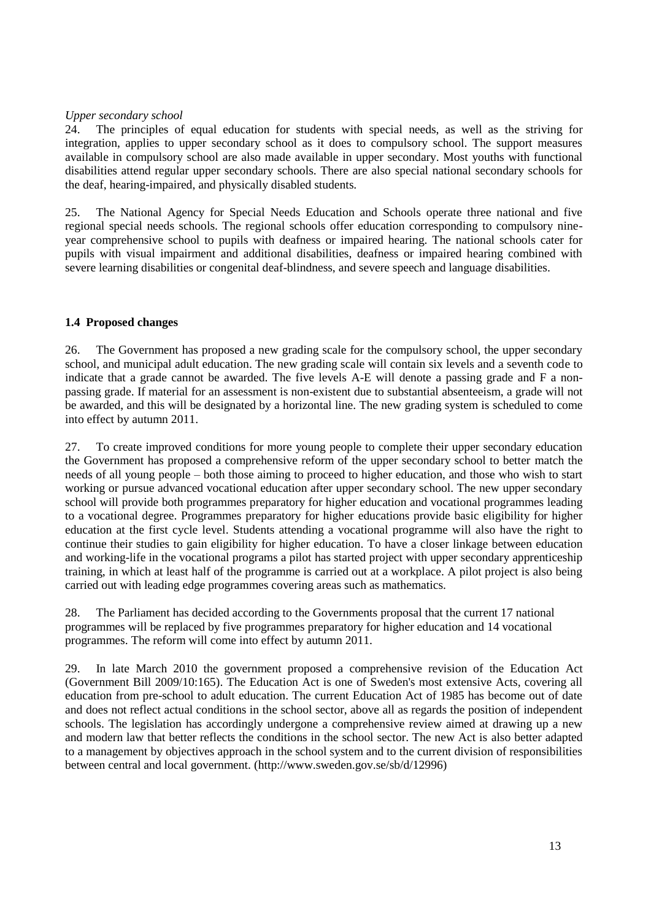*Upper secondary school*

24. The principles of equal education for students with special needs, as well as the striving for integration, applies to upper secondary school as it does to compulsory school. The support measures available in compulsory school are also made available in upper secondary. Most youths with functional disabilities attend regular upper secondary schools. There are also special national secondary schools for the deaf, hearing-impaired, and physically disabled students.

25. The National Agency for Special Needs Education and Schools operate three national and five regional special needs schools. The regional schools offer education corresponding to compulsory nine-year comprehensive school to pupils with deafness or impaired hearing. The national schools cater for pupils with visual impairment and additional disabilities, deafness or impaired hearing combined with severe learning disabilities or congenital deaf-blindness, and severe speech and language disabilities.

### 1.4 Proposed changes

26. The Government has proposed a new grading scale for the compulsory school, the upper secondary school, and municipal adult education. The new grading scale will contain six levels and a seventh code to indicate that a grade cannot be awarded. The five levels A-E will denote a passing grade and F a non-passing grade. If material for an assessment is non-existent due to substantial absenteeism, a grade will not be awarded, and this will be designated by a horizontal line. The new grading system is scheduled to come into effect by autumn 2011.

27. To create improved conditions for more young people to complete their upper secondary education the Government has proposed a comprehensive reform of the upper secondary school to better match the needs of all young people – both those aiming to proceed to higher education, and those who wish to start working or pursue advanced vocational education after upper secondary school. The new upper secondary school will provide both programmes preparatory for higher education and vocational programmes leading to a vocational degree. Programmes preparatory for higher educations provide basic eligibility for higher education at the first cycle level. Students attending a vocational programme will also have the right to continue their studies to gain eligibility for higher education. To have a closer linkage between education and working-life in the vocational programs a pilot has started project with upper secondary apprenticeship training, in which at least half of the programme is carried out at a workplace. A pilot project is also being carried out with leading edge programmes covering areas such as mathematics.

28. The Parliament has decided according to the Governments proposal that the current 17 national programmes will be replaced by five programmes preparatory for higher education and 14 vocational programmes. The reform will come into effect by autumn 2011.

29. In late March 2010 the government proposed a comprehensive revision of the Education Act (Government Bill 2009/10:165). The Education Act is one of Sweden's most extensive Acts, covering all education from pre-school to adult education. The current Education Act of 1985 has become out of date and does not reflect actual conditions in the school sector, above all as regards the position of independent schools. The legislation has accordingly undergone a comprehensive review aimed at drawing up a new and modern law that better reflects the conditions in the school sector. The new Act is also better adapted to a management by objectives approach in the school system and to the current division of responsibilities between central and local government. (http://www.sweden.gov.se/sb/d/12996)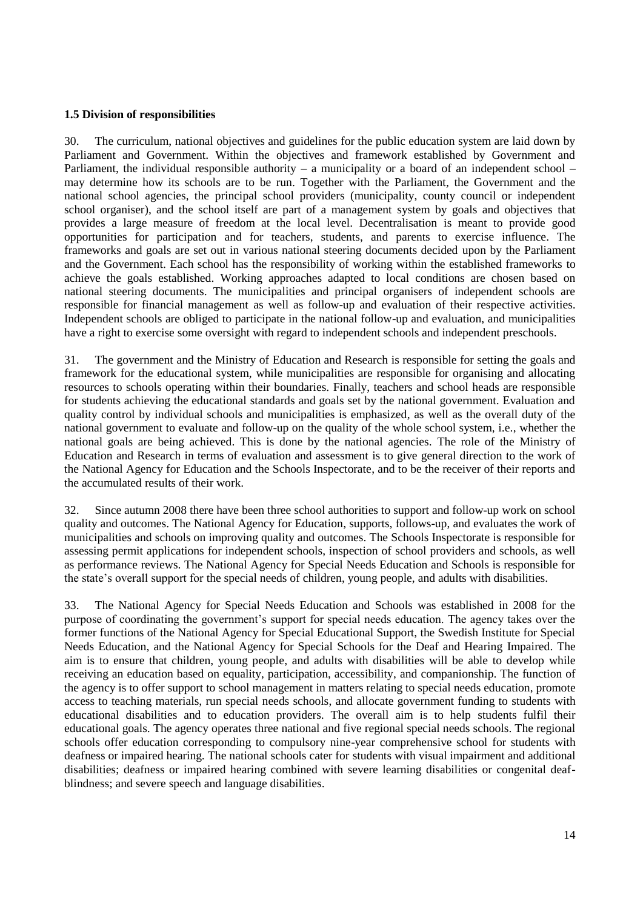**1.5 Division of responsibilities**

30. The curriculum, national objectives and guidelines for the public education system are laid down by Parliament and Government. Within the objectives and framework established by Government and Parliament, the individual responsible authority – a municipality or a board of an independent school – may determine how its schools are to be run. Together with the Parliament, the Government and the national school agencies, the principal school providers (municipality, county council or independent school organiser), and the school itself are part of a management system by goals and objectives that provides a large measure of freedom at the local level. Decentralisation is meant to provide good opportunities for participation and for teachers, students, and parents to exercise influence. The frameworks and goals are set out in various national steering documents decided upon by the Parliament and the Government. Each school has the responsibility of working within the established frameworks to achieve the goals established. Working approaches adapted to local conditions are chosen based on national steering documents. The municipalities and principal organisers of independent schools are responsible for financial management as well as follow-up and evaluation of their respective activities. Independent schools are obliged to participate in the national follow-up and evaluation, and municipalities have a right to exercise some oversight with regard to independent schools and independent preschools.

31. The government and the Ministry of Education and Research is responsible for setting the goals and framework for the educational system, while municipalities are responsible for organising and allocating resources to schools operating within their boundaries. Finally, teachers and school heads are responsible for students achieving the educational standards and goals set by the national government. Evaluation and quality control by individual schools and municipalities is emphasized, as well as the overall duty of the national government to evaluate and follow-up on the quality of the whole school system, i.e., whether the national goals are being achieved. This is done by the national agencies. The role of the Ministry of Education and Research in terms of evaluation and assessment is to give general direction to the work of the National Agency for Education and the Schools Inspectorate, and to be the receiver of their reports and the accumulated results of their work.

32. Since autumn 2008 there have been three school authorities to support and follow-up work on school quality and outcomes. The National Agency for Education, supports, follows-up, and evaluates the work of municipalities and schools on improving quality and outcomes. The Schools Inspectorate is responsible for assessing permit applications for independent schools, inspection of school providers and schools, as well as performance reviews. The National Agency for Special Needs Education and Schools is responsible for the state's overall support for the special needs of children, young people, and adults with disabilities.

33. The National Agency for Special Needs Education and Schools was established in 2008 for the purpose of coordinating the government's support for special needs education. The agency takes over the former functions of the National Agency for Special Educational Support, the Swedish Institute for Special Needs Education, and the National Agency for Special Schools for the Deaf and Hearing Impaired. The aim is to ensure that children, young people, and adults with disabilities will be able to develop while receiving an education based on equality, participation, accessibility, and companionship. The function of the agency is to offer support to school management in matters relating to special needs education, promote access to teaching materials, run special needs schools, and allocate government funding to students with educational disabilities and to education providers. The overall aim is to help students fulfil their educational goals. The agency operates three national and five regional special needs schools. The regional schools offer education corresponding to compulsory nine-year comprehensive school for students with deafness or impaired hearing. The national schools cater for students with visual impairment and additional disabilities; deafness or impaired hearing combined with severe learning disabilities or congenital deaf-blindness; and severe speech and language disabilities.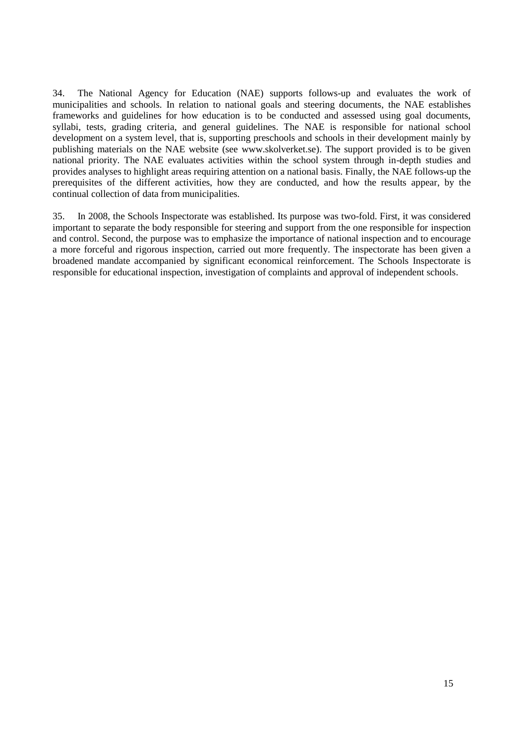34. The National Agency for Education (NAE) supports follows-up and evaluates the work of municipalities and schools. In relation to national goals and steering documents, the NAE establishes frameworks and guidelines for how education is to be conducted and assessed using goal documents, syllabi, tests, grading criteria, and general guidelines. The NAE is responsible for national school development on a system level, that is, supporting preschools and schools in their development mainly by publishing materials on the NAE website (see www.skolverket.se). The support provided is to be given national priority. The NAE evaluates activities within the school system through in-depth studies and provides analyses to highlight areas requiring attention on a national basis. Finally, the NAE follows-up the prerequisites of the different activities, how they are conducted, and how the results appear, by the continual collection of data from municipalities.

35. In 2008, the Schools Inspectorate was established. Its purpose was two-fold. First, it was considered important to separate the body responsible for steering and support from the one responsible for inspection and control. Second, the purpose was to emphasize the importance of national inspection and to encourage a more forceful and rigorous inspection, carried out more frequently. The inspectorate has been given a broadened mandate accompanied by significant economical reinforcement. The Schools Inspectorate is responsible for educational inspection, investigation of complaints and approval of independent schools.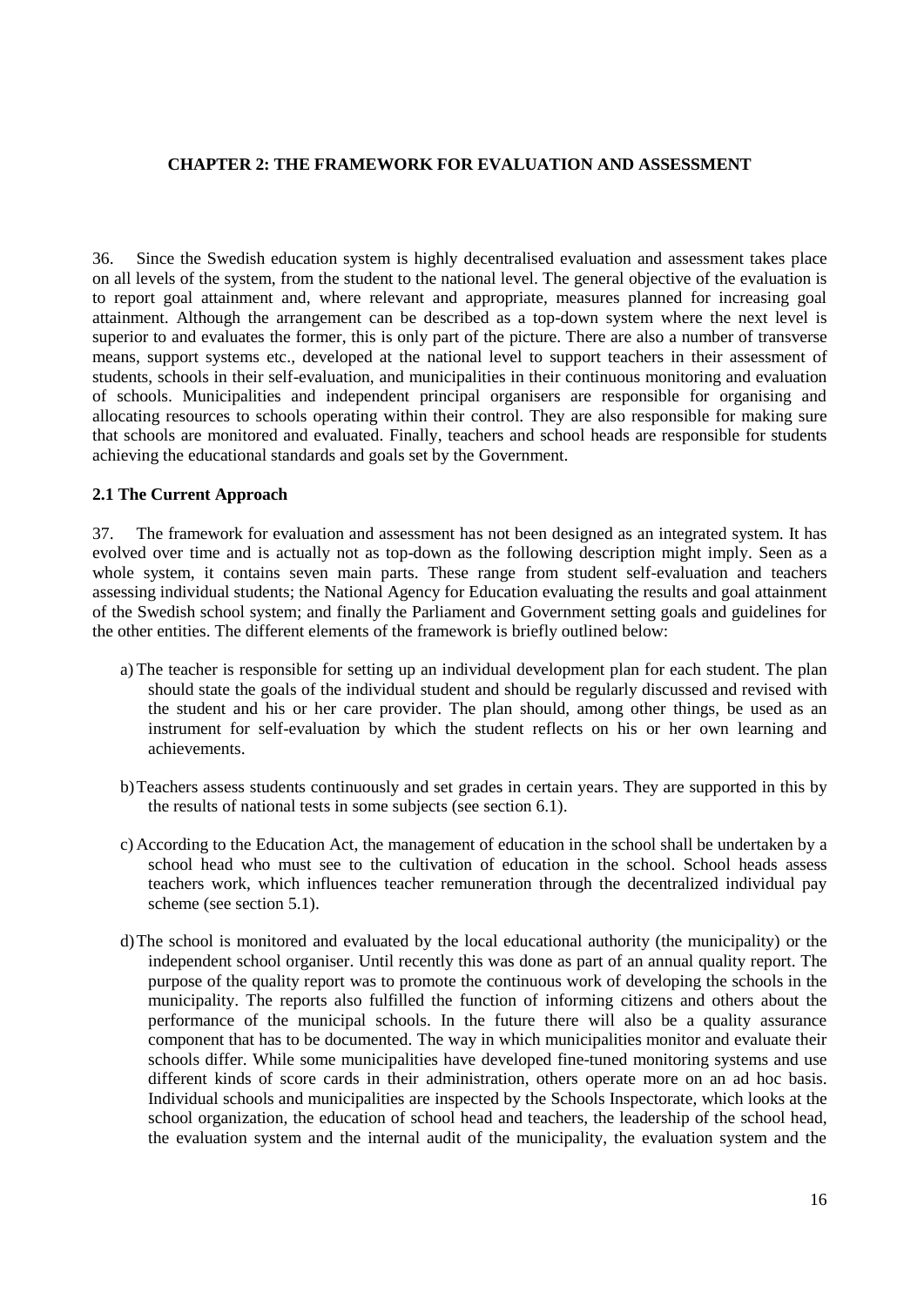# CHAPTER 2: THE FRAMEWORK FOR EVALUATION AND ASSESSMENT

36. Since the Swedish education system is highly decentralised evaluation and assessment takes place on all levels of the system, from the student to the national level. The general objective of the evaluation is to report goal attainment and, where relevant and appropriate, measures planned for increasing goal attainment. Although the arrangement can be described as a top-down system where the next level is superior to and evaluates the former, this is only part of the picture. There are also a number of transverse means, support systems etc., developed at the national level to support teachers in their assessment of students, schools in their self-evaluation, and municipalities in their continuous monitoring and evaluation of schools. Municipalities and independent principal organisers are responsible for organising and allocating resources to schools operating within their control. They are also responsible for making sure that schools are monitored and evaluated. Finally, teachers and school heads are responsible for students achieving the educational standards and goals set by the Government.

## 2.1 The Current Approach

37. The framework for evaluation and assessment has not been designed as an integrated system. It has evolved over time and is actually not as top-down as the following description might imply. Seen as a whole system, it contains seven main parts. These range from student self-evaluation and teachers assessing individual students; the National Agency for Education evaluating the results and goal attainment of the Swedish school system; and finally the Parliament and Government setting goals and guidelines for the other entities. The different elements of the framework is briefly outlined below:

a) The teacher is responsible for setting up an individual development plan for each student. The plan should state the goals of the individual student and should be regularly discussed and revised with the student and his or her care provider. The plan should, among other things, be used as an instrument for self-evaluation by which the student reflects on his or her own learning and achievements.

b) Teachers assess students continuously and set grades in certain years. They are supported in this by the results of national tests in some subjects (see section 6.1).

c) According to the Education Act, the management of education in the school shall be undertaken by a school head who must see to the cultivation of education in the school. School heads assess teachers work, which influences teacher remuneration through the decentralized individual pay scheme (see section 5.1).

d) The school is monitored and evaluated by the local educational authority (the municipality) or the independent school organiser. Until recently this was done as part of an annual quality report. The purpose of the quality report was to promote the continuous work of developing the schools in the municipality. The reports also fulfilled the function of informing citizens and others about the performance of the municipal schools. In the future there will also be a quality assurance component that has to be documented. The way in which municipalities monitor and evaluate their schools differ. While some municipalities have developed fine-tuned monitoring systems and use different kinds of score cards in their administration, others operate more on an ad hoc basis. Individual schools and municipalities are inspected by the Schools Inspectorate, which looks at the school organization, the education of school head and teachers, the leadership of the school head, the evaluation system and the internal audit of the municipality, the evaluation system and the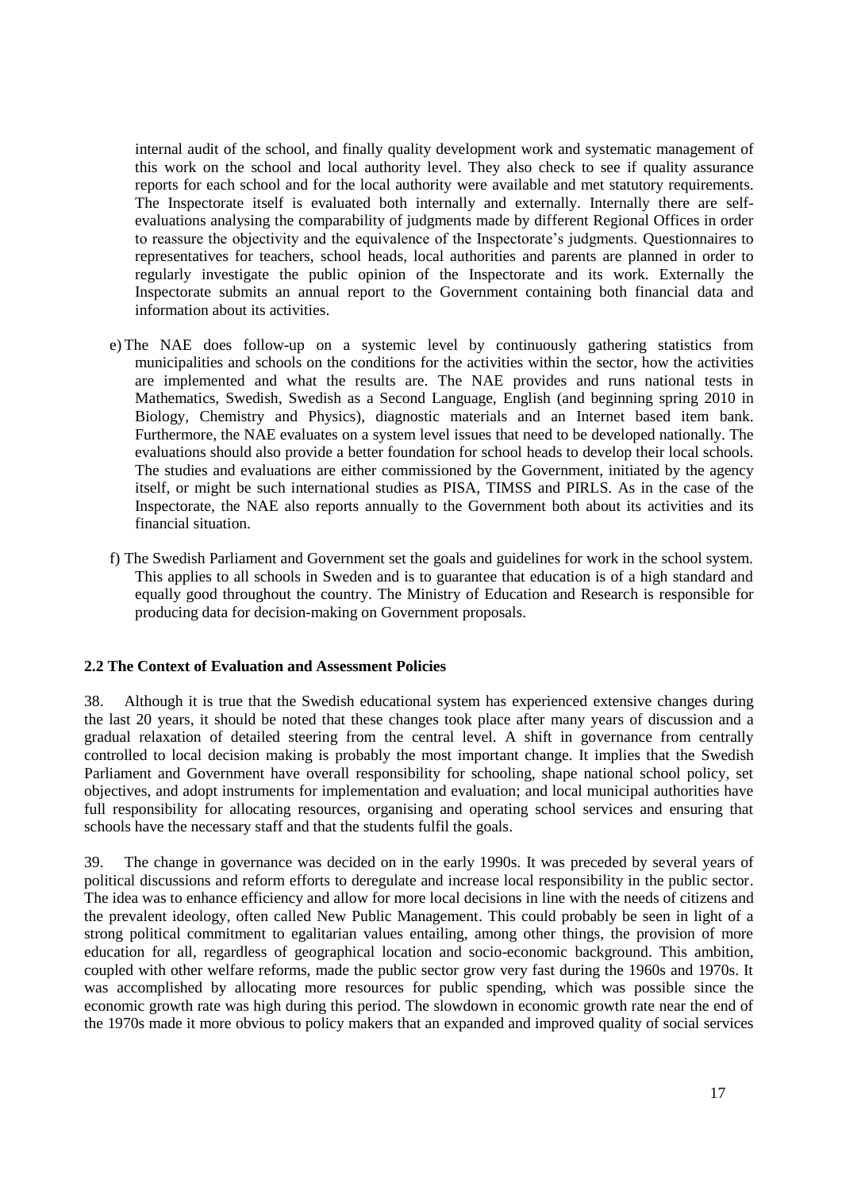internal audit of the school, and finally quality development work and systematic management of this work on the school and local authority level. They also check to see if quality assurance reports for each school and for the local authority were available and met statutory requirements. The Inspectorate itself is evaluated both internally and externally. Internally there are self-evaluations analysing the comparability of judgments made by different Regional Offices in order to reassure the objectivity and the equivalence of the Inspectorate's judgments. Questionnaires to representatives for teachers, school heads, local authorities and parents are planned in order to regularly investigate the public opinion of the Inspectorate and its work. Externally the Inspectorate submits an annual report to the Government containing both financial data and information about its activities.

e) The NAE does follow-up on a systemic level by continuously gathering statistics from municipalities and schools on the conditions for the activities within the sector, how the activities are implemented and what the results are. The NAE provides and runs national tests in Mathematics, Swedish, Swedish as a Second Language, English (and beginning spring 2010 in Biology, Chemistry and Physics), diagnostic materials and an Internet based item bank. Furthermore, the NAE evaluates on a system level issues that need to be developed nationally. The evaluations should also provide a better foundation for school heads to develop their local schools. The studies and evaluations are either commissioned by the Government, initiated by the agency itself, or might be such international studies as PISA, TIMSS and PIRLS. As in the case of the Inspectorate, the NAE also reports annually to the Government both about its activities and its financial situation.

f) The Swedish Parliament and Government set the goals and guidelines for work in the school system. This applies to all schools in Sweden and is to guarantee that education is of a high standard and equally good throughout the country. The Ministry of Education and Research is responsible for producing data for decision-making on Government proposals.

### 2.2 The Context of Evaluation and Assessment Policies

38. Although it is true that the Swedish educational system has experienced extensive changes during the last 20 years, it should be noted that these changes took place after many years of discussion and a gradual relaxation of detailed steering from the central level. A shift in governance from centrally controlled to local decision making is probably the most important change. It implies that the Swedish Parliament and Government have overall responsibility for schooling, shape national school policy, set objectives, and adopt instruments for implementation and evaluation; and local municipal authorities have full responsibility for allocating resources, organising and operating school services and ensuring that schools have the necessary staff and that the students fulfil the goals.

39. The change in governance was decided on in the early 1990s. It was preceded by several years of political discussions and reform efforts to deregulate and increase local responsibility in the public sector. The idea was to enhance efficiency and allow for more local decisions in line with the needs of citizens and the prevalent ideology, often called New Public Management. This could probably be seen in light of a strong political commitment to egalitarian values entailing, among other things, the provision of more education for all, regardless of geographical location and socio-economic background. This ambition, coupled with other welfare reforms, made the public sector grow very fast during the 1960s and 1970s. It was accomplished by allocating more resources for public spending, which was possible since the economic growth rate was high during this period. The slowdown in economic growth rate near the end of the 1970s made it more obvious to policy makers that an expanded and improved quality of social services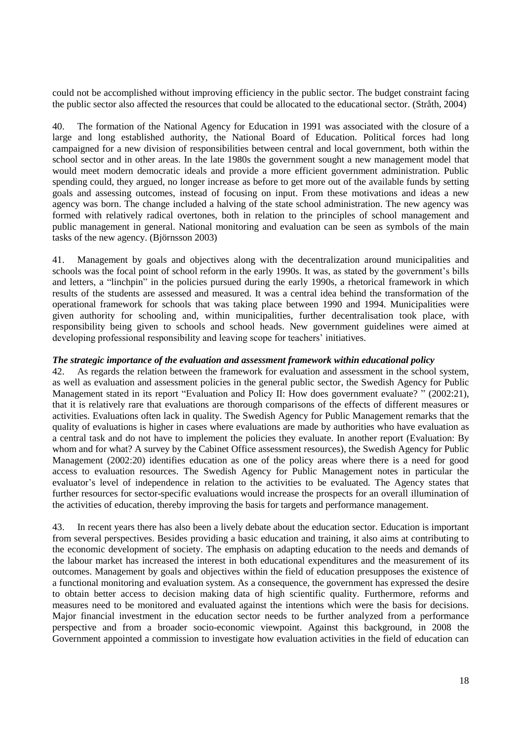could not be accomplished without improving efficiency in the public sector. The budget constraint facing the public sector also affected the resources that could be allocated to the educational sector. (Stråth, 2004)

40. The formation of the National Agency for Education in 1991 was associated with the closure of a large and long established authority, the National Board of Education. Political forces had long campaigned for a new division of responsibilities between central and local government, both within the school sector and in other areas. In the late 1980s the government sought a new management model that would meet modern democratic ideals and provide a more efficient government administration. Public spending could, they argued, no longer increase as before to get more out of the available funds by setting goals and assessing outcomes, instead of focusing on input. From these motivations and ideas a new agency was born. The change included a halving of the state school administration. The new agency was formed with relatively radical overtones, both in relation to the principles of school management and public management in general. National monitoring and evaluation can be seen as symbols of the main tasks of the new agency. (Björnsson 2003)

41. Management by goals and objectives along with the decentralization around municipalities and schools was the focal point of school reform in the early 1990s. It was, as stated by the government's bills and letters, a "linchpin" in the policies pursued during the early 1990s, a rhetorical framework in which results of the students are assessed and measured. It was a central idea behind the transformation of the operational framework for schools that was taking place between 1990 and 1994. Municipalities were given authority for schooling and, within municipalities, further decentralisation took place, with responsibility being given to schools and school heads. New government guidelines were aimed at developing professional responsibility and leaving scope for teachers' initiatives.

***The strategic importance of the evaluation and assessment framework within educational policy***

42. As regards the relation between the framework for evaluation and assessment in the school system, as well as evaluation and assessment policies in the general public sector, the Swedish Agency for Public Management stated in its report "Evaluation and Policy II: How does government evaluate? " (2002:21), that it is relatively rare that evaluations are thorough comparisons of the effects of different measures or activities. Evaluations often lack in quality. The Swedish Agency for Public Management remarks that the quality of evaluations is higher in cases where evaluations are made by authorities who have evaluation as a central task and do not have to implement the policies they evaluate. In another report (Evaluation: By whom and for what? A survey by the Cabinet Office assessment resources), the Swedish Agency for Public Management (2002:20) identifies education as one of the policy areas where there is a need for good access to evaluation resources. The Swedish Agency for Public Management notes in particular the evaluator's level of independence in relation to the activities to be evaluated. The Agency states that further resources for sector-specific evaluations would increase the prospects for an overall illumination of the activities of education, thereby improving the basis for targets and performance management.

43. In recent years there has also been a lively debate about the education sector. Education is important from several perspectives. Besides providing a basic education and training, it also aims at contributing to the economic development of society. The emphasis on adapting education to the needs and demands of the labour market has increased the interest in both educational expenditures and the measurement of its outcomes. Management by goals and objectives within the field of education presupposes the existence of a functional monitoring and evaluation system. As a consequence, the government has expressed the desire to obtain better access to decision making data of high scientific quality. Furthermore, reforms and measures need to be monitored and evaluated against the intentions which were the basis for decisions. Major financial investment in the education sector needs to be further analyzed from a performance perspective and from a broader socio-economic viewpoint. Against this background, in 2008 the Government appointed a commission to investigate how evaluation activities in the field of education can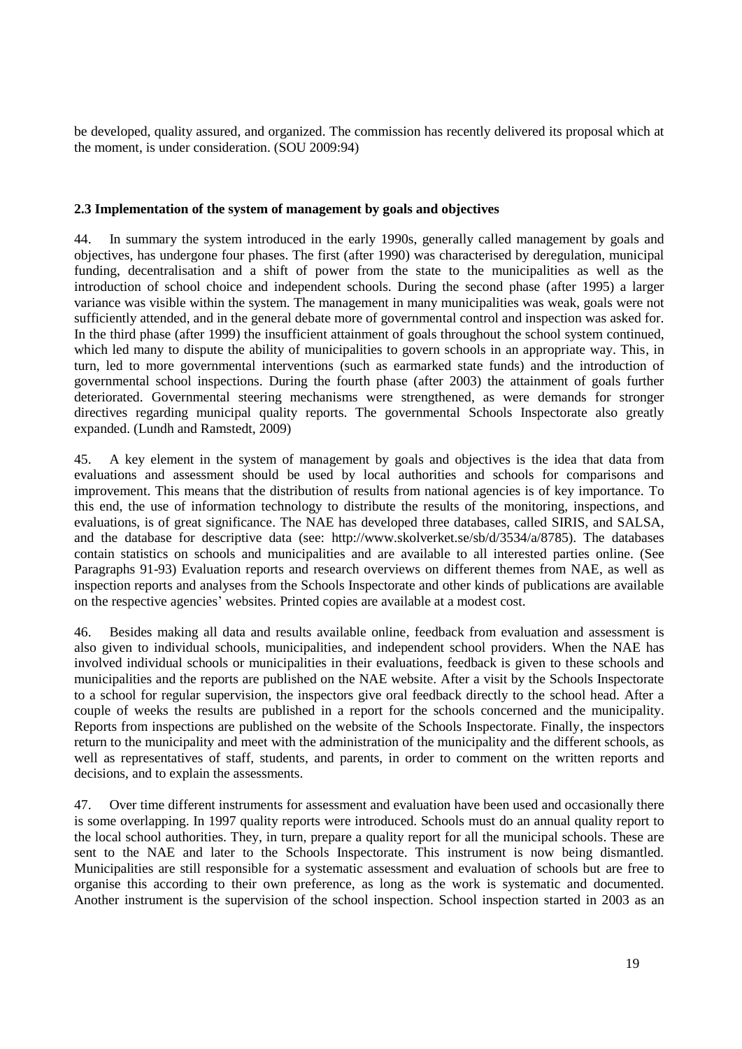be developed, quality assured, and organized. The commission has recently delivered its proposal which at the moment, is under consideration. (SOU 2009:94)

### 2.3 Implementation of the system of management by goals and objectives

44. In summary the system introduced in the early 1990s, generally called management by goals and objectives, has undergone four phases. The first (after 1990) was characterised by deregulation, municipal funding, decentralisation and a shift of power from the state to the municipalities as well as the introduction of school choice and independent schools. During the second phase (after 1995) a larger variance was visible within the system. The management in many municipalities was weak, goals were not sufficiently attended, and in the general debate more of governmental control and inspection was asked for. In the third phase (after 1999) the insufficient attainment of goals throughout the school system continued, which led many to dispute the ability of municipalities to govern schools in an appropriate way. This, in turn, led to more governmental interventions (such as earmarked state funds) and the introduction of governmental school inspections. During the fourth phase (after 2003) the attainment of goals further deteriorated. Governmental steering mechanisms were strengthened, as were demands for stronger directives regarding municipal quality reports. The governmental Schools Inspectorate also greatly expanded. (Lundh and Ramstedt, 2009)

45. A key element in the system of management by goals and objectives is the idea that data from evaluations and assessment should be used by local authorities and schools for comparisons and improvement. This means that the distribution of results from national agencies is of key importance. To this end, the use of information technology to distribute the results of the monitoring, inspections, and evaluations, is of great significance. The NAE has developed three databases, called SIRIS, and SALSA, and the database for descriptive data (see: http://www.skolverket.se/sb/d/3534/a/8785). The databases contain statistics on schools and municipalities and are available to all interested parties online. (See Paragraphs 91-93) Evaluation reports and research overviews on different themes from NAE, as well as inspection reports and analyses from the Schools Inspectorate and other kinds of publications are available on the respective agencies' websites. Printed copies are available at a modest cost.

46. Besides making all data and results available online, feedback from evaluation and assessment is also given to individual schools, municipalities, and independent school providers. When the NAE has involved individual schools or municipalities in their evaluations, feedback is given to these schools and municipalities and the reports are published on the NAE website. After a visit by the Schools Inspectorate to a school for regular supervision, the inspectors give oral feedback directly to the school head. After a couple of weeks the results are published in a report for the schools concerned and the municipality. Reports from inspections are published on the website of the Schools Inspectorate. Finally, the inspectors return to the municipality and meet with the administration of the municipality and the different schools, as well as representatives of staff, students, and parents, in order to comment on the written reports and decisions, and to explain the assessments.

47. Over time different instruments for assessment and evaluation have been used and occasionally there is some overlapping. In 1997 quality reports were introduced. Schools must do an annual quality report to the local school authorities. They, in turn, prepare a quality report for all the municipal schools. These are sent to the NAE and later to the Schools Inspectorate. This instrument is now being dismantled. Municipalities are still responsible for a systematic assessment and evaluation of schools but are free to organise this according to their own preference, as long as the work is systematic and documented. Another instrument is the supervision of the school inspection. School inspection started in 2003 as an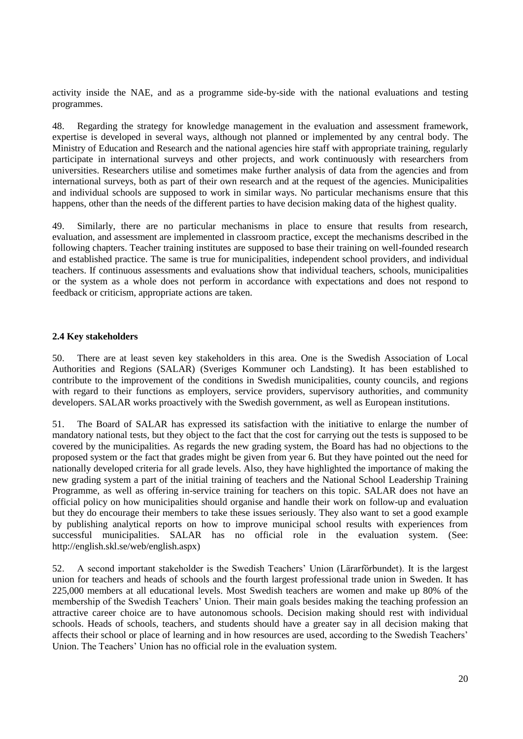activity inside the NAE, and as a programme side-by-side with the national evaluations and testing programmes.

48. Regarding the strategy for knowledge management in the evaluation and assessment framework, expertise is developed in several ways, although not planned or implemented by any central body. The Ministry of Education and Research and the national agencies hire staff with appropriate training, regularly participate in international surveys and other projects, and work continuously with researchers from universities. Researchers utilise and sometimes make further analysis of data from the agencies and from international surveys, both as part of their own research and at the request of the agencies. Municipalities and individual schools are supposed to work in similar ways. No particular mechanisms ensure that this happens, other than the needs of the different parties to have decision making data of the highest quality.

49. Similarly, there are no particular mechanisms in place to ensure that results from research, evaluation, and assessment are implemented in classroom practice, except the mechanisms described in the following chapters. Teacher training institutes are supposed to base their training on well-founded research and established practice. The same is true for municipalities, independent school providers, and individual teachers. If continuous assessments and evaluations show that individual teachers, schools, municipalities or the system as a whole does not perform in accordance with expectations and does not respond to feedback or criticism, appropriate actions are taken.

### 2.4 Key stakeholders

50. There are at least seven key stakeholders in this area. One is the Swedish Association of Local Authorities and Regions (SALAR) (Sveriges Kommuner och Landsting). It has been established to contribute to the improvement of the conditions in Swedish municipalities, county councils, and regions with regard to their functions as employers, service providers, supervisory authorities, and community developers. SALAR works proactively with the Swedish government, as well as European institutions.

51. The Board of SALAR has expressed its satisfaction with the initiative to enlarge the number of mandatory national tests, but they object to the fact that the cost for carrying out the tests is supposed to be covered by the municipalities. As regards the new grading system, the Board has had no objections to the proposed system or the fact that grades might be given from year 6. But they have pointed out the need for nationally developed criteria for all grade levels. Also, they have highlighted the importance of making the new grading system a part of the initial training of teachers and the National School Leadership Training Programme, as well as offering in-service training for teachers on this topic. SALAR does not have an official policy on how municipalities should organise and handle their work on follow-up and evaluation but they do encourage their members to take these issues seriously. They also want to set a good example by publishing analytical reports on how to improve municipal school results with experiences from successful municipalities. SALAR has no official role in the evaluation system. (See: http://english.skl.se/web/english.aspx)

52. A second important stakeholder is the Swedish Teachers' Union (Lärarförbundet). It is the largest union for teachers and heads of schools and the fourth largest professional trade union in Sweden. It has 225,000 members at all educational levels. Most Swedish teachers are women and make up 80% of the membership of the Swedish Teachers' Union. Their main goals besides making the teaching profession an attractive career choice are to have autonomous schools. Decision making should rest with individual schools. Heads of schools, teachers, and students should have a greater say in all decision making that affects their school or place of learning and in how resources are used, according to the Swedish Teachers' Union. The Teachers' Union has no official role in the evaluation system.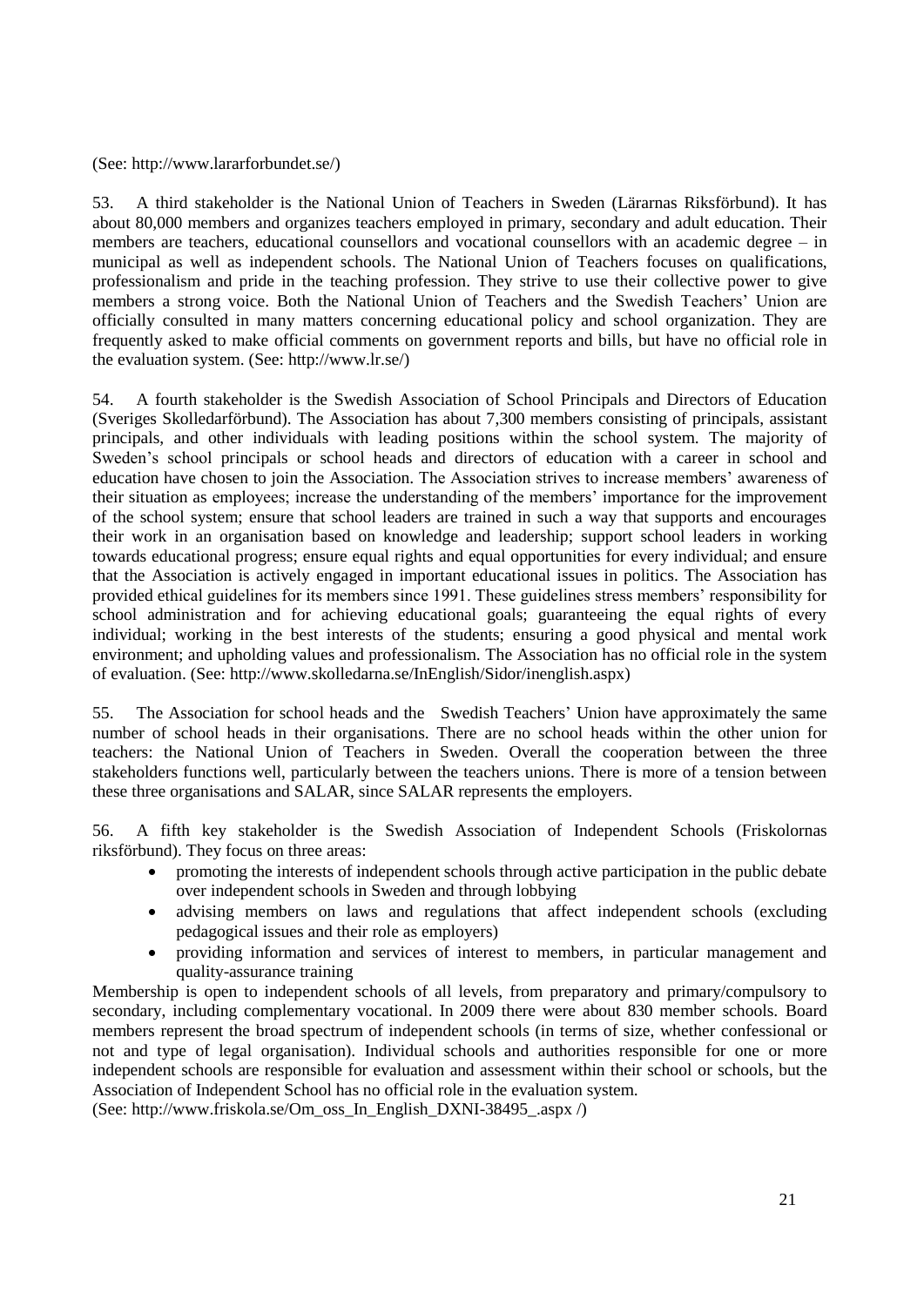(See: http://www.lararforbundet.se/)

53. A third stakeholder is the National Union of Teachers in Sweden (Lärarnas Riksförbund). It has about 80,000 members and organizes teachers employed in primary, secondary and adult education. Their members are teachers, educational counsellors and vocational counsellors with an academic degree – in municipal as well as independent schools. The National Union of Teachers focuses on qualifications, professionalism and pride in the teaching profession. They strive to use their collective power to give members a strong voice. Both the National Union of Teachers and the Swedish Teachers' Union are officially consulted in many matters concerning educational policy and school organization. They are frequently asked to make official comments on government reports and bills, but have no official role in the evaluation system. (See: http://www.lr.se/)

54. A fourth stakeholder is the Swedish Association of School Principals and Directors of Education (Sveriges Skolledarförbund). The Association has about 7,300 members consisting of principals, assistant principals, and other individuals with leading positions within the school system. The majority of Sweden's school principals or school heads and directors of education with a career in school and education have chosen to join the Association. The Association strives to increase members' awareness of their situation as employees; increase the understanding of the members' importance for the improvement of the school system; ensure that school leaders are trained in such a way that supports and encourages their work in an organisation based on knowledge and leadership; support school leaders in working towards educational progress; ensure equal rights and equal opportunities for every individual; and ensure that the Association is actively engaged in important educational issues in politics. The Association has provided ethical guidelines for its members since 1991. These guidelines stress members' responsibility for school administration and for achieving educational goals; guaranteeing the equal rights of every individual; working in the best interests of the students; ensuring a good physical and mental work environment; and upholding values and professionalism. The Association has no official role in the system of evaluation. (See: http://www.skolledarna.se/InEnglish/Sidor/inenglish.aspx)

55. The Association for school heads and the Swedish Teachers' Union have approximately the same number of school heads in their organisations. There are no school heads within the other union for teachers: the National Union of Teachers in Sweden. Overall the cooperation between the three stakeholders functions well, particularly between the teachers unions. There is more of a tension between these three organisations and SALAR, since SALAR represents the employers.

56. A fifth key stakeholder is the Swedish Association of Independent Schools (Friskolornas riksförbund). They focus on three areas:

- promoting the interests of independent schools through active participation in the public debate over independent schools in Sweden and through lobbying
- advising members on laws and regulations that affect independent schools (excluding pedagogical issues and their role as employers)
- providing information and services of interest to members, in particular management and quality-assurance training

Membership is open to independent schools of all levels, from preparatory and primary/compulsory to secondary, including complementary vocational. In 2009 there were about 830 member schools. Board members represent the broad spectrum of independent schools (in terms of size, whether confessional or not and type of legal organisation). Individual schools and authorities responsible for one or more independent schools are responsible for evaluation and assessment within their school or schools, but the Association of Independent School has no official role in the evaluation system.
(See: http://www.friskola.se/Om_oss_In_English_DXNI-38495_.aspx /)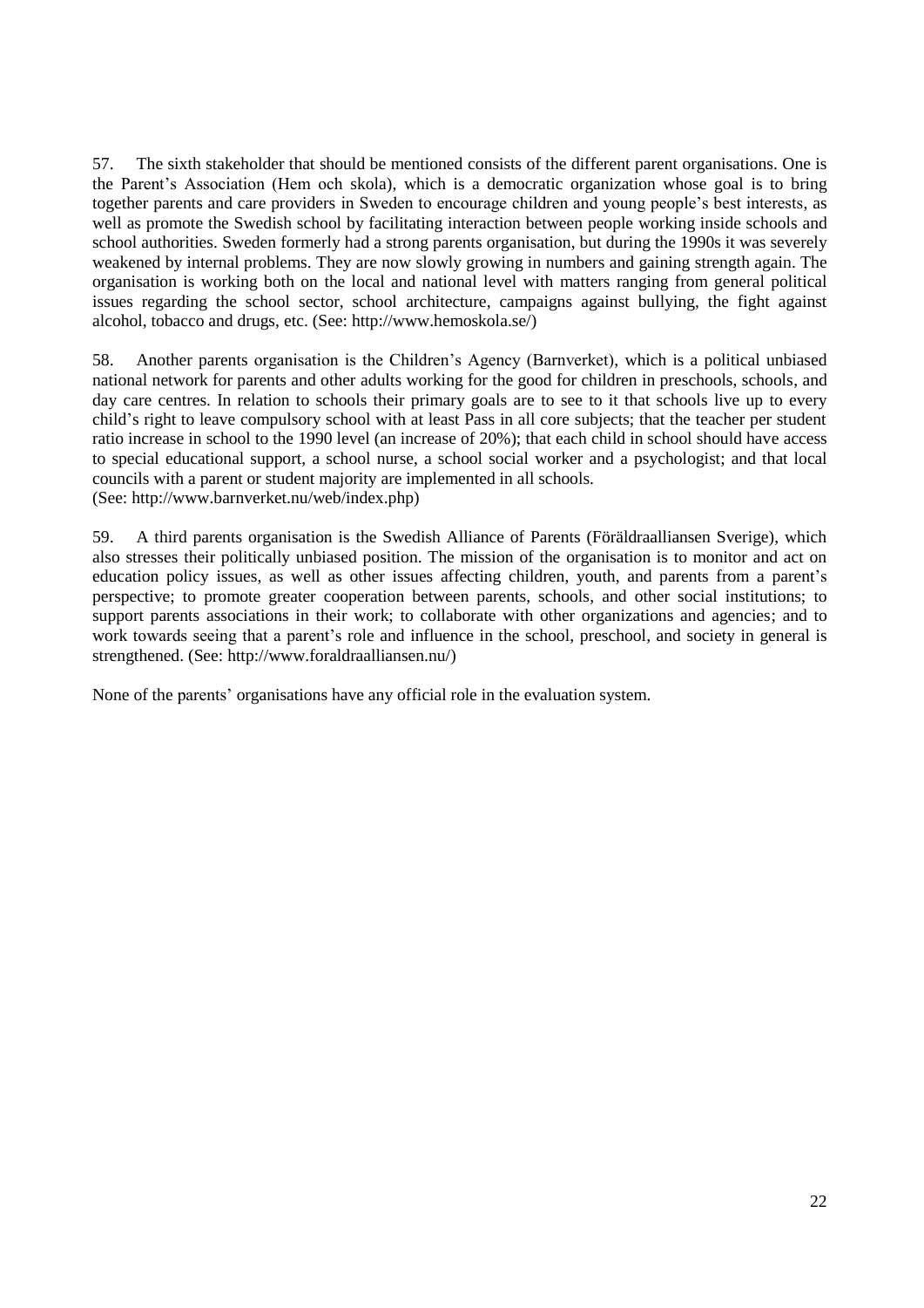57. The sixth stakeholder that should be mentioned consists of the different parent organisations. One is the Parent’s Association (Hem och skola), which is a democratic organization whose goal is to bring together parents and care providers in Sweden to encourage children and young people’s best interests, as well as promote the Swedish school by facilitating interaction between people working inside schools and school authorities. Sweden formerly had a strong parents organisation, but during the 1990s it was severely weakened by internal problems. They are now slowly growing in numbers and gaining strength again. The organisation is working both on the local and national level with matters ranging from general political issues regarding the school sector, school architecture, campaigns against bullying, the fight against alcohol, tobacco and drugs, etc. (See: http://www.hemoskola.se/)

58. Another parents organisation is the Children’s Agency (Barnverket), which is a political unbiased national network for parents and other adults working for the good for children in preschools, schools, and day care centres. In relation to schools their primary goals are to see to it that schools live up to every child’s right to leave compulsory school with at least Pass in all core subjects; that the teacher per student ratio increase in school to the 1990 level (an increase of 20%); that each child in school should have access to special educational support, a school nurse, a school social worker and a psychologist; and that local councils with a parent or student majority are implemented in all schools.
(See: http://www.barnverket.nu/web/index.php)

59. A third parents organisation is the Swedish Alliance of Parents (Föräldraalliansen Sverige), which also stresses their politically unbiased position. The mission of the organisation is to monitor and act on education policy issues, as well as other issues affecting children, youth, and parents from a parent’s perspective; to promote greater cooperation between parents, schools, and other social institutions; to support parents associations in their work; to collaborate with other organizations and agencies; and to work towards seeing that a parent’s role and influence in the school, preschool, and society in general is strengthened. (See: http://www.foraldraalliansen.nu/)

None of the parents’ organisations have any official role in the evaluation system.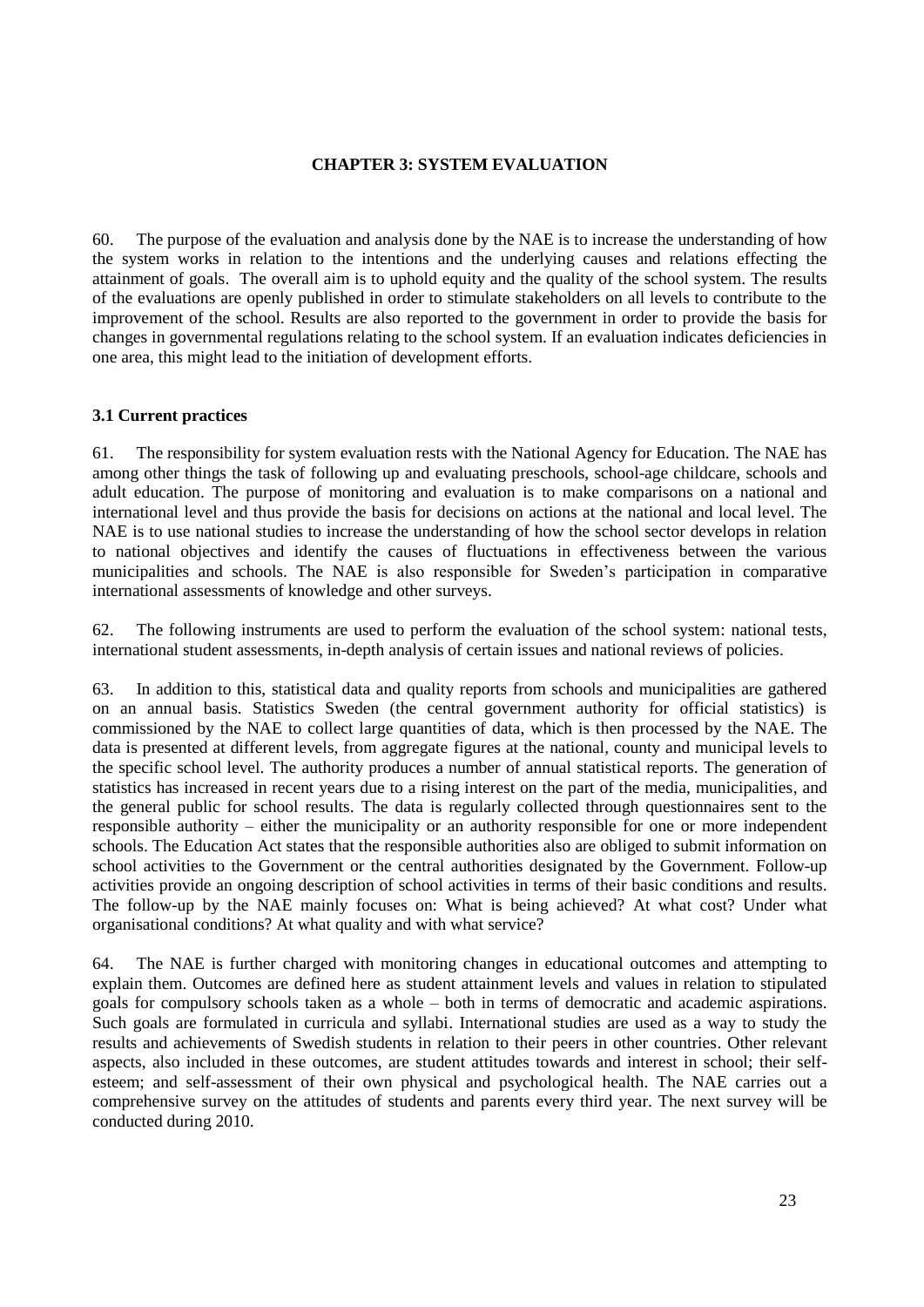## CHAPTER 3: SYSTEM EVALUATION

60. The purpose of the evaluation and analysis done by the NAE is to increase the understanding of how the system works in relation to the intentions and the underlying causes and relations effecting the attainment of goals. The overall aim is to uphold equity and the quality of the school system. The results of the evaluations are openly published in order to stimulate stakeholders on all levels to contribute to the improvement of the school. Results are also reported to the government in order to provide the basis for changes in governmental regulations relating to the school system. If an evaluation indicates deficiencies in one area, this might lead to the initiation of development efforts.

### 3.1 Current practices

61. The responsibility for system evaluation rests with the National Agency for Education. The NAE has among other things the task of following up and evaluating preschools, school-age childcare, schools and adult education. The purpose of monitoring and evaluation is to make comparisons on a national and international level and thus provide the basis for decisions on actions at the national and local level. The NAE is to use national studies to increase the understanding of how the school sector develops in relation to national objectives and identify the causes of fluctuations in effectiveness between the various municipalities and schools. The NAE is also responsible for Sweden's participation in comparative international assessments of knowledge and other surveys.

62. The following instruments are used to perform the evaluation of the school system: national tests, international student assessments, in-depth analysis of certain issues and national reviews of policies.

63. In addition to this, statistical data and quality reports from schools and municipalities are gathered on an annual basis. Statistics Sweden (the central government authority for official statistics) is commissioned by the NAE to collect large quantities of data, which is then processed by the NAE. The data is presented at different levels, from aggregate figures at the national, county and municipal levels to the specific school level. The authority produces a number of annual statistical reports. The generation of statistics has increased in recent years due to a rising interest on the part of the media, municipalities, and the general public for school results. The data is regularly collected through questionnaires sent to the responsible authority – either the municipality or an authority responsible for one or more independent schools. The Education Act states that the responsible authorities also are obliged to submit information on school activities to the Government or the central authorities designated by the Government. Follow-up activities provide an ongoing description of school activities in terms of their basic conditions and results. The follow-up by the NAE mainly focuses on: What is being achieved? At what cost? Under what organisational conditions? At what quality and with what service?

64. The NAE is further charged with monitoring changes in educational outcomes and attempting to explain them. Outcomes are defined here as student attainment levels and values in relation to stipulated goals for compulsory schools taken as a whole – both in terms of democratic and academic aspirations. Such goals are formulated in curricula and syllabi. International studies are used as a way to study the results and achievements of Swedish students in relation to their peers in other countries. Other relevant aspects, also included in these outcomes, are student attitudes towards and interest in school; their self-esteem; and self-assessment of their own physical and psychological health. The NAE carries out a comprehensive survey on the attitudes of students and parents every third year. The next survey will be conducted during 2010.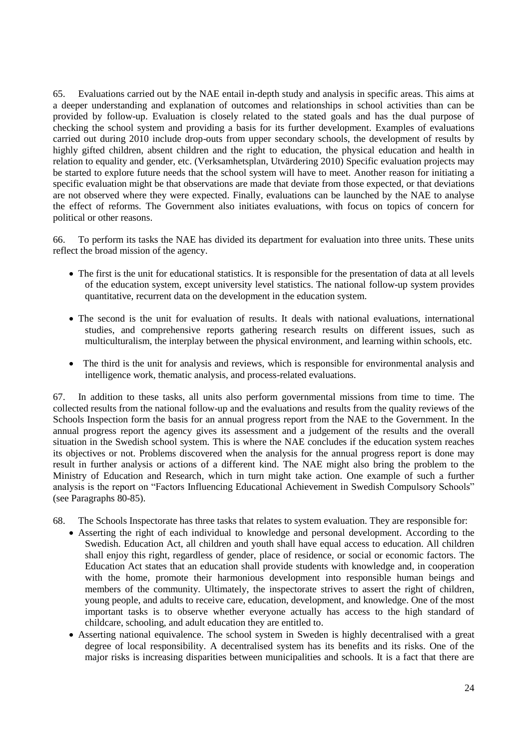65. Evaluations carried out by the NAE entail in-depth study and analysis in specific areas. This aims at a deeper understanding and explanation of outcomes and relationships in school activities than can be provided by follow-up. Evaluation is closely related to the stated goals and has the dual purpose of checking the school system and providing a basis for its further development. Examples of evaluations carried out during 2010 include drop-outs from upper secondary schools, the development of results by highly gifted children, absent children and the right to education, the physical education and health in relation to equality and gender, etc. (Verksamhetsplan, Utvärdering 2010) Specific evaluation projects may be started to explore future needs that the school system will have to meet. Another reason for initiating a specific evaluation might be that observations are made that deviate from those expected, or that deviations are not observed where they were expected. Finally, evaluations can be launched by the NAE to analyse the effect of reforms. The Government also initiates evaluations, with focus on topics of concern for political or other reasons.

66. To perform its tasks the NAE has divided its department for evaluation into three units. These units reflect the broad mission of the agency.

- The first is the unit for educational statistics. It is responsible for the presentation of data at all levels of the education system, except university level statistics. The national follow-up system provides quantitative, recurrent data on the development in the education system.
- The second is the unit for evaluation of results. It deals with national evaluations, international studies, and comprehensive reports gathering research results on different issues, such as multiculturalism, the interplay between the physical environment, and learning within schools, etc.
- The third is the unit for analysis and reviews, which is responsible for environmental analysis and intelligence work, thematic analysis, and process-related evaluations.

67. In addition to these tasks, all units also perform governmental missions from time to time. The collected results from the national follow-up and the evaluations and results from the quality reviews of the Schools Inspection form the basis for an annual progress report from the NAE to the Government. In the annual progress report the agency gives its assessment and a judgement of the results and the overall situation in the Swedish school system. This is where the NAE concludes if the education system reaches its objectives or not. Problems discovered when the analysis for the annual progress report is done may result in further analysis or actions of a different kind. The NAE might also bring the problem to the Ministry of Education and Research, which in turn might take action. One example of such a further analysis is the report on "Factors Influencing Educational Achievement in Swedish Compulsory Schools" (see Paragraphs 80-85).

68. The Schools Inspectorate has three tasks that relates to system evaluation. They are responsible for:

- Asserting the right of each individual to knowledge and personal development. According to the Swedish. Education Act, all children and youth shall have equal access to education. All children shall enjoy this right, regardless of gender, place of residence, or social or economic factors. The Education Act states that an education shall provide students with knowledge and, in cooperation with the home, promote their harmonious development into responsible human beings and members of the community. Ultimately, the inspectorate strives to assert the right of children, young people, and adults to receive care, education, development, and knowledge. One of the most important tasks is to observe whether everyone actually has access to the high standard of childcare, schooling, and adult education they are entitled to.
- Asserting national equivalence. The school system in Sweden is highly decentralised with a great degree of local responsibility. A decentralised system has its benefits and its risks. One of the major risks is increasing disparities between municipalities and schools. It is a fact that there are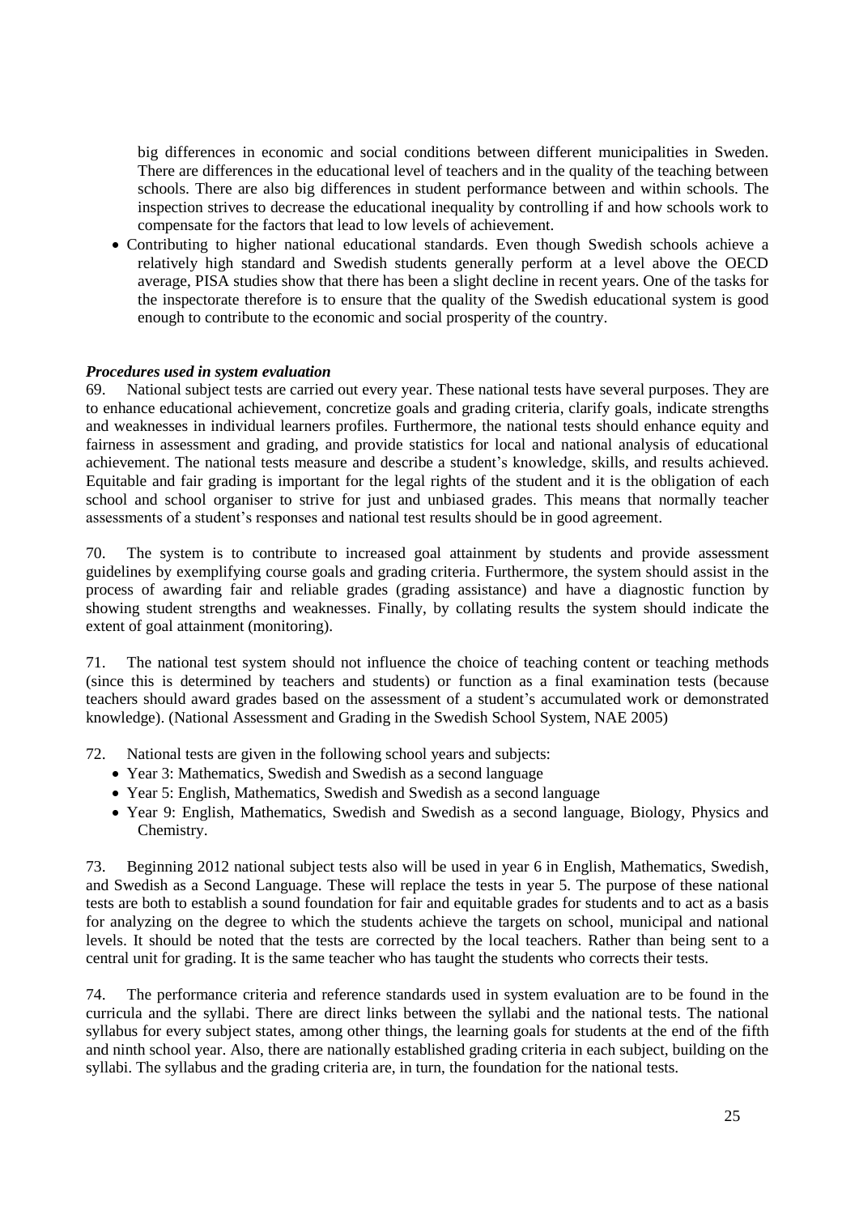big differences in economic and social conditions between different municipalities in Sweden. There are differences in the educational level of teachers and in the quality of the teaching between schools. There are also big differences in student performance between and within schools. The inspection strives to decrease the educational inequality by controlling if and how schools work to compensate for the factors that lead to low levels of achievement.

- Contributing to higher national educational standards. Even though Swedish schools achieve a relatively high standard and Swedish students generally perform at a level above the OECD average, PISA studies show that there has been a slight decline in recent years. One of the tasks for the inspectorate therefore is to ensure that the quality of the Swedish educational system is good enough to contribute to the economic and social prosperity of the country.

***Procedures used in system evaluation***

69. National subject tests are carried out every year. These national tests have several purposes. They are to enhance educational achievement, concretize goals and grading criteria, clarify goals, indicate strengths and weaknesses in individual learners profiles. Furthermore, the national tests should enhance equity and fairness in assessment and grading, and provide statistics for local and national analysis of educational achievement. The national tests measure and describe a student's knowledge, skills, and results achieved. Equitable and fair grading is important for the legal rights of the student and it is the obligation of each school and school organiser to strive for just and unbiased grades. This means that normally teacher assessments of a student's responses and national test results should be in good agreement.

70. The system is to contribute to increased goal attainment by students and provide assessment guidelines by exemplifying course goals and grading criteria. Furthermore, the system should assist in the process of awarding fair and reliable grades (grading assistance) and have a diagnostic function by showing student strengths and weaknesses. Finally, by collating results the system should indicate the extent of goal attainment (monitoring).

71. The national test system should not influence the choice of teaching content or teaching methods (since this is determined by teachers and students) or function as a final examination tests (because teachers should award grades based on the assessment of a student's accumulated work or demonstrated knowledge). (National Assessment and Grading in the Swedish School System, NAE 2005)

72. National tests are given in the following school years and subjects:

- Year 3: Mathematics, Swedish and Swedish as a second language
- Year 5: English, Mathematics, Swedish and Swedish as a second language
- Year 9: English, Mathematics, Swedish and Swedish as a second language, Biology, Physics and Chemistry.

73. Beginning 2012 national subject tests also will be used in year 6 in English, Mathematics, Swedish, and Swedish as a Second Language. These will replace the tests in year 5. The purpose of these national tests are both to establish a sound foundation for fair and equitable grades for students and to act as a basis for analyzing on the degree to which the students achieve the targets on school, municipal and national levels. It should be noted that the tests are corrected by the local teachers. Rather than being sent to a central unit for grading. It is the same teacher who has taught the students who corrects their tests.

74. The performance criteria and reference standards used in system evaluation are to be found in the curricula and the syllabi. There are direct links between the syllabi and the national tests. The national syllabus for every subject states, among other things, the learning goals for students at the end of the fifth and ninth school year. Also, there are nationally established grading criteria in each subject, building on the syllabi. The syllabus and the grading criteria are, in turn, the foundation for the national tests.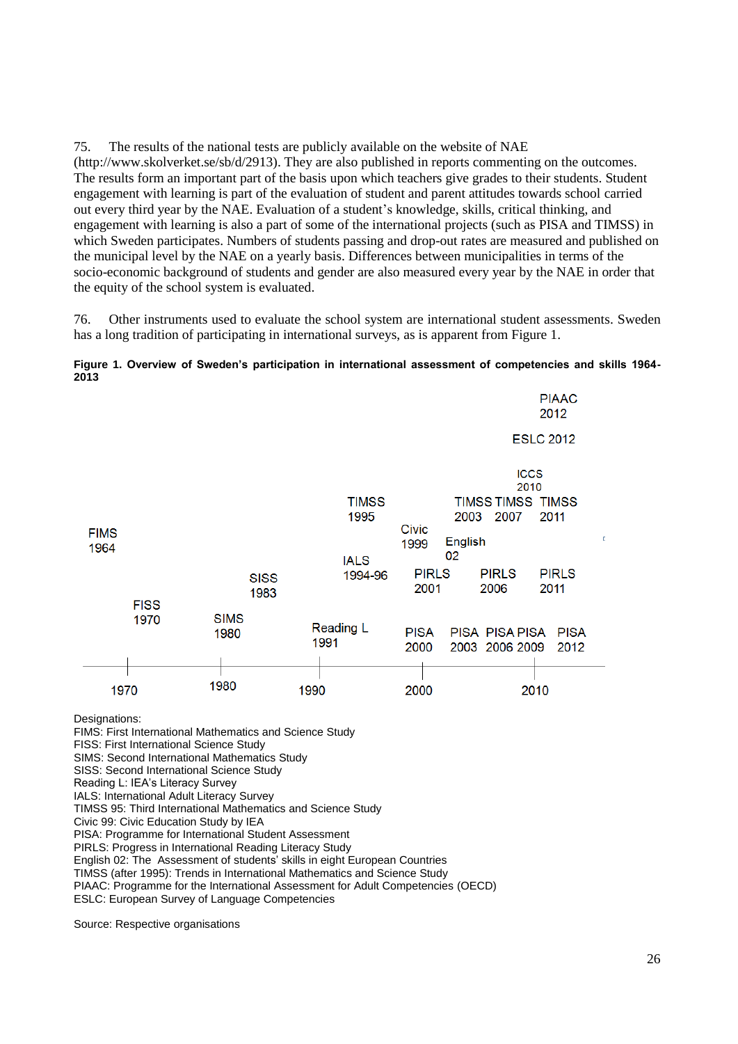75. The results of the national tests are publicly available on the website of NAE (http://www.skolverket.se/sb/d/2913). They are also published in reports commenting on the outcomes. The results form an important part of the basis upon which teachers give grades to their students. Student engagement with learning is part of the evaluation of student and parent attitudes towards school carried out every third year by the NAE. Evaluation of a student's knowledge, skills, critical thinking, and engagement with learning is also a part of some of the international projects (such as PISA and TIMSS) in which Sweden participates. Numbers of students passing and drop-out rates are measured and published on the municipal level by the NAE on a yearly basis. Differences between municipalities in terms of the socio-economic background of students and gender are also measured every year by the NAE in order that the equity of the school system is evaluated.

76. Other instruments used to evaluate the school system are international student assessments. Sweden has a long tradition of participating in international surveys, as is apparent from Figure 1.

**Figure 1. Overview of Sweden's participation in international assessment of competencies and skills 1964-2013**

PIAAC 2012

ESLC 2012

ICCS 2010

TIMSS 1995

TIMSS 2003

TIMSS 2007

TIMSS 2011

FIMS 1964

Civic 1999

English 02

IALS 1994-96

SISS 1983

PIRLS 2001

PIRLS 2006

PIRLS 2011

FISS 1970

SIMS 1980

Reading L 1991

PISA 2000

PISA 2003

PISA 2006

PISA 2009

PISA 2012

1970

1980

1990

2000

2010

Designations:
FIMS: First International Mathematics and Science Study
FISS: First International Science Study
SIMS: Second International Mathematics Study
SISS: Second International Science Study
Reading L: IEA's Literacy Survey
IALS: International Adult Literacy Survey
TIMSS 95: Third International Mathematics and Science Study
Civic 99: Civic Education Study by IEA
PISA: Programme for International Student Assessment
PIRLS: Progress in International Reading Literacy Study
English 02: The Assessment of students' skills in eight European Countries
TIMSS (after 1995): Trends in International Mathematics and Science Study
PIAAC: Programme for the International Assessment for Adult Competencies (OECD)
ESLC: European Survey of Language Competencies

Source: Respective organisations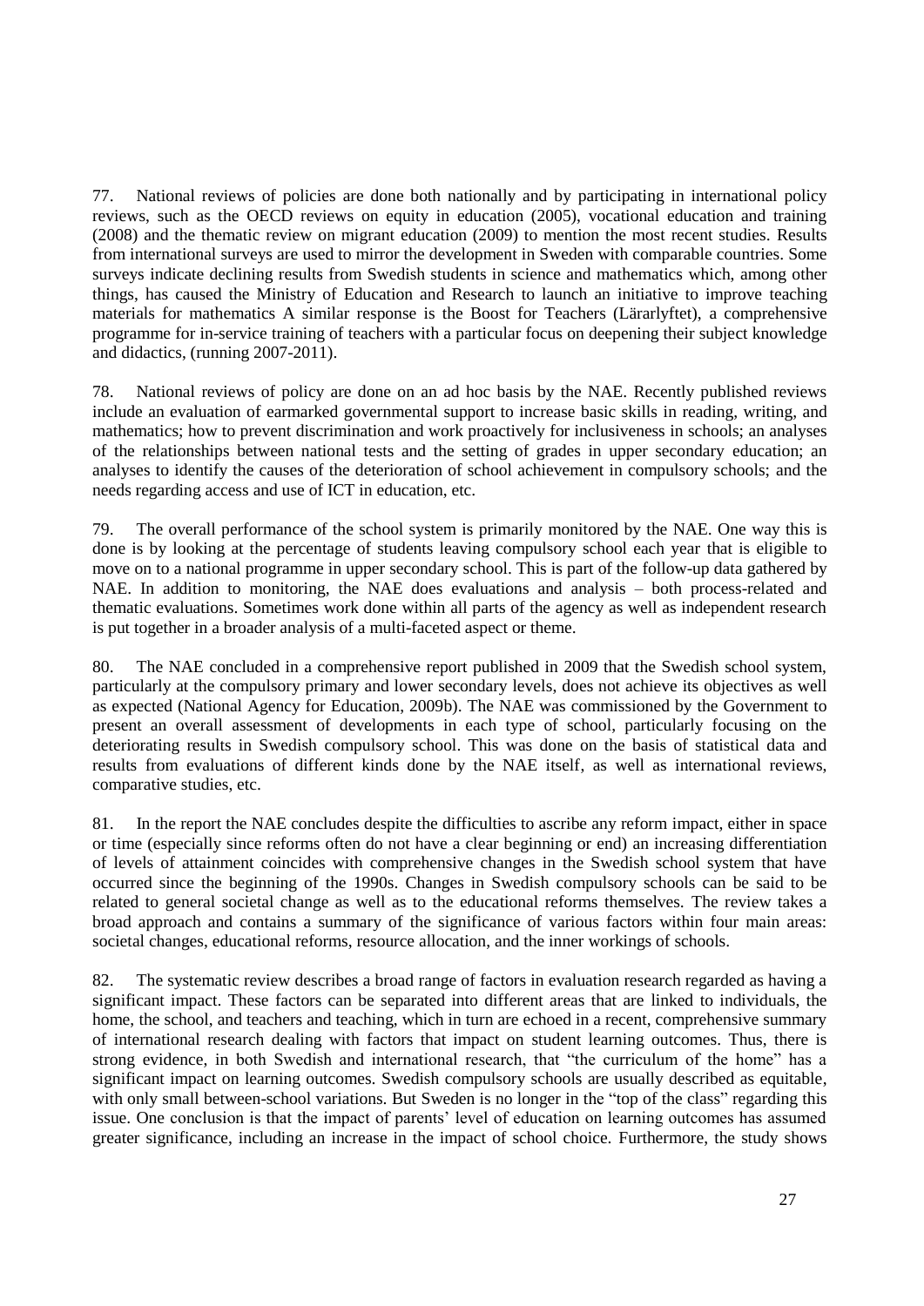77. National reviews of policies are done both nationally and by participating in international policy reviews, such as the OECD reviews on equity in education (2005), vocational education and training (2008) and the thematic review on migrant education (2009) to mention the most recent studies. Results from international surveys are used to mirror the development in Sweden with comparable countries. Some surveys indicate declining results from Swedish students in science and mathematics which, among other things, has caused the Ministry of Education and Research to launch an initiative to improve teaching materials for mathematics A similar response is the Boost for Teachers (Lärarlyftet), a comprehensive programme for in-service training of teachers with a particular focus on deepening their subject knowledge and didactics, (running 2007-2011).

78. National reviews of policy are done on an ad hoc basis by the NAE. Recently published reviews include an evaluation of earmarked governmental support to increase basic skills in reading, writing, and mathematics; how to prevent discrimination and work proactively for inclusiveness in schools; an analyses of the relationships between national tests and the setting of grades in upper secondary education; an analyses to identify the causes of the deterioration of school achievement in compulsory schools; and the needs regarding access and use of ICT in education, etc.

79. The overall performance of the school system is primarily monitored by the NAE. One way this is done is by looking at the percentage of students leaving compulsory school each year that is eligible to move on to a national programme in upper secondary school. This is part of the follow-up data gathered by NAE. In addition to monitoring, the NAE does evaluations and analysis – both process-related and thematic evaluations. Sometimes work done within all parts of the agency as well as independent research is put together in a broader analysis of a multi-faceted aspect or theme.

80. The NAE concluded in a comprehensive report published in 2009 that the Swedish school system, particularly at the compulsory primary and lower secondary levels, does not achieve its objectives as well as expected (National Agency for Education, 2009b). The NAE was commissioned by the Government to present an overall assessment of developments in each type of school, particularly focusing on the deteriorating results in Swedish compulsory school. This was done on the basis of statistical data and results from evaluations of different kinds done by the NAE itself, as well as international reviews, comparative studies, etc.

81. In the report the NAE concludes despite the difficulties to ascribe any reform impact, either in space or time (especially since reforms often do not have a clear beginning or end) an increasing differentiation of levels of attainment coincides with comprehensive changes in the Swedish school system that have occurred since the beginning of the 1990s. Changes in Swedish compulsory schools can be said to be related to general societal change as well as to the educational reforms themselves. The review takes a broad approach and contains a summary of the significance of various factors within four main areas: societal changes, educational reforms, resource allocation, and the inner workings of schools.

82. The systematic review describes a broad range of factors in evaluation research regarded as having a significant impact. These factors can be separated into different areas that are linked to individuals, the home, the school, and teachers and teaching, which in turn are echoed in a recent, comprehensive summary of international research dealing with factors that impact on student learning outcomes. Thus, there is strong evidence, in both Swedish and international research, that "the curriculum of the home" has a significant impact on learning outcomes. Swedish compulsory schools are usually described as equitable, with only small between-school variations. But Sweden is no longer in the "top of the class" regarding this issue. One conclusion is that the impact of parents' level of education on learning outcomes has assumed greater significance, including an increase in the impact of school choice. Furthermore, the study shows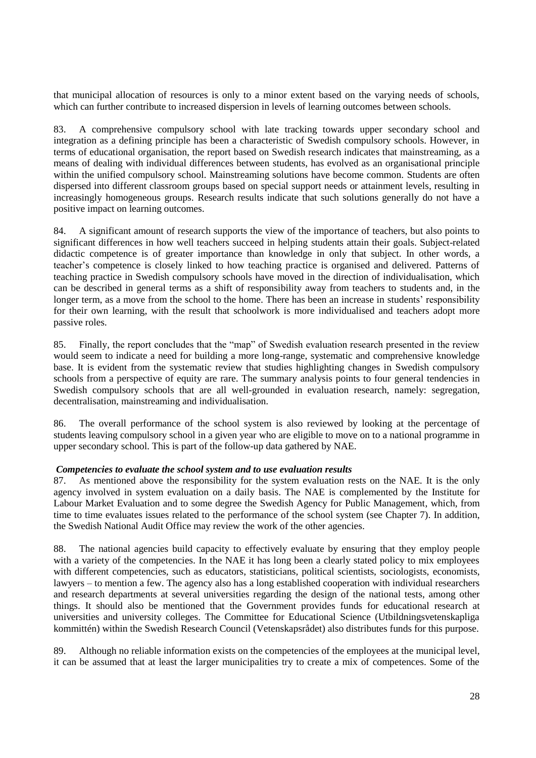that municipal allocation of resources is only to a minor extent based on the varying needs of schools, which can further contribute to increased dispersion in levels of learning outcomes between schools.

83. A comprehensive compulsory school with late tracking towards upper secondary school and integration as a defining principle has been a characteristic of Swedish compulsory schools. However, in terms of educational organisation, the report based on Swedish research indicates that mainstreaming, as a means of dealing with individual differences between students, has evolved as an organisational principle within the unified compulsory school. Mainstreaming solutions have become common. Students are often dispersed into different classroom groups based on special support needs or attainment levels, resulting in increasingly homogeneous groups. Research results indicate that such solutions generally do not have a positive impact on learning outcomes.

84. A significant amount of research supports the view of the importance of teachers, but also points to significant differences in how well teachers succeed in helping students attain their goals. Subject-related didactic competence is of greater importance than knowledge in only that subject. In other words, a teacher's competence is closely linked to how teaching practice is organised and delivered. Patterns of teaching practice in Swedish compulsory schools have moved in the direction of individualisation, which can be described in general terms as a shift of responsibility away from teachers to students and, in the longer term, as a move from the school to the home. There has been an increase in students' responsibility for their own learning, with the result that schoolwork is more individualised and teachers adopt more passive roles.

85. Finally, the report concludes that the "map" of Swedish evaluation research presented in the review would seem to indicate a need for building a more long-range, systematic and comprehensive knowledge base. It is evident from the systematic review that studies highlighting changes in Swedish compulsory schools from a perspective of equity are rare. The summary analysis points to four general tendencies in Swedish compulsory schools that are all well-grounded in evaluation research, namely: segregation, decentralisation, mainstreaming and individualisation.

86. The overall performance of the school system is also reviewed by looking at the percentage of students leaving compulsory school in a given year who are eligible to move on to a national programme in upper secondary school. This is part of the follow-up data gathered by NAE.

***Competencies to evaluate the school system and to use evaluation results***

87. As mentioned above the responsibility for the system evaluation rests on the NAE. It is the only agency involved in system evaluation on a daily basis. The NAE is complemented by the Institute for Labour Market Evaluation and to some degree the Swedish Agency for Public Management, which, from time to time evaluates issues related to the performance of the school system (see Chapter 7). In addition, the Swedish National Audit Office may review the work of the other agencies.

88. The national agencies build capacity to effectively evaluate by ensuring that they employ people with a variety of the competencies. In the NAE it has long been a clearly stated policy to mix employees with different competencies, such as educators, statisticians, political scientists, sociologists, economists, lawyers – to mention a few. The agency also has a long established cooperation with individual researchers and research departments at several universities regarding the design of the national tests, among other things. It should also be mentioned that the Government provides funds for educational research at universities and university colleges. The Committee for Educational Science (Utbildningsvetenskapliga kommittén) within the Swedish Research Council (Vetenskapsrådet) also distributes funds for this purpose.

89. Although no reliable information exists on the competencies of the employees at the municipal level, it can be assumed that at least the larger municipalities try to create a mix of competences. Some of the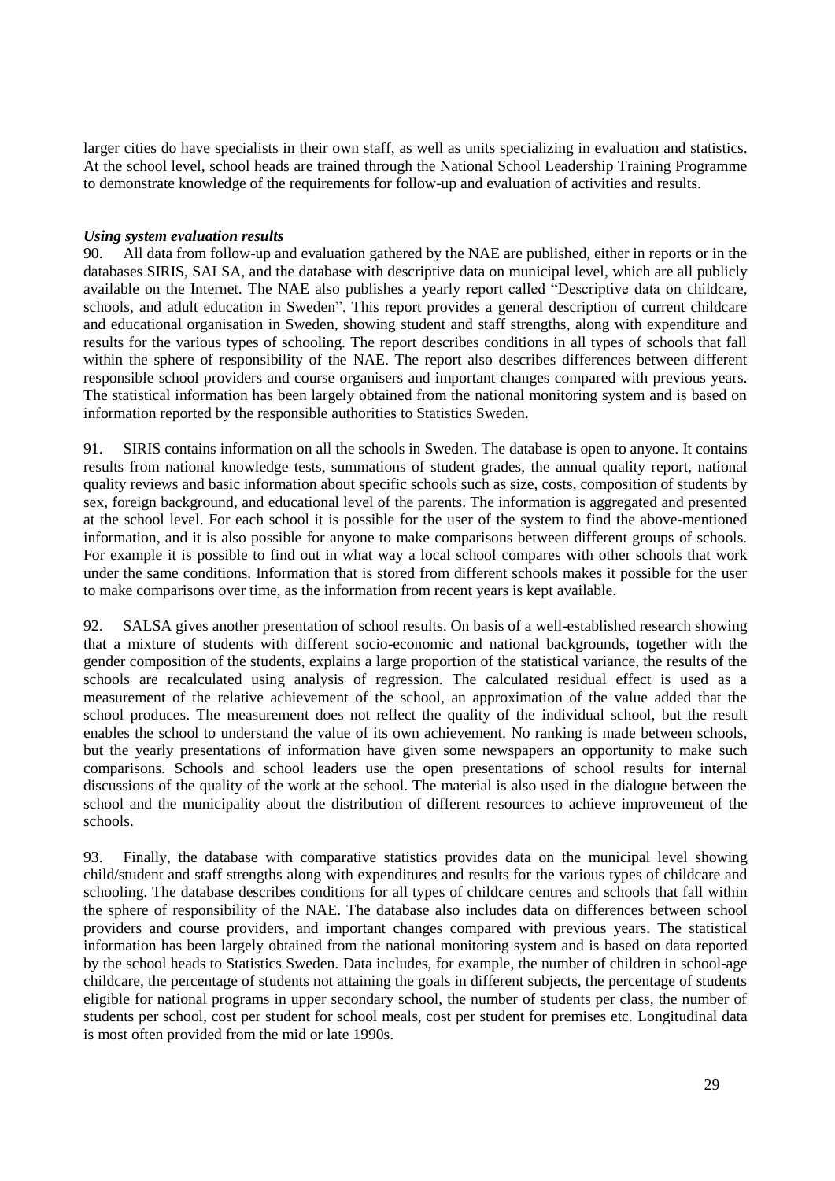larger cities do have specialists in their own staff, as well as units specializing in evaluation and statistics. At the school level, school heads are trained through the National School Leadership Training Programme to demonstrate knowledge of the requirements for follow-up and evaluation of activities and results.

***Using system evaluation results***

90. All data from follow-up and evaluation gathered by the NAE are published, either in reports or in the databases SIRIS, SALSA, and the database with descriptive data on municipal level, which are all publicly available on the Internet. The NAE also publishes a yearly report called "Descriptive data on childcare, schools, and adult education in Sweden". This report provides a general description of current childcare and educational organisation in Sweden, showing student and staff strengths, along with expenditure and results for the various types of schooling. The report describes conditions in all types of schools that fall within the sphere of responsibility of the NAE. The report also describes differences between different responsible school providers and course organisers and important changes compared with previous years. The statistical information has been largely obtained from the national monitoring system and is based on information reported by the responsible authorities to Statistics Sweden.

91. SIRIS contains information on all the schools in Sweden. The database is open to anyone. It contains results from national knowledge tests, summations of student grades, the annual quality report, national quality reviews and basic information about specific schools such as size, costs, composition of students by sex, foreign background, and educational level of the parents. The information is aggregated and presented at the school level. For each school it is possible for the user of the system to find the above-mentioned information, and it is also possible for anyone to make comparisons between different groups of schools. For example it is possible to find out in what way a local school compares with other schools that work under the same conditions. Information that is stored from different schools makes it possible for the user to make comparisons over time, as the information from recent years is kept available.

92. SALSA gives another presentation of school results. On basis of a well-established research showing that a mixture of students with different socio-economic and national backgrounds, together with the gender composition of the students, explains a large proportion of the statistical variance, the results of the schools are recalculated using analysis of regression. The calculated residual effect is used as a measurement of the relative achievement of the school, an approximation of the value added that the school produces. The measurement does not reflect the quality of the individual school, but the result enables the school to understand the value of its own achievement. No ranking is made between schools, but the yearly presentations of information have given some newspapers an opportunity to make such comparisons. Schools and school leaders use the open presentations of school results for internal discussions of the quality of the work at the school. The material is also used in the dialogue between the school and the municipality about the distribution of different resources to achieve improvement of the schools.

93. Finally, the database with comparative statistics provides data on the municipal level showing child/student and staff strengths along with expenditures and results for the various types of childcare and schooling. The database describes conditions for all types of childcare centres and schools that fall within the sphere of responsibility of the NAE. The database also includes data on differences between school providers and course providers, and important changes compared with previous years. The statistical information has been largely obtained from the national monitoring system and is based on data reported by the school heads to Statistics Sweden. Data includes, for example, the number of children in school-age childcare, the percentage of students not attaining the goals in different subjects, the percentage of students eligible for national programs in upper secondary school, the number of students per class, the number of students per school, cost per student for school meals, cost per student for premises etc. Longitudinal data is most often provided from the mid or late 1990s.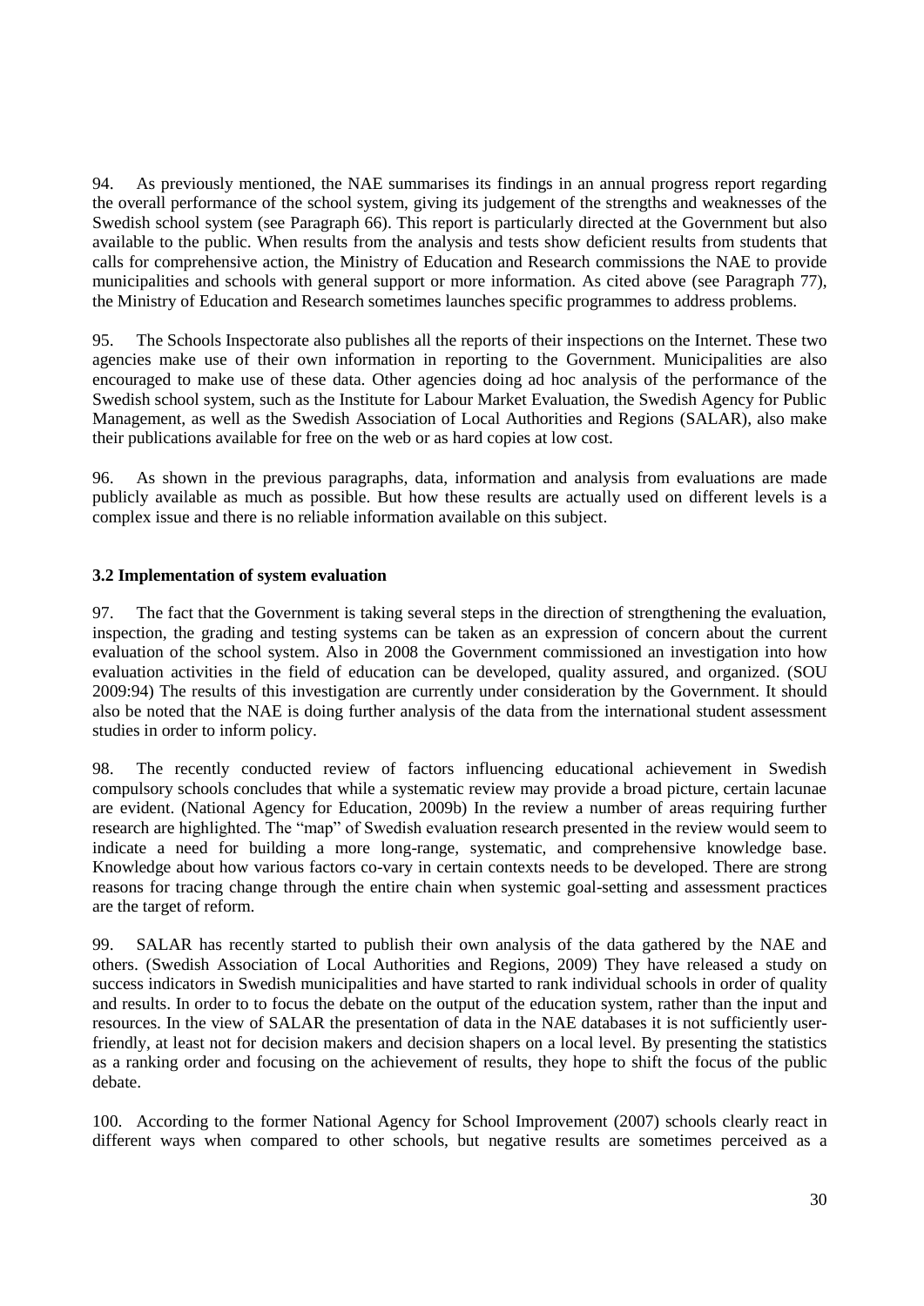94. As previously mentioned, the NAE summarises its findings in an annual progress report regarding the overall performance of the school system, giving its judgement of the strengths and weaknesses of the Swedish school system (see Paragraph 66). This report is particularly directed at the Government but also available to the public. When results from the analysis and tests show deficient results from students that calls for comprehensive action, the Ministry of Education and Research commissions the NAE to provide municipalities and schools with general support or more information. As cited above (see Paragraph 77), the Ministry of Education and Research sometimes launches specific programmes to address problems.

95. The Schools Inspectorate also publishes all the reports of their inspections on the Internet. These two agencies make use of their own information in reporting to the Government. Municipalities are also encouraged to make use of these data. Other agencies doing ad hoc analysis of the performance of the Swedish school system, such as the Institute for Labour Market Evaluation, the Swedish Agency for Public Management, as well as the Swedish Association of Local Authorities and Regions (SALAR), also make their publications available for free on the web or as hard copies at low cost.

96. As shown in the previous paragraphs, data, information and analysis from evaluations are made publicly available as much as possible. But how these results are actually used on different levels is a complex issue and there is no reliable information available on this subject.

### 3.2 Implementation of system evaluation

97. The fact that the Government is taking several steps in the direction of strengthening the evaluation, inspection, the grading and testing systems can be taken as an expression of concern about the current evaluation of the school system. Also in 2008 the Government commissioned an investigation into how evaluation activities in the field of education can be developed, quality assured, and organized. (SOU 2009:94) The results of this investigation are currently under consideration by the Government. It should also be noted that the NAE is doing further analysis of the data from the international student assessment studies in order to inform policy.

98. The recently conducted review of factors influencing educational achievement in Swedish compulsory schools concludes that while a systematic review may provide a broad picture, certain lacunae are evident. (National Agency for Education, 2009b) In the review a number of areas requiring further research are highlighted. The "map" of Swedish evaluation research presented in the review would seem to indicate a need for building a more long-range, systematic, and comprehensive knowledge base. Knowledge about how various factors co-vary in certain contexts needs to be developed. There are strong reasons for tracing change through the entire chain when systemic goal-setting and assessment practices are the target of reform.

99. SALAR has recently started to publish their own analysis of the data gathered by the NAE and others. (Swedish Association of Local Authorities and Regions, 2009) They have released a study on success indicators in Swedish municipalities and have started to rank individual schools in order of quality and results. In order to to focus the debate on the output of the education system, rather than the input and resources. In the view of SALAR the presentation of data in the NAE databases it is not sufficiently user-friendly, at least not for decision makers and decision shapers on a local level. By presenting the statistics as a ranking order and focusing on the achievement of results, they hope to shift the focus of the public debate.

100. According to the former National Agency for School Improvement (2007) schools clearly react in different ways when compared to other schools, but negative results are sometimes perceived as a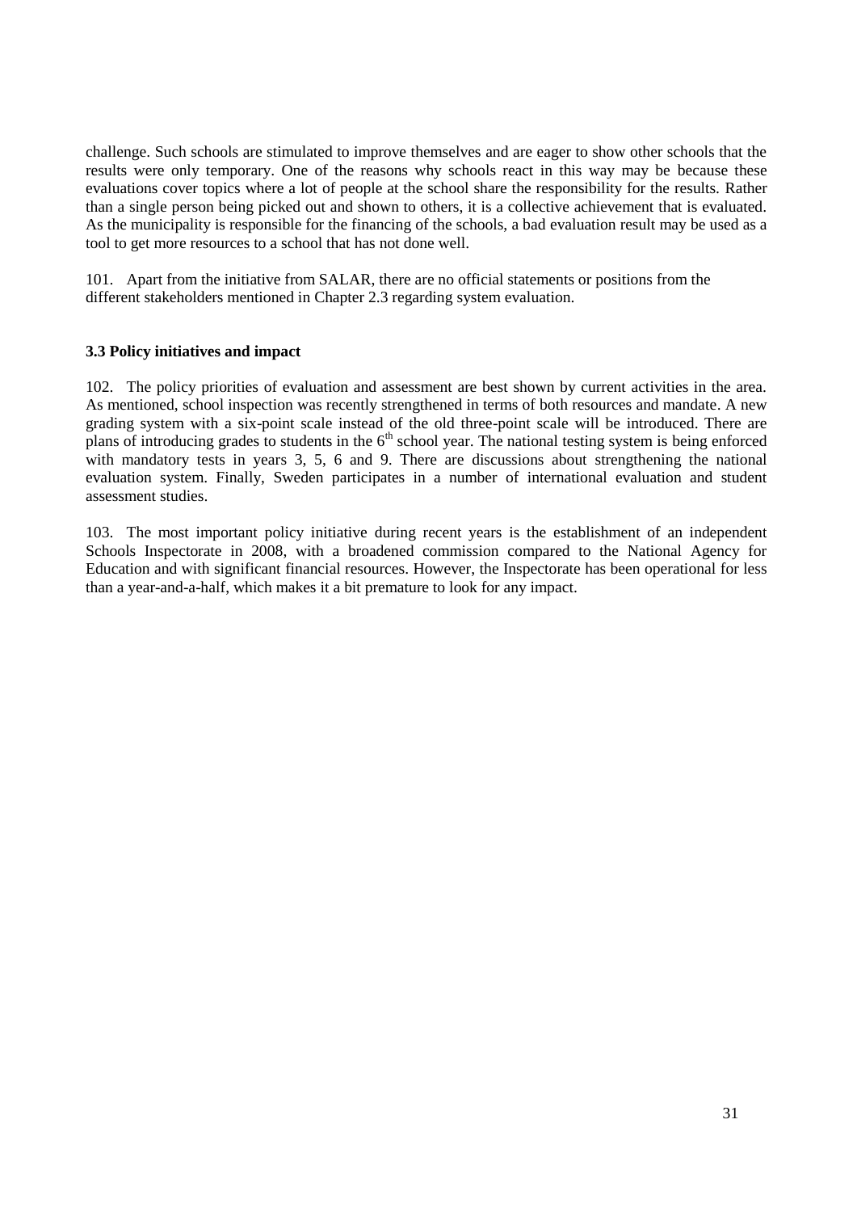challenge. Such schools are stimulated to improve themselves and are eager to show other schools that the results were only temporary. One of the reasons why schools react in this way may be because these evaluations cover topics where a lot of people at the school share the responsibility for the results. Rather than a single person being picked out and shown to others, it is a collective achievement that is evaluated. As the municipality is responsible for the financing of the schools, a bad evaluation result may be used as a tool to get more resources to a school that has not done well.

101. Apart from the initiative from SALAR, there are no official statements or positions from the different stakeholders mentioned in Chapter 2.3 regarding system evaluation.

### 3.3 Policy initiatives and impact

102. The policy priorities of evaluation and assessment are best shown by current activities in the area. As mentioned, school inspection was recently strengthened in terms of both resources and mandate. A new grading system with a six-point scale instead of the old three-point scale will be introduced. There are plans of introducing grades to students in the 6th school year. The national testing system is being enforced with mandatory tests in years 3, 5, 6 and 9. There are discussions about strengthening the national evaluation system. Finally, Sweden participates in a number of international evaluation and student assessment studies.

103. The most important policy initiative during recent years is the establishment of an independent Schools Inspectorate in 2008, with a broadened commission compared to the National Agency for Education and with significant financial resources. However, the Inspectorate has been operational for less than a year-and-a-half, which makes it a bit premature to look for any impact.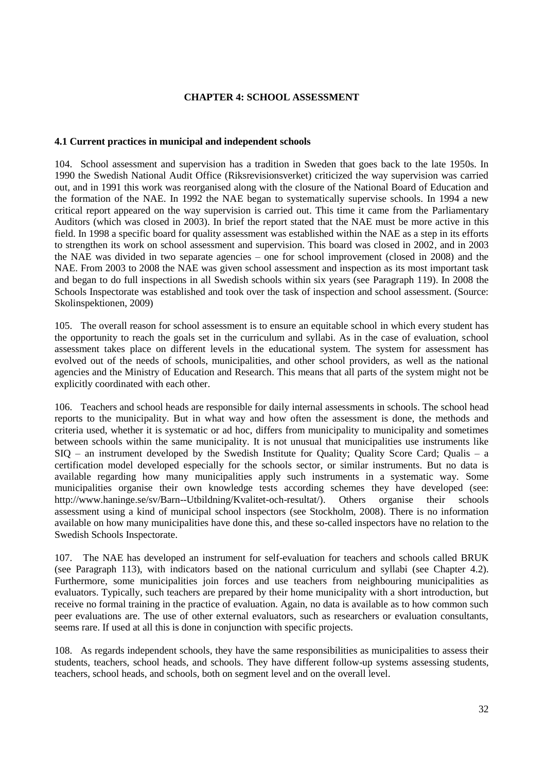## CHAPTER 4: SCHOOL ASSESSMENT

### 4.1 Current practices in municipal and independent schools

104. School assessment and supervision has a tradition in Sweden that goes back to the late 1950s. In 1990 the Swedish National Audit Office (Riksrevisionsverket) criticized the way supervision was carried out, and in 1991 this work was reorganised along with the closure of the National Board of Education and the formation of the NAE. In 1992 the NAE began to systematically supervise schools. In 1994 a new critical report appeared on the way supervision is carried out. This time it came from the Parliamentary Auditors (which was closed in 2003). In brief the report stated that the NAE must be more active in this field. In 1998 a specific board for quality assessment was established within the NAE as a step in its efforts to strengthen its work on school assessment and supervision. This board was closed in 2002, and in 2003 the NAE was divided in two separate agencies – one for school improvement (closed in 2008) and the NAE. From 2003 to 2008 the NAE was given school assessment and inspection as its most important task and began to do full inspections in all Swedish schools within six years (see Paragraph 119). In 2008 the Schools Inspectorate was established and took over the task of inspection and school assessment. (Source: Skolinspektionen, 2009)

105. The overall reason for school assessment is to ensure an equitable school in which every student has the opportunity to reach the goals set in the curriculum and syllabi. As in the case of evaluation, school assessment takes place on different levels in the educational system. The system for assessment has evolved out of the needs of schools, municipalities, and other school providers, as well as the national agencies and the Ministry of Education and Research. This means that all parts of the system might not be explicitly coordinated with each other.

106. Teachers and school heads are responsible for daily internal assessments in schools. The school head reports to the municipality. But in what way and how often the assessment is done, the methods and criteria used, whether it is systematic or ad hoc, differs from municipality to municipality and sometimes between schools within the same municipality. It is not unusual that municipalities use instruments like SIQ – an instrument developed by the Swedish Institute for Quality; Quality Score Card; Qualis – a certification model developed especially for the schools sector, or similar instruments. But no data is available regarding how many municipalities apply such instruments in a systematic way. Some municipalities organise their own knowledge tests according schemes they have developed (see: http://www.haninge.se/sv/Barn--Utbildning/Kvalitet-och-resultat/). Others organise their schools assessment using a kind of municipal school inspectors (see Stockholm, 2008). There is no information available on how many municipalities have done this, and these so-called inspectors have no relation to the Swedish Schools Inspectorate.

107. The NAE has developed an instrument for self-evaluation for teachers and schools called BRUK (see Paragraph 113), with indicators based on the national curriculum and syllabi (see Chapter 4.2). Furthermore, some municipalities join forces and use teachers from neighbouring municipalities as evaluators. Typically, such teachers are prepared by their home municipality with a short introduction, but receive no formal training in the practice of evaluation. Again, no data is available as to how common such peer evaluations are. The use of other external evaluators, such as researchers or evaluation consultants, seems rare. If used at all this is done in conjunction with specific projects.

108. As regards independent schools, they have the same responsibilities as municipalities to assess their students, teachers, school heads, and schools. They have different follow-up systems assessing students, teachers, school heads, and schools, both on segment level and on the overall level.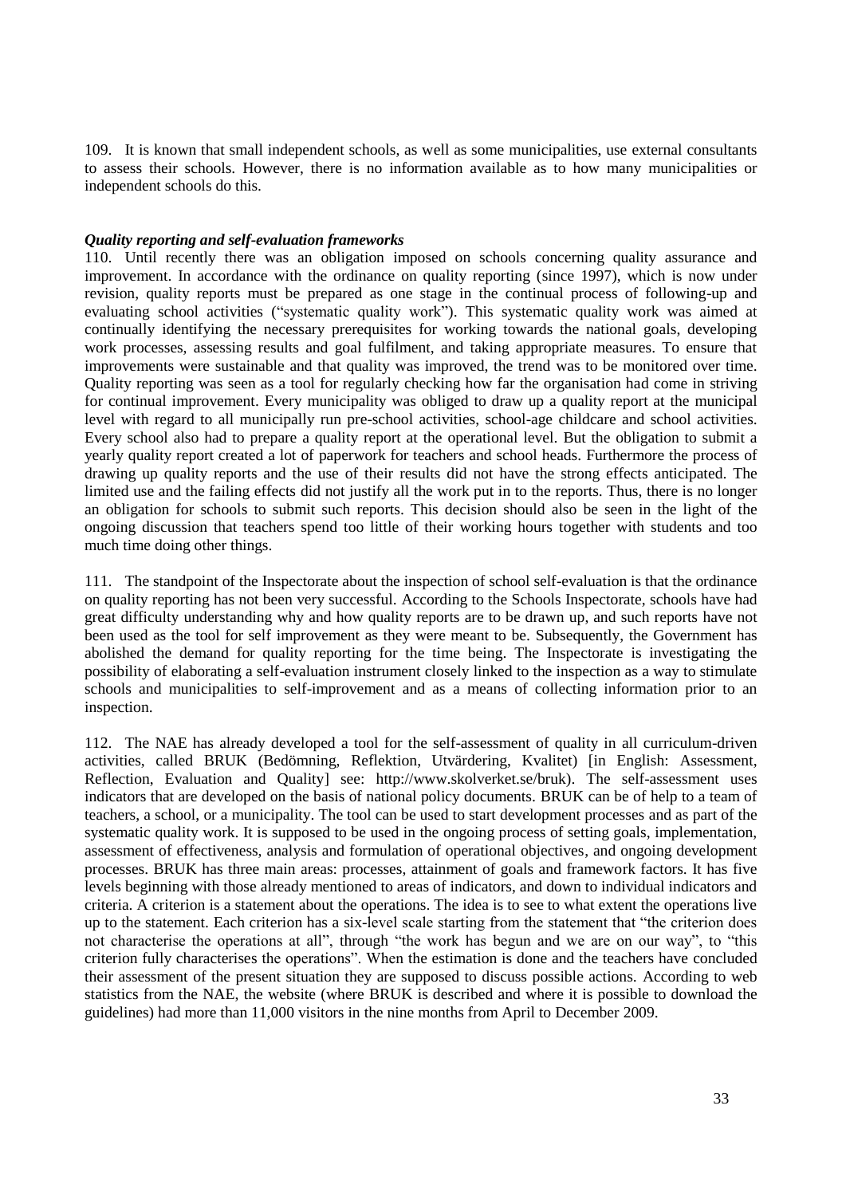109. It is known that small independent schools, as well as some municipalities, use external consultants to assess their schools. However, there is no information available as to how many municipalities or independent schools do this.

### *Quality reporting and self-evaluation frameworks*

110. Until recently there was an obligation imposed on schools concerning quality assurance and improvement. In accordance with the ordinance on quality reporting (since 1997), which is now under revision, quality reports must be prepared as one stage in the continual process of following-up and evaluating school activities ("systematic quality work"). This systematic quality work was aimed at continually identifying the necessary prerequisites for working towards the national goals, developing work processes, assessing results and goal fulfilment, and taking appropriate measures. To ensure that improvements were sustainable and that quality was improved, the trend was to be monitored over time. Quality reporting was seen as a tool for regularly checking how far the organisation had come in striving for continual improvement. Every municipality was obliged to draw up a quality report at the municipal level with regard to all municipally run pre-school activities, school-age childcare and school activities. Every school also had to prepare a quality report at the operational level. But the obligation to submit a yearly quality report created a lot of paperwork for teachers and school heads. Furthermore the process of drawing up quality reports and the use of their results did not have the strong effects anticipated. The limited use and the failing effects did not justify all the work put in to the reports. Thus, there is no longer an obligation for schools to submit such reports. This decision should also be seen in the light of the ongoing discussion that teachers spend too little of their working hours together with students and too much time doing other things.

111. The standpoint of the Inspectorate about the inspection of school self-evaluation is that the ordinance on quality reporting has not been very successful. According to the Schools Inspectorate, schools have had great difficulty understanding why and how quality reports are to be drawn up, and such reports have not been used as the tool for self improvement as they were meant to be. Subsequently, the Government has abolished the demand for quality reporting for the time being. The Inspectorate is investigating the possibility of elaborating a self-evaluation instrument closely linked to the inspection as a way to stimulate schools and municipalities to self-improvement and as a means of collecting information prior to an inspection.

112. The NAE has already developed a tool for the self-assessment of quality in all curriculum-driven activities, called BRUK (Bedömning, Reflektion, Utvärdering, Kvalitet) [in English: Assessment, Reflection, Evaluation and Quality] see: http://www.skolverket.se/bruk). The self-assessment uses indicators that are developed on the basis of national policy documents. BRUK can be of help to a team of teachers, a school, or a municipality. The tool can be used to start development processes and as part of the systematic quality work. It is supposed to be used in the ongoing process of setting goals, implementation, assessment of effectiveness, analysis and formulation of operational objectives, and ongoing development processes. BRUK has three main areas: processes, attainment of goals and framework factors. It has five levels beginning with those already mentioned to areas of indicators, and down to individual indicators and criteria. A criterion is a statement about the operations. The idea is to see to what extent the operations live up to the statement. Each criterion has a six-level scale starting from the statement that "the criterion does not characterise the operations at all", through "the work has begun and we are on our way", to "this criterion fully characterises the operations". When the estimation is done and the teachers have concluded their assessment of the present situation they are supposed to discuss possible actions. According to web statistics from the NAE, the website (where BRUK is described and where it is possible to download the guidelines) had more than 11,000 visitors in the nine months from April to December 2009.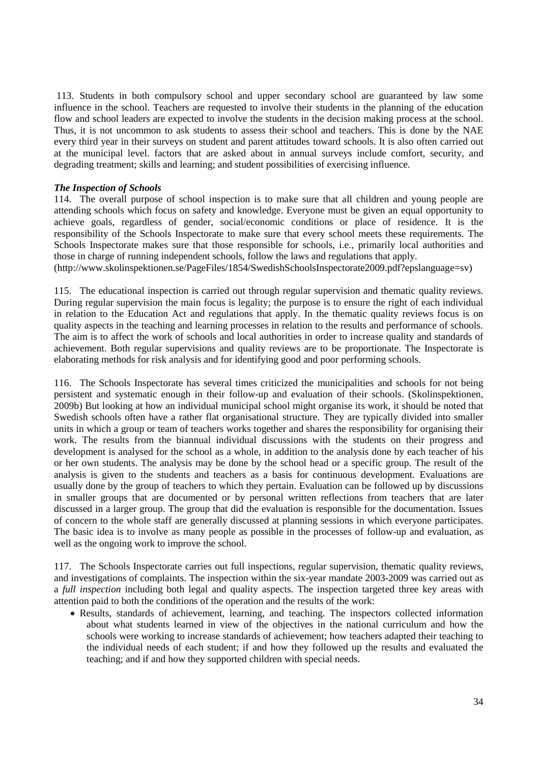113. Students in both compulsory school and upper secondary school are guaranteed by law some influence in the school. Teachers are requested to involve their students in the planning of the education flow and school leaders are expected to involve the students in the decision making process at the school. Thus, it is not uncommon to ask students to assess their school and teachers. This is done by the NAE every third year in their surveys on student and parent attitudes toward schools. It is also often carried out at the municipal level. factors that are asked about in annual surveys include comfort, security, and degrading treatment; skills and learning; and student possibilities of exercising influence.

***The Inspection of Schools***

114. The overall purpose of school inspection is to make sure that all children and young people are attending schools which focus on safety and knowledge. Everyone must be given an equal opportunity to achieve goals, regardless of gender, social/economic conditions or place of residence. It is the responsibility of the Schools Inspectorate to make sure that every school meets these requirements. The Schools Inspectorate makes sure that those responsible for schools, i.e., primarily local authorities and those in charge of running independent schools, follow the laws and regulations that apply. (http://www.skolinspektionen.se/PageFiles/1854/SwedishSchoolsInspectorate2009.pdf?epslanguage=sv)

115. The educational inspection is carried out through regular supervision and thematic quality reviews. During regular supervision the main focus is legality; the purpose is to ensure the right of each individual in relation to the Education Act and regulations that apply. In the thematic quality reviews focus is on quality aspects in the teaching and learning processes in relation to the results and performance of schools. The aim is to affect the work of schools and local authorities in order to increase quality and standards of achievement. Both regular supervisions and quality reviews are to be proportionate. The Inspectorate is elaborating methods for risk analysis and for identifying good and poor performing schools.

116. The Schools Inspectorate has several times criticized the municipalities and schools for not being persistent and systematic enough in their follow-up and evaluation of their schools. (Skolinspektionen, 2009b) But looking at how an individual municipal school might organise its work, it should be noted that Swedish schools often have a rather flat organisational structure. They are typically divided into smaller units in which a group or team of teachers works together and shares the responsibility for organising their work. The results from the biannual individual discussions with the students on their progress and development is analysed for the school as a whole, in addition to the analysis done by each teacher of his or her own students. The analysis may be done by the school head or a specific group. The result of the analysis is given to the students and teachers as a basis for continuous development. Evaluations are usually done by the group of teachers to which they pertain. Evaluation can be followed up by discussions in smaller groups that are documented or by personal written reflections from teachers that are later discussed in a larger group. The group that did the evaluation is responsible for the documentation. Issues of concern to the whole staff are generally discussed at planning sessions in which everyone participates. The basic idea is to involve as many people as possible in the processes of follow-up and evaluation, as well as the ongoing work to improve the school.

117. The Schools Inspectorate carries out full inspections, regular supervision, thematic quality reviews, and investigations of complaints. The inspection within the six-year mandate 2003-2009 was carried out as a *full inspection* including both legal and quality aspects. The inspection targeted three key areas with attention paid to both the conditions of the operation and the results of the work:

- Results, standards of achievement, learning, and teaching. The inspectors collected information about what students learned in view of the objectives in the national curriculum and how the schools were working to increase standards of achievement; how teachers adapted their teaching to the individual needs of each student; if and how they followed up the results and evaluated the teaching; and if and how they supported children with special needs.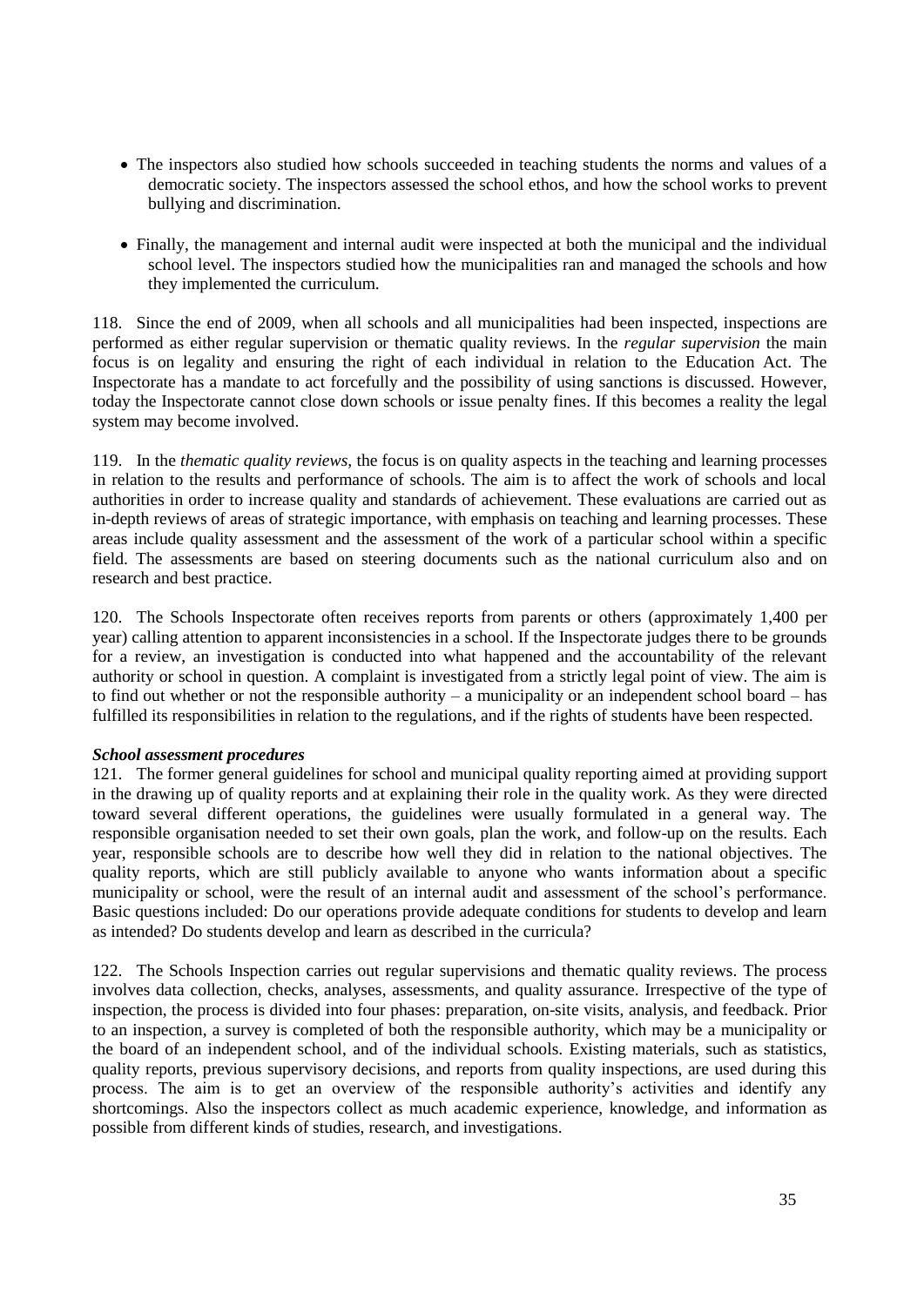- The inspectors also studied how schools succeeded in teaching students the norms and values of a democratic society. The inspectors assessed the school ethos, and how the school works to prevent bullying and discrimination.

- Finally, the management and internal audit were inspected at both the municipal and the individual school level. The inspectors studied how the municipalities ran and managed the schools and how they implemented the curriculum.

118. Since the end of 2009, when all schools and all municipalities had been inspected, inspections are performed as either regular supervision or thematic quality reviews. In the *regular supervision* the main focus is on legality and ensuring the right of each individual in relation to the Education Act. The Inspectorate has a mandate to act forcefully and the possibility of using sanctions is discussed. However, today the Inspectorate cannot close down schools or issue penalty fines. If this becomes a reality the legal system may become involved.

119. In the *thematic quality reviews*, the focus is on quality aspects in the teaching and learning processes in relation to the results and performance of schools. The aim is to affect the work of schools and local authorities in order to increase quality and standards of achievement. These evaluations are carried out as in-depth reviews of areas of strategic importance, with emphasis on teaching and learning processes. These areas include quality assessment and the assessment of the work of a particular school within a specific field. The assessments are based on steering documents such as the national curriculum also and on research and best practice.

120. The Schools Inspectorate often receives reports from parents or others (approximately 1,400 per year) calling attention to apparent inconsistencies in a school. If the Inspectorate judges there to be grounds for a review, an investigation is conducted into what happened and the accountability of the relevant authority or school in question. A complaint is investigated from a strictly legal point of view. The aim is to find out whether or not the responsible authority – a municipality or an independent school board – has fulfilled its responsibilities in relation to the regulations, and if the rights of students have been respected.

***School assessment procedures***

121. The former general guidelines for school and municipal quality reporting aimed at providing support in the drawing up of quality reports and at explaining their role in the quality work. As they were directed toward several different operations, the guidelines were usually formulated in a general way. The responsible organisation needed to set their own goals, plan the work, and follow-up on the results. Each year, responsible schools are to describe how well they did in relation to the national objectives. The quality reports, which are still publicly available to anyone who wants information about a specific municipality or school, were the result of an internal audit and assessment of the school's performance. Basic questions included: Do our operations provide adequate conditions for students to develop and learn as intended? Do students develop and learn as described in the curricula?

122. The Schools Inspection carries out regular supervisions and thematic quality reviews. The process involves data collection, checks, analyses, assessments, and quality assurance. Irrespective of the type of inspection, the process is divided into four phases: preparation, on-site visits, analysis, and feedback. Prior to an inspection, a survey is completed of both the responsible authority, which may be a municipality or the board of an independent school, and of the individual schools. Existing materials, such as statistics, quality reports, previous supervisory decisions, and reports from quality inspections, are used during this process. The aim is to get an overview of the responsible authority's activities and identify any shortcomings. Also the inspectors collect as much academic experience, knowledge, and information as possible from different kinds of studies, research, and investigations.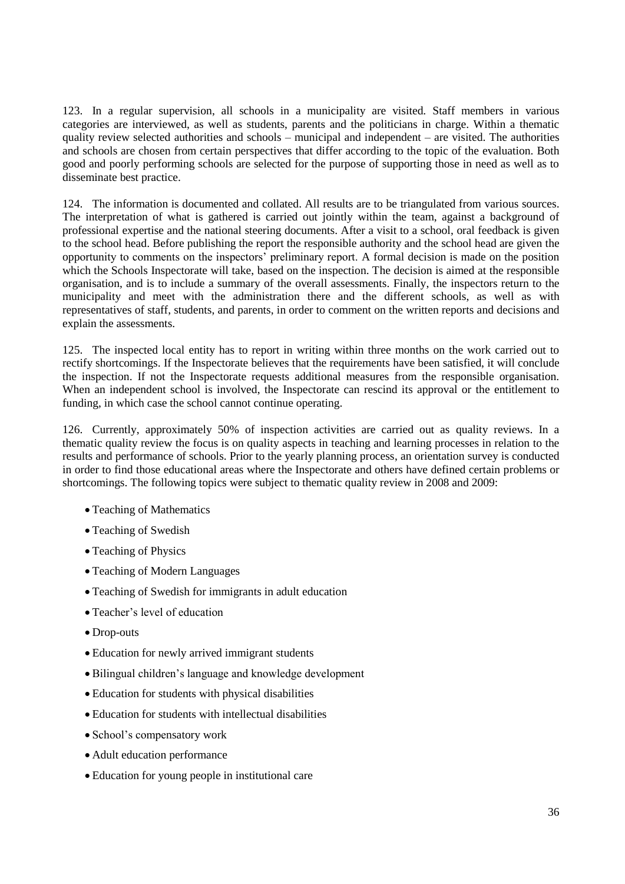123. In a regular supervision, all schools in a municipality are visited. Staff members in various categories are interviewed, as well as students, parents and the politicians in charge. Within a thematic quality review selected authorities and schools – municipal and independent – are visited. The authorities and schools are chosen from certain perspectives that differ according to the topic of the evaluation. Both good and poorly performing schools are selected for the purpose of supporting those in need as well as to disseminate best practice.

124. The information is documented and collated. All results are to be triangulated from various sources. The interpretation of what is gathered is carried out jointly within the team, against a background of professional expertise and the national steering documents. After a visit to a school, oral feedback is given to the school head. Before publishing the report the responsible authority and the school head are given the opportunity to comments on the inspectors' preliminary report. A formal decision is made on the position which the Schools Inspectorate will take, based on the inspection. The decision is aimed at the responsible organisation, and is to include a summary of the overall assessments. Finally, the inspectors return to the municipality and meet with the administration there and the different schools, as well as with representatives of staff, students, and parents, in order to comment on the written reports and decisions and explain the assessments.

125. The inspected local entity has to report in writing within three months on the work carried out to rectify shortcomings. If the Inspectorate believes that the requirements have been satisfied, it will conclude the inspection. If not the Inspectorate requests additional measures from the responsible organisation. When an independent school is involved, the Inspectorate can rescind its approval or the entitlement to funding, in which case the school cannot continue operating.

126. Currently, approximately 50% of inspection activities are carried out as quality reviews. In a thematic quality review the focus is on quality aspects in teaching and learning processes in relation to the results and performance of schools. Prior to the yearly planning process, an orientation survey is conducted in order to find those educational areas where the Inspectorate and others have defined certain problems or shortcomings. The following topics were subject to thematic quality review in 2008 and 2009:

- Teaching of Mathematics
- Teaching of Swedish
- Teaching of Physics
- Teaching of Modern Languages
- Teaching of Swedish for immigrants in adult education
- Teacher's level of education
- Drop-outs
- Education for newly arrived immigrant students
- Bilingual children's language and knowledge development
- Education for students with physical disabilities
- Education for students with intellectual disabilities
- School's compensatory work
- Adult education performance
- Education for young people in institutional care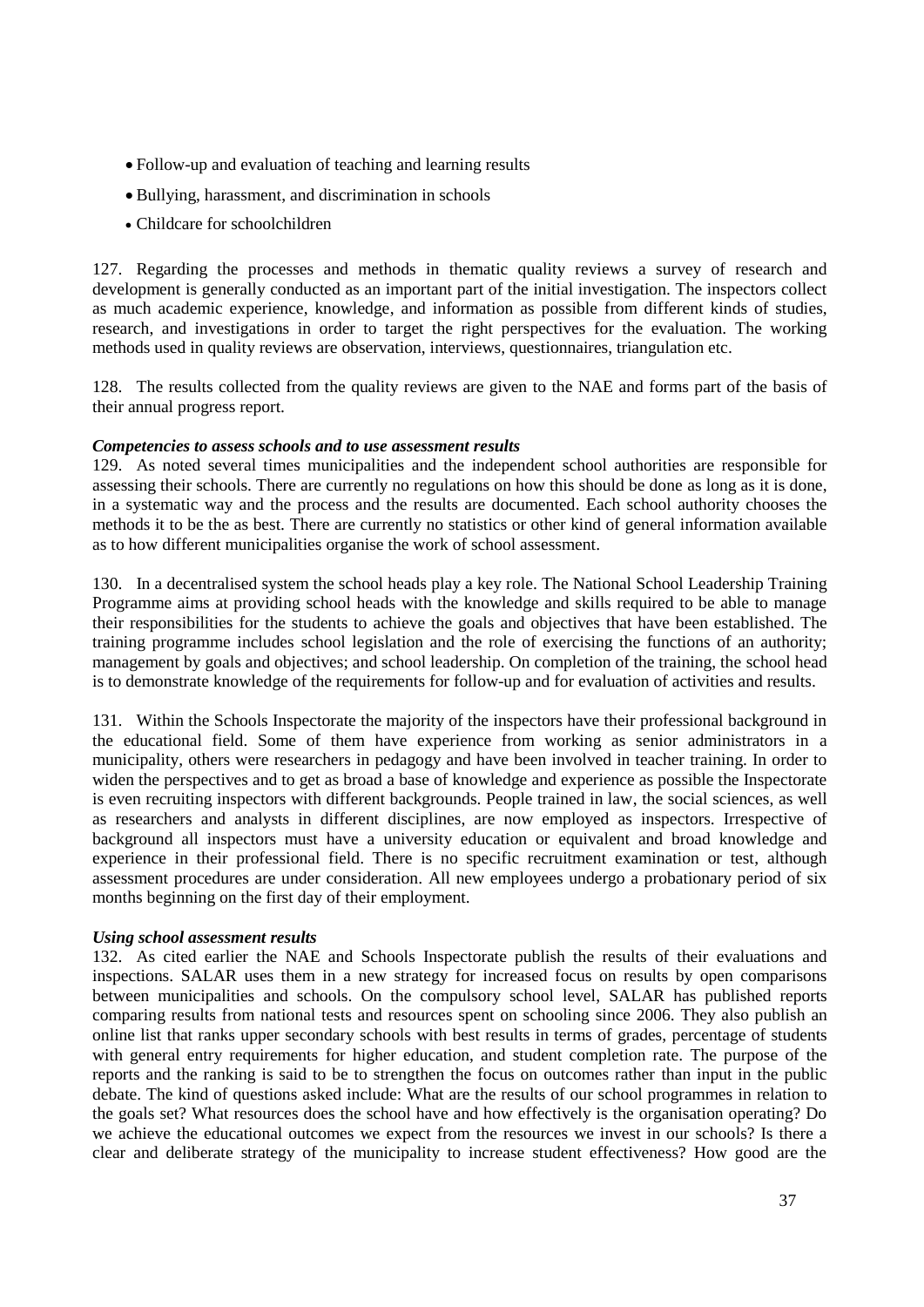- Follow-up and evaluation of teaching and learning results
- Bullying, harassment, and discrimination in schools
- Childcare for schoolchildren

127. Regarding the processes and methods in thematic quality reviews a survey of research and development is generally conducted as an important part of the initial investigation. The inspectors collect as much academic experience, knowledge, and information as possible from different kinds of studies, research, and investigations in order to target the right perspectives for the evaluation. The working methods used in quality reviews are observation, interviews, questionnaires, triangulation etc.

128. The results collected from the quality reviews are given to the NAE and forms part of the basis of their annual progress report.

***Competencies to assess schools and to use assessment results***

129. As noted several times municipalities and the independent school authorities are responsible for assessing their schools. There are currently no regulations on how this should be done as long as it is done, in a systematic way and the process and the results are documented. Each school authority chooses the methods it to be the as best. There are currently no statistics or other kind of general information available as to how different municipalities organise the work of school assessment.

130. In a decentralised system the school heads play a key role. The National School Leadership Training Programme aims at providing school heads with the knowledge and skills required to be able to manage their responsibilities for the students to achieve the goals and objectives that have been established. The training programme includes school legislation and the role of exercising the functions of an authority; management by goals and objectives; and school leadership. On completion of the training, the school head is to demonstrate knowledge of the requirements for follow-up and for evaluation of activities and results.

131. Within the Schools Inspectorate the majority of the inspectors have their professional background in the educational field. Some of them have experience from working as senior administrators in a municipality, others were researchers in pedagogy and have been involved in teacher training. In order to widen the perspectives and to get as broad a base of knowledge and experience as possible the Inspectorate is even recruiting inspectors with different backgrounds. People trained in law, the social sciences, as well as researchers and analysts in different disciplines, are now employed as inspectors. Irrespective of background all inspectors must have a university education or equivalent and broad knowledge and experience in their professional field. There is no specific recruitment examination or test, although assessment procedures are under consideration. All new employees undergo a probationary period of six months beginning on the first day of their employment.

***Using school assessment results***

132. As cited earlier the NAE and Schools Inspectorate publish the results of their evaluations and inspections. SALAR uses them in a new strategy for increased focus on results by open comparisons between municipalities and schools. On the compulsory school level, SALAR has published reports comparing results from national tests and resources spent on schooling since 2006. They also publish an online list that ranks upper secondary schools with best results in terms of grades, percentage of students with general entry requirements for higher education, and student completion rate. The purpose of the reports and the ranking is said to be to strengthen the focus on outcomes rather than input in the public debate. The kind of questions asked include: What are the results of our school programmes in relation to the goals set? What resources does the school have and how effectively is the organisation operating? Do we achieve the educational outcomes we expect from the resources we invest in our schools? Is there a clear and deliberate strategy of the municipality to increase student effectiveness? How good are the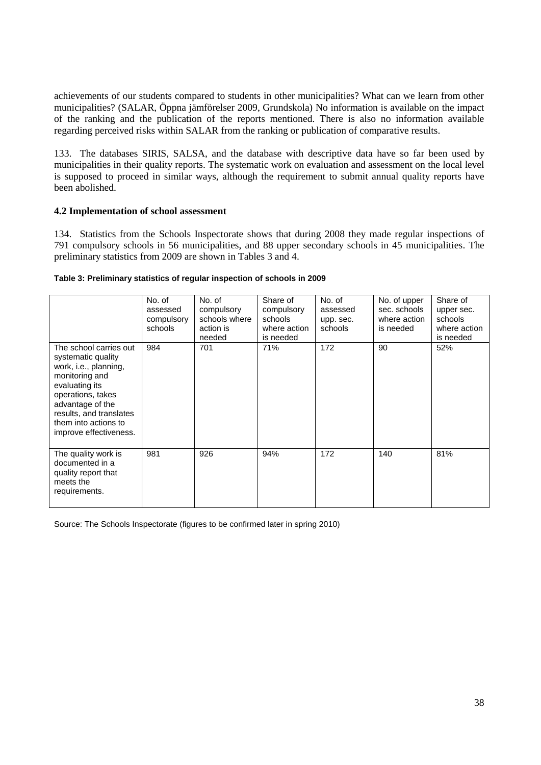achievements of our students compared to students in other municipalities? What can we learn from other municipalities? (SALAR, Öppna jämförelser 2009, Grundskola) No information is available on the impact of the ranking and the publication of the reports mentioned. There is also no information available regarding perceived risks within SALAR from the ranking or publication of comparative results.

133. The databases SIRIS, SALSA, and the database with descriptive data have so far been used by municipalities in their quality reports. The systematic work on evaluation and assessment on the local level is supposed to proceed in similar ways, although the requirement to submit annual quality reports have been abolished.

### 4.2 Implementation of school assessment

134. Statistics from the Schools Inspectorate shows that during 2008 they made regular inspections of 791 compulsory schools in 56 municipalities, and 88 upper secondary schools in 45 municipalities. The preliminary statistics from 2009 are shown in Tables 3 and 4.

**Table 3: Preliminary statistics of regular inspection of schools in 2009**

| | No. of assessed compulsory schools | No. of compulsory schools where action is needed | Share of compulsory schools where action is needed | No. of assessed upp. sec. schools | No. of upper sec. schools where action is needed | Share of upper sec. schools where action is needed |
|---|---|---|---|---|---|---|
| The school carries out systematic quality work, i.e., planning, monitoring and evaluating its operations, takes advantage of the results, and translates them into actions to improve effectiveness. | 984 | 701 | 71% | 172 | 90 | 52% |
| The quality work is documented in a quality report that meets the requirements. | 981 | 926 | 94% | 172 | 140 | 81% |

Source: The Schools Inspectorate (figures to be confirmed later in spring 2010)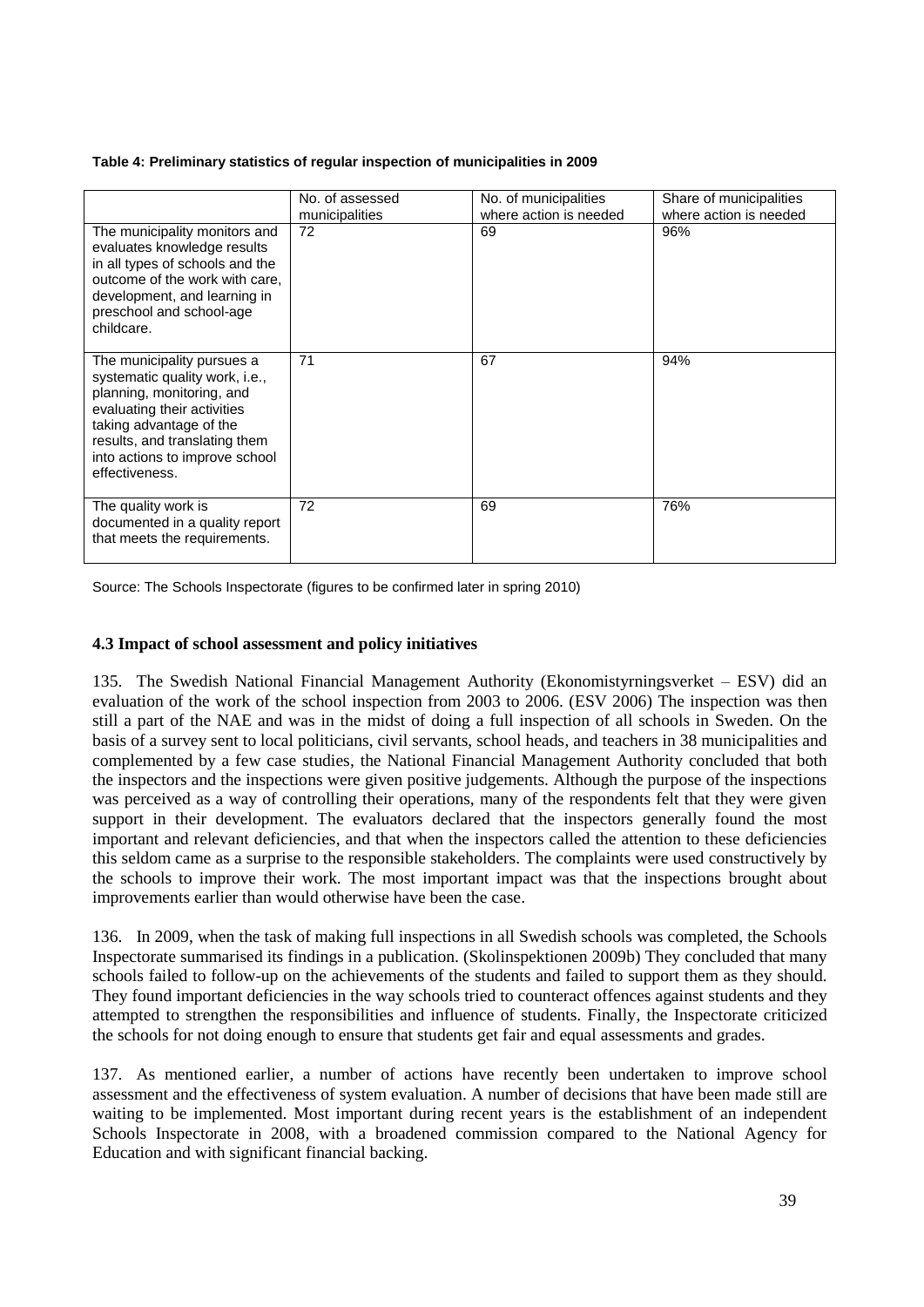**Table 4: Preliminary statistics of regular inspection of municipalities in 2009**

| | No. of assessed municipalities | No. of municipalities where action is needed | Share of municipalities where action is needed |
|---|---|---|---|
| The municipality monitors and evaluates knowledge results in all types of schools and the outcome of the work with care, development, and learning in preschool and school-age childcare. | 72 | 69 | 96% |
| The municipality pursues a systematic quality work, i.e., planning, monitoring, and evaluating their activities taking advantage of the results, and translating them into actions to improve school effectiveness. | 71 | 67 | 94% |
| The quality work is documented in a quality report that meets the requirements. | 72 | 69 | 76% |

Source: The Schools Inspectorate (figures to be confirmed later in spring 2010)

### 4.3 Impact of school assessment and policy initiatives

135. The Swedish National Financial Management Authority (Ekonomistyrningsverket – ESV) did an evaluation of the work of the school inspection from 2003 to 2006. (ESV 2006) The inspection was then still a part of the NAE and was in the midst of doing a full inspection of all schools in Sweden. On the basis of a survey sent to local politicians, civil servants, school heads, and teachers in 38 municipalities and complemented by a few case studies, the National Financial Management Authority concluded that both the inspectors and the inspections were given positive judgements. Although the purpose of the inspections was perceived as a way of controlling their operations, many of the respondents felt that they were given support in their development. The evaluators declared that the inspectors generally found the most important and relevant deficiencies, and that when the inspectors called the attention to these deficiencies this seldom came as a surprise to the responsible stakeholders. The complaints were used constructively by the schools to improve their work. The most important impact was that the inspections brought about improvements earlier than would otherwise have been the case.

136. In 2009, when the task of making full inspections in all Swedish schools was completed, the Schools Inspectorate summarised its findings in a publication. (Skolinspektionen 2009b) They concluded that many schools failed to follow-up on the achievements of the students and failed to support them as they should. They found important deficiencies in the way schools tried to counteract offences against students and they attempted to strengthen the responsibilities and influence of students. Finally, the Inspectorate criticized the schools for not doing enough to ensure that students get fair and equal assessments and grades.

137. As mentioned earlier, a number of actions have recently been undertaken to improve school assessment and the effectiveness of system evaluation. A number of decisions that have been made still are waiting to be implemented. Most important during recent years is the establishment of an independent Schools Inspectorate in 2008, with a broadened commission compared to the National Agency for Education and with significant financial backing.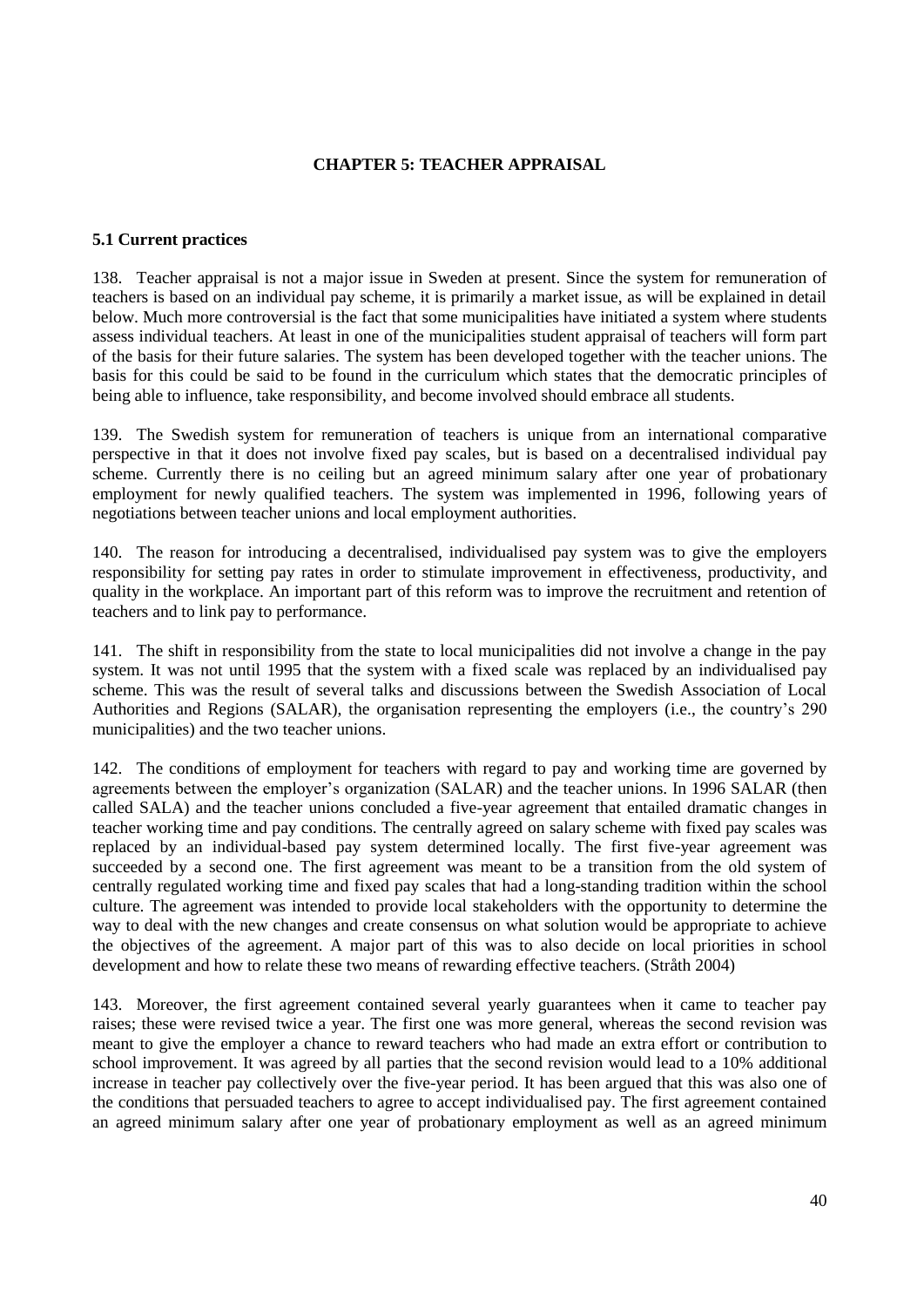## CHAPTER 5: TEACHER APPRAISAL

### 5.1 Current practices

138. Teacher appraisal is not a major issue in Sweden at present. Since the system for remuneration of teachers is based on an individual pay scheme, it is primarily a market issue, as will be explained in detail below. Much more controversial is the fact that some municipalities have initiated a system where students assess individual teachers. At least in one of the municipalities student appraisal of teachers will form part of the basis for their future salaries. The system has been developed together with the teacher unions. The basis for this could be said to be found in the curriculum which states that the democratic principles of being able to influence, take responsibility, and become involved should embrace all students.

139. The Swedish system for remuneration of teachers is unique from an international comparative perspective in that it does not involve fixed pay scales, but is based on a decentralised individual pay scheme. Currently there is no ceiling but an agreed minimum salary after one year of probationary employment for newly qualified teachers. The system was implemented in 1996, following years of negotiations between teacher unions and local employment authorities.

140. The reason for introducing a decentralised, individualised pay system was to give the employers responsibility for setting pay rates in order to stimulate improvement in effectiveness, productivity, and quality in the workplace. An important part of this reform was to improve the recruitment and retention of teachers and to link pay to performance.

141. The shift in responsibility from the state to local municipalities did not involve a change in the pay system. It was not until 1995 that the system with a fixed scale was replaced by an individualised pay scheme. This was the result of several talks and discussions between the Swedish Association of Local Authorities and Regions (SALAR), the organisation representing the employers (i.e., the country's 290 municipalities) and the two teacher unions.

142. The conditions of employment for teachers with regard to pay and working time are governed by agreements between the employer's organization (SALAR) and the teacher unions. In 1996 SALAR (then called SALA) and the teacher unions concluded a five-year agreement that entailed dramatic changes in teacher working time and pay conditions. The centrally agreed on salary scheme with fixed pay scales was replaced by an individual-based pay system determined locally. The first five-year agreement was succeeded by a second one. The first agreement was meant to be a transition from the old system of centrally regulated working time and fixed pay scales that had a long-standing tradition within the school culture. The agreement was intended to provide local stakeholders with the opportunity to determine the way to deal with the new changes and create consensus on what solution would be appropriate to achieve the objectives of the agreement. A major part of this was to also decide on local priorities in school development and how to relate these two means of rewarding effective teachers. (Stråth 2004)

143. Moreover, the first agreement contained several yearly guarantees when it came to teacher pay raises; these were revised twice a year. The first one was more general, whereas the second revision was meant to give the employer a chance to reward teachers who had made an extra effort or contribution to school improvement. It was agreed by all parties that the second revision would lead to a 10% additional increase in teacher pay collectively over the five-year period. It has been argued that this was also one of the conditions that persuaded teachers to agree to accept individualised pay. The first agreement contained an agreed minimum salary after one year of probationary employment as well as an agreed minimum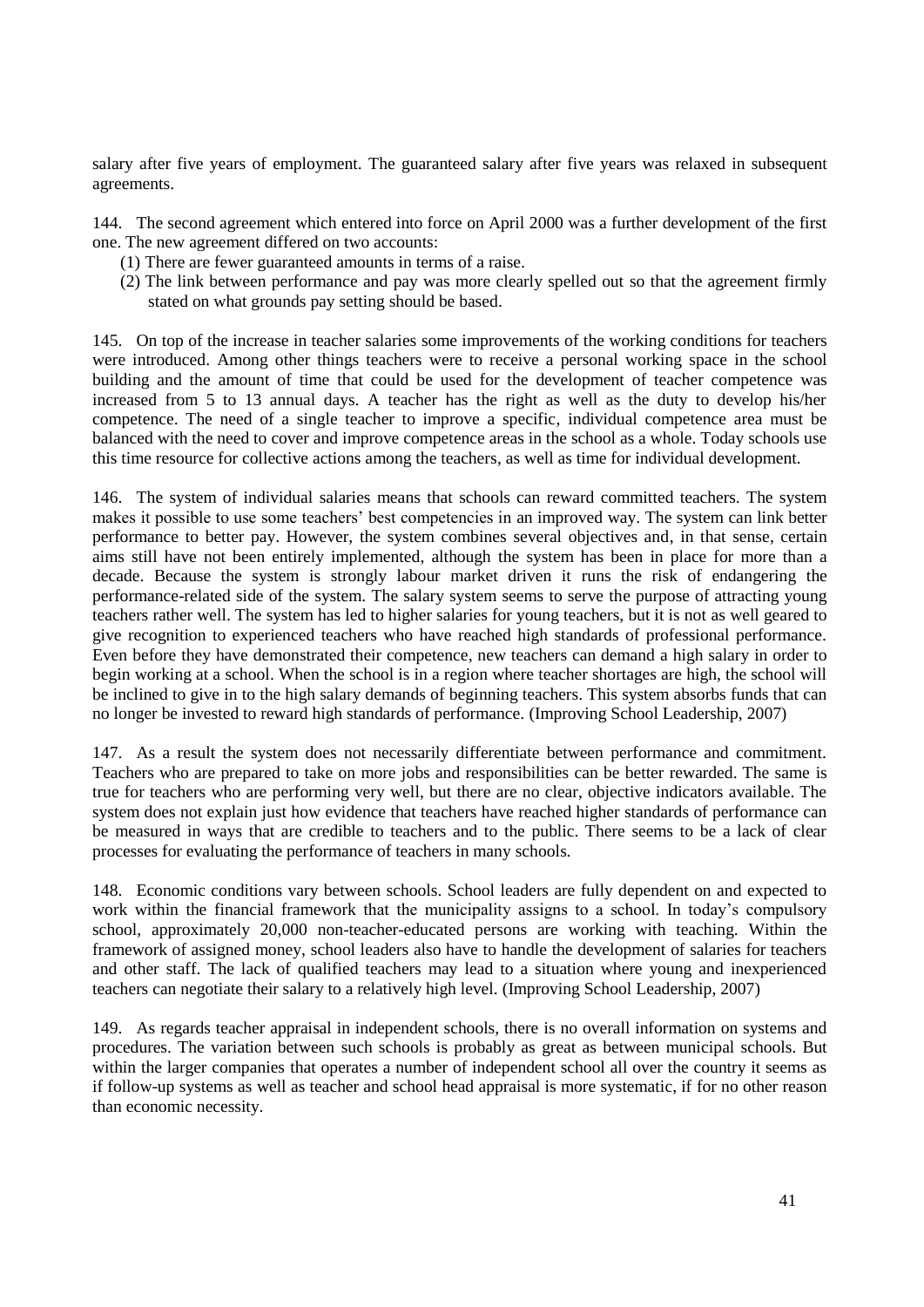salary after five years of employment. The guaranteed salary after five years was relaxed in subsequent agreements.

144. The second agreement which entered into force on April 2000 was a further development of the first one. The new agreement differed on two accounts:

(1) There are fewer guaranteed amounts in terms of a raise.
(2) The link between performance and pay was more clearly spelled out so that the agreement firmly stated on what grounds pay setting should be based.

145. On top of the increase in teacher salaries some improvements of the working conditions for teachers were introduced. Among other things teachers were to receive a personal working space in the school building and the amount of time that could be used for the development of teacher competence was increased from 5 to 13 annual days. A teacher has the right as well as the duty to develop his/her competence. The need of a single teacher to improve a specific, individual competence area must be balanced with the need to cover and improve competence areas in the school as a whole. Today schools use this time resource for collective actions among the teachers, as well as time for individual development.

146. The system of individual salaries means that schools can reward committed teachers. The system makes it possible to use some teachers' best competencies in an improved way. The system can link better performance to better pay. However, the system combines several objectives and, in that sense, certain aims still have not been entirely implemented, although the system has been in place for more than a decade. Because the system is strongly labour market driven it runs the risk of endangering the performance-related side of the system. The salary system seems to serve the purpose of attracting young teachers rather well. The system has led to higher salaries for young teachers, but it is not as well geared to give recognition to experienced teachers who have reached high standards of professional performance. Even before they have demonstrated their competence, new teachers can demand a high salary in order to begin working at a school. When the school is in a region where teacher shortages are high, the school will be inclined to give in to the high salary demands of beginning teachers. This system absorbs funds that can no longer be invested to reward high standards of performance. (Improving School Leadership, 2007)

147. As a result the system does not necessarily differentiate between performance and commitment. Teachers who are prepared to take on more jobs and responsibilities can be better rewarded. The same is true for teachers who are performing very well, but there are no clear, objective indicators available. The system does not explain just how evidence that teachers have reached higher standards of performance can be measured in ways that are credible to teachers and to the public. There seems to be a lack of clear processes for evaluating the performance of teachers in many schools.

148. Economic conditions vary between schools. School leaders are fully dependent on and expected to work within the financial framework that the municipality assigns to a school. In today's compulsory school, approximately 20,000 non-teacher-educated persons are working with teaching. Within the framework of assigned money, school leaders also have to handle the development of salaries for teachers and other staff. The lack of qualified teachers may lead to a situation where young and inexperienced teachers can negotiate their salary to a relatively high level. (Improving School Leadership, 2007)

149. As regards teacher appraisal in independent schools, there is no overall information on systems and procedures. The variation between such schools is probably as great as between municipal schools. But within the larger companies that operates a number of independent school all over the country it seems as if follow-up systems as well as teacher and school head appraisal is more systematic, if for no other reason than economic necessity.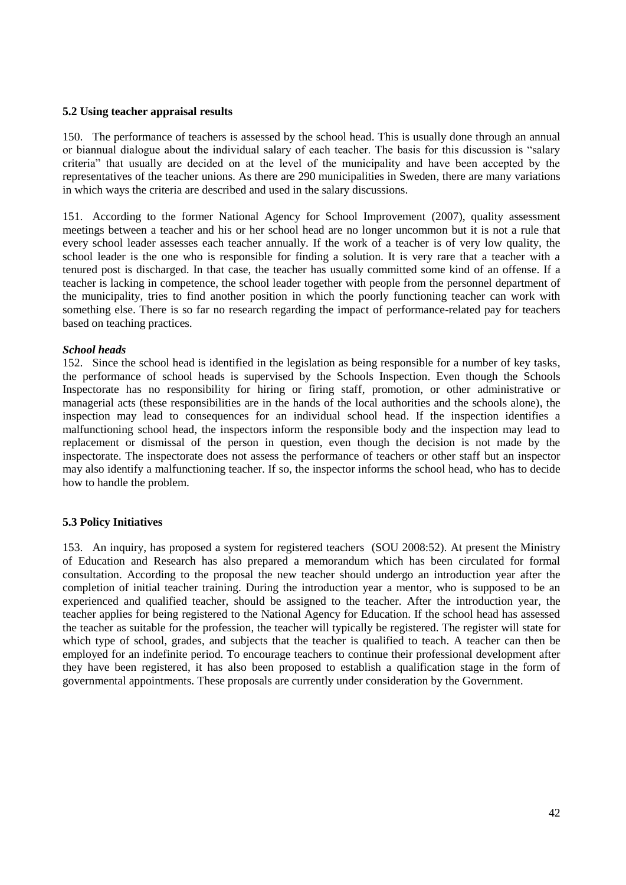### 5.2 Using teacher appraisal results

150. The performance of teachers is assessed by the school head. This is usually done through an annual or biannual dialogue about the individual salary of each teacher. The basis for this discussion is "salary criteria" that usually are decided on at the level of the municipality and have been accepted by the representatives of the teacher unions. As there are 290 municipalities in Sweden, there are many variations in which ways the criteria are described and used in the salary discussions.

151. According to the former National Agency for School Improvement (2007), quality assessment meetings between a teacher and his or her school head are no longer uncommon but it is not a rule that every school leader assesses each teacher annually. If the work of a teacher is of very low quality, the school leader is the one who is responsible for finding a solution. It is very rare that a teacher with a tenured post is discharged. In that case, the teacher has usually committed some kind of an offense. If a teacher is lacking in competence, the school leader together with people from the personnel department of the municipality, tries to find another position in which the poorly functioning teacher can work with something else. There is so far no research regarding the impact of performance-related pay for teachers based on teaching practices.

***School heads***

152. Since the school head is identified in the legislation as being responsible for a number of key tasks, the performance of school heads is supervised by the Schools Inspection. Even though the Schools Inspectorate has no responsibility for hiring or firing staff, promotion, or other administrative or managerial acts (these responsibilities are in the hands of the local authorities and the schools alone), the inspection may lead to consequences for an individual school head. If the inspection identifies a malfunctioning school head, the inspectors inform the responsible body and the inspection may lead to replacement or dismissal of the person in question, even though the decision is not made by the inspectorate. The inspectorate does not assess the performance of teachers or other staff but an inspector may also identify a malfunctioning teacher. If so, the inspector informs the school head, who has to decide how to handle the problem.

### 5.3 Policy Initiatives

153. An inquiry, has proposed a system for registered teachers (SOU 2008:52). At present the Ministry of Education and Research has also prepared a memorandum which has been circulated for formal consultation. According to the proposal the new teacher should undergo an introduction year after the completion of initial teacher training. During the introduction year a mentor, who is supposed to be an experienced and qualified teacher, should be assigned to the teacher. After the introduction year, the teacher applies for being registered to the National Agency for Education. If the school head has assessed the teacher as suitable for the profession, the teacher will typically be registered. The register will state for which type of school, grades, and subjects that the teacher is qualified to teach. A teacher can then be employed for an indefinite period. To encourage teachers to continue their professional development after they have been registered, it has also been proposed to establish a qualification stage in the form of governmental appointments. These proposals are currently under consideration by the Government.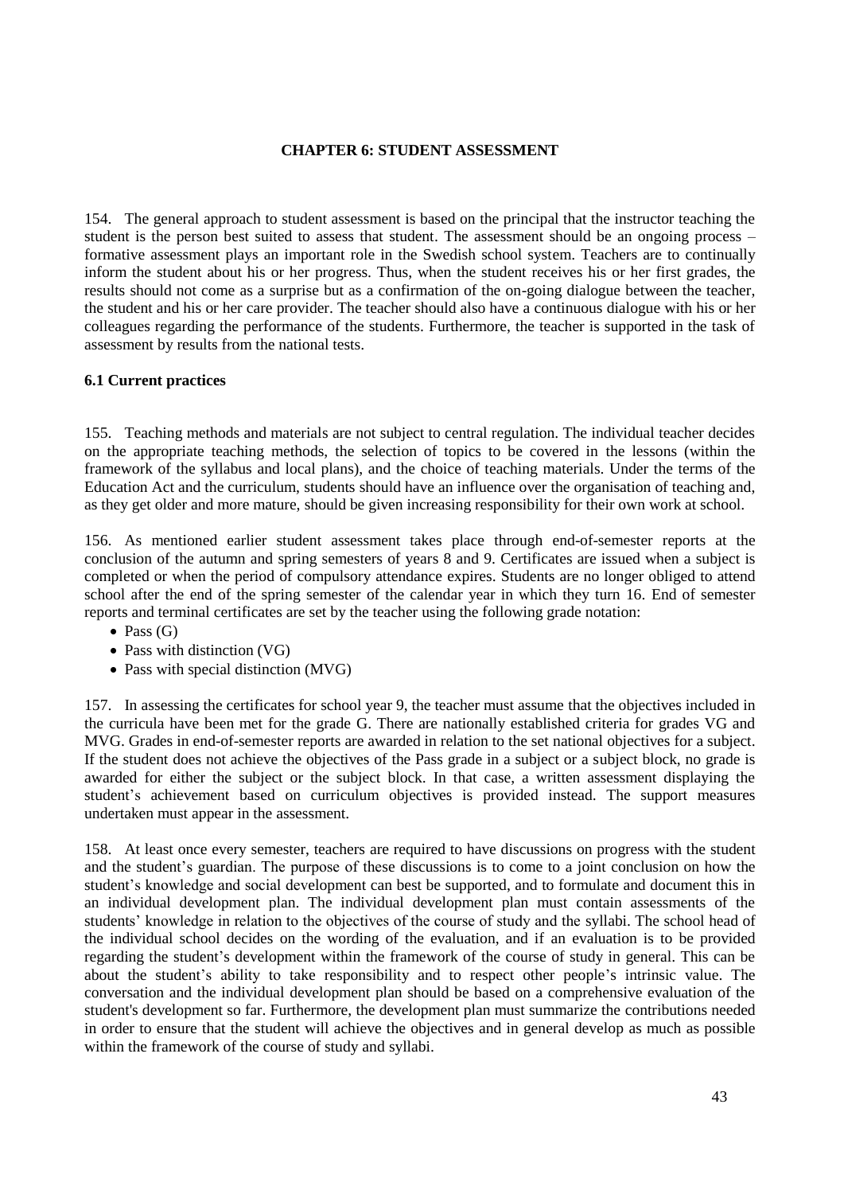## CHAPTER 6: STUDENT ASSESSMENT

154. The general approach to student assessment is based on the principal that the instructor teaching the student is the person best suited to assess that student. The assessment should be an ongoing process – formative assessment plays an important role in the Swedish school system. Teachers are to continually inform the student about his or her progress. Thus, when the student receives his or her first grades, the results should not come as a surprise but as a confirmation of the on-going dialogue between the teacher, the student and his or her care provider. The teacher should also have a continuous dialogue with his or her colleagues regarding the performance of the students. Furthermore, the teacher is supported in the task of assessment by results from the national tests.

### 6.1 Current practices

155. Teaching methods and materials are not subject to central regulation. The individual teacher decides on the appropriate teaching methods, the selection of topics to be covered in the lessons (within the framework of the syllabus and local plans), and the choice of teaching materials. Under the terms of the Education Act and the curriculum, students should have an influence over the organisation of teaching and, as they get older and more mature, should be given increasing responsibility for their own work at school.

156. As mentioned earlier student assessment takes place through end-of-semester reports at the conclusion of the autumn and spring semesters of years 8 and 9. Certificates are issued when a subject is completed or when the period of compulsory attendance expires. Students are no longer obliged to attend school after the end of the spring semester of the calendar year in which they turn 16. End of semester reports and terminal certificates are set by the teacher using the following grade notation:

- Pass (G)
- Pass with distinction (VG)
- Pass with special distinction (MVG)

157. In assessing the certificates for school year 9, the teacher must assume that the objectives included in the curricula have been met for the grade G. There are nationally established criteria for grades VG and MVG. Grades in end-of-semester reports are awarded in relation to the set national objectives for a subject. If the student does not achieve the objectives of the Pass grade in a subject or a subject block, no grade is awarded for either the subject or the subject block. In that case, a written assessment displaying the student's achievement based on curriculum objectives is provided instead. The support measures undertaken must appear in the assessment.

158. At least once every semester, teachers are required to have discussions on progress with the student and the student's guardian. The purpose of these discussions is to come to a joint conclusion on how the student's knowledge and social development can best be supported, and to formulate and document this in an individual development plan. The individual development plan must contain assessments of the students' knowledge in relation to the objectives of the course of study and the syllabi. The school head of the individual school decides on the wording of the evaluation, and if an evaluation is to be provided regarding the student's development within the framework of the course of study in general. This can be about the student's ability to take responsibility and to respect other people's intrinsic value. The conversation and the individual development plan should be based on a comprehensive evaluation of the student's development so far. Furthermore, the development plan must summarize the contributions needed in order to ensure that the student will achieve the objectives and in general develop as much as possible within the framework of the course of study and syllabi.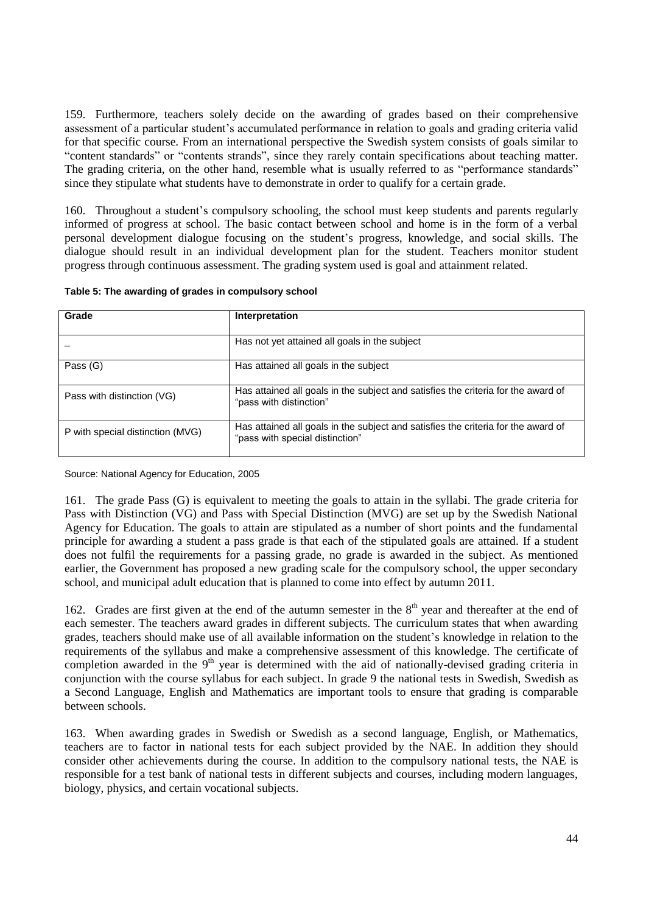159. Furthermore, teachers solely decide on the awarding of grades based on their comprehensive assessment of a particular student's accumulated performance in relation to goals and grading criteria valid for that specific course. From an international perspective the Swedish system consists of goals similar to "content standards" or "contents strands", since they rarely contain specifications about teaching matter. The grading criteria, on the other hand, resemble what is usually referred to as "performance standards" since they stipulate what students have to demonstrate in order to qualify for a certain grade.

160. Throughout a student's compulsory schooling, the school must keep students and parents regularly informed of progress at school. The basic contact between school and home is in the form of a verbal personal development dialogue focusing on the student's progress, knowledge, and social skills. The dialogue should result in an individual development plan for the student. Teachers monitor student progress through continuous assessment. The grading system used is goal and attainment related.

**Table 5: The awarding of grades in compulsory school**

| Grade | Interpretation |
|---|---|
| – | Has not yet attained all goals in the subject |
| Pass (G) | Has attained all goals in the subject |
| Pass with distinction (VG) | Has attained all goals in the subject and satisfies the criteria for the award of "pass with distinction" |
| P with special distinction (MVG) | Has attained all goals in the subject and satisfies the criteria for the award of "pass with special distinction" |

Source: National Agency for Education, 2005

161. The grade Pass (G) is equivalent to meeting the goals to attain in the syllabi. The grade criteria for Pass with Distinction (VG) and Pass with Special Distinction (MVG) are set up by the Swedish National Agency for Education. The goals to attain are stipulated as a number of short points and the fundamental principle for awarding a student a pass grade is that each of the stipulated goals are attained. If a student does not fulfil the requirements for a passing grade, no grade is awarded in the subject. As mentioned earlier, the Government has proposed a new grading scale for the compulsory school, the upper secondary school, and municipal adult education that is planned to come into effect by autumn 2011.

162. Grades are first given at the end of the autumn semester in the 8th year and thereafter at the end of each semester. The teachers award grades in different subjects. The curriculum states that when awarding grades, teachers should make use of all available information on the student's knowledge in relation to the requirements of the syllabus and make a comprehensive assessment of this knowledge. The certificate of completion awarded in the 9th year is determined with the aid of nationally-devised grading criteria in conjunction with the course syllabus for each subject. In grade 9 the national tests in Swedish, Swedish as a Second Language, English and Mathematics are important tools to ensure that grading is comparable between schools.

163. When awarding grades in Swedish or Swedish as a second language, English, or Mathematics, teachers are to factor in national tests for each subject provided by the NAE. In addition they should consider other achievements during the course. In addition to the compulsory national tests, the NAE is responsible for a test bank of national tests in different subjects and courses, including modern languages, biology, physics, and certain vocational subjects.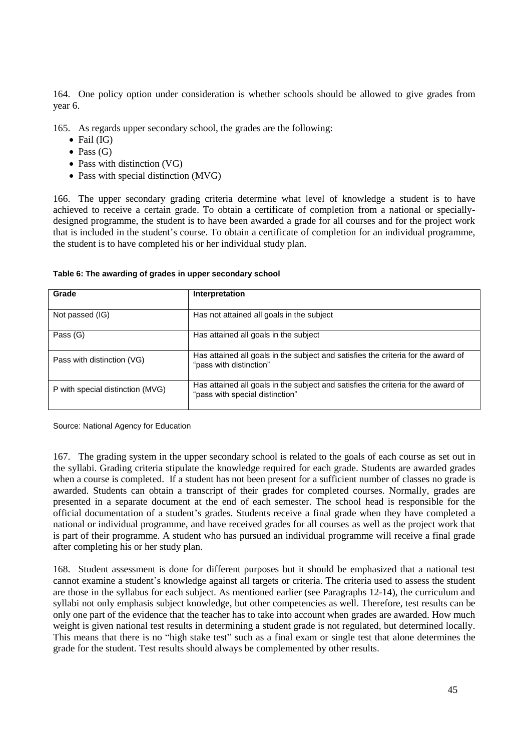164. One policy option under consideration is whether schools should be allowed to give grades from year 6.

165. As regards upper secondary school, the grades are the following:

- Fail (IG)
- Pass (G)
- Pass with distinction (VG)
- Pass with special distinction (MVG)

166. The upper secondary grading criteria determine what level of knowledge a student is to have achieved to receive a certain grade. To obtain a certificate of completion from a national or specially-designed programme, the student is to have been awarded a grade for all courses and for the project work that is included in the student's course. To obtain a certificate of completion for an individual programme, the student is to have completed his or her individual study plan.

**Table 6: The awarding of grades in upper secondary school**

| Grade | Interpretation |
| --- | --- |
| Not passed (IG) | Has not attained all goals in the subject |
| Pass (G) | Has attained all goals in the subject |
| Pass with distinction (VG) | Has attained all goals in the subject and satisfies the criteria for the award of "pass with distinction" |
| P with special distinction (MVG) | Has attained all goals in the subject and satisfies the criteria for the award of "pass with special distinction" |

Source: National Agency for Education

167. The grading system in the upper secondary school is related to the goals of each course as set out in the syllabi. Grading criteria stipulate the knowledge required for each grade. Students are awarded grades when a course is completed. If a student has not been present for a sufficient number of classes no grade is awarded. Students can obtain a transcript of their grades for completed courses. Normally, grades are presented in a separate document at the end of each semester. The school head is responsible for the official documentation of a student's grades. Students receive a final grade when they have completed a national or individual programme, and have received grades for all courses as well as the project work that is part of their programme. A student who has pursued an individual programme will receive a final grade after completing his or her study plan.

168. Student assessment is done for different purposes but it should be emphasized that a national test cannot examine a student's knowledge against all targets or criteria. The criteria used to assess the student are those in the syllabus for each subject. As mentioned earlier (see Paragraphs 12-14), the curriculum and syllabi not only emphasis subject knowledge, but other competencies as well. Therefore, test results can be only one part of the evidence that the teacher has to take into account when grades are awarded. How much weight is given national test results in determining a student grade is not regulated, but determined locally. This means that there is no "high stake test" such as a final exam or single test that alone determines the grade for the student. Test results should always be complemented by other results.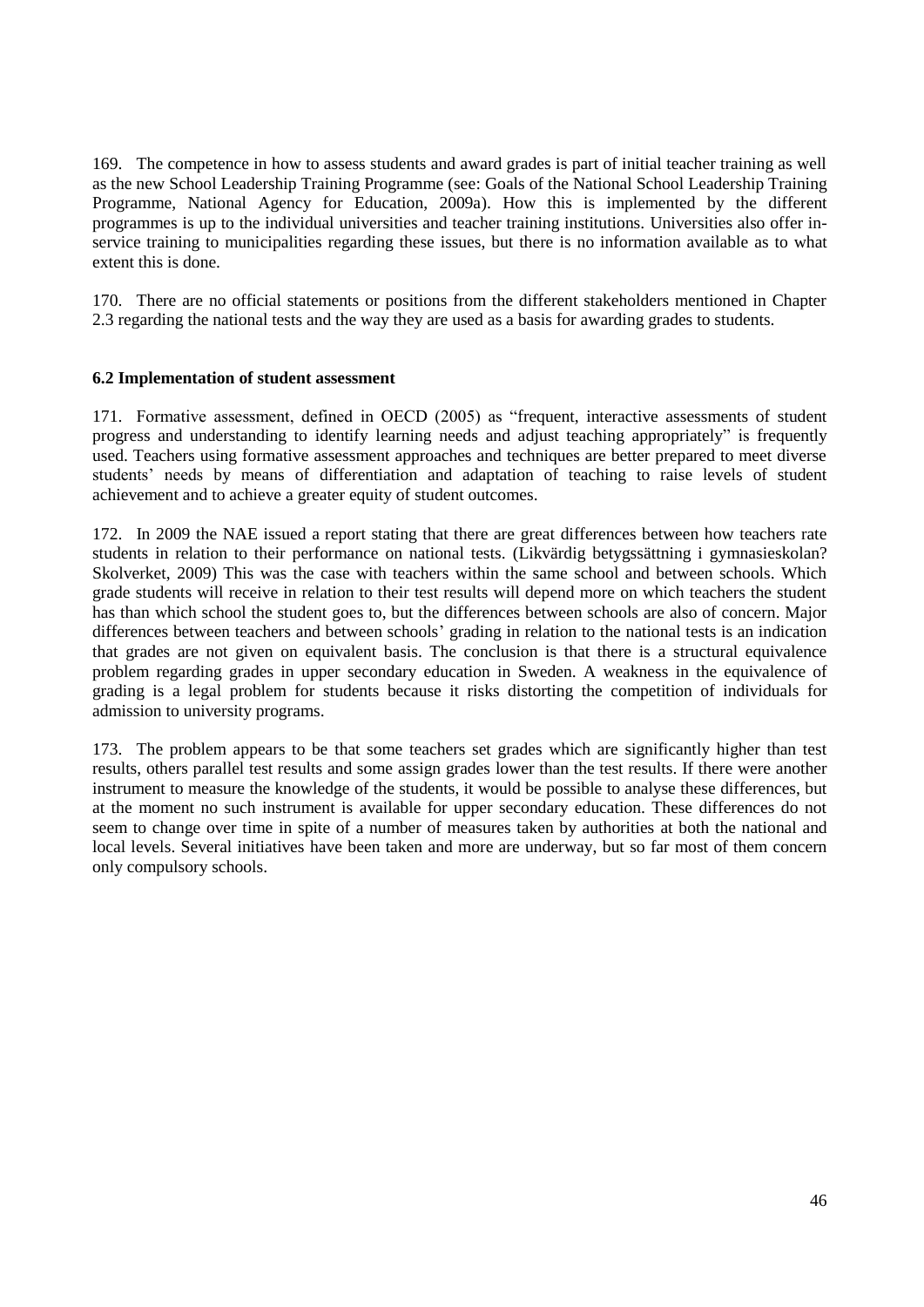169. The competence in how to assess students and award grades is part of initial teacher training as well as the new School Leadership Training Programme (see: Goals of the National School Leadership Training Programme, National Agency for Education, 2009a). How this is implemented by the different programmes is up to the individual universities and teacher training institutions. Universities also offer in-service training to municipalities regarding these issues, but there is no information available as to what extent this is done.

170. There are no official statements or positions from the different stakeholders mentioned in Chapter 2.3 regarding the national tests and the way they are used as a basis for awarding grades to students.

### 6.2 Implementation of student assessment

171. Formative assessment, defined in OECD (2005) as "frequent, interactive assessments of student progress and understanding to identify learning needs and adjust teaching appropriately" is frequently used. Teachers using formative assessment approaches and techniques are better prepared to meet diverse students' needs by means of differentiation and adaptation of teaching to raise levels of student achievement and to achieve a greater equity of student outcomes.

172. In 2009 the NAE issued a report stating that there are great differences between how teachers rate students in relation to their performance on national tests. (Likvärdig betygssättning i gymnasieskolan? Skolverket, 2009) This was the case with teachers within the same school and between schools. Which grade students will receive in relation to their test results will depend more on which teachers the student has than which school the student goes to, but the differences between schools are also of concern. Major differences between teachers and between schools' grading in relation to the national tests is an indication that grades are not given on equivalent basis. The conclusion is that there is a structural equivalence problem regarding grades in upper secondary education in Sweden. A weakness in the equivalence of grading is a legal problem for students because it risks distorting the competition of individuals for admission to university programs.

173. The problem appears to be that some teachers set grades which are significantly higher than test results, others parallel test results and some assign grades lower than the test results. If there were another instrument to measure the knowledge of the students, it would be possible to analyse these differences, but at the moment no such instrument is available for upper secondary education. These differences do not seem to change over time in spite of a number of measures taken by authorities at both the national and local levels. Several initiatives have been taken and more are underway, but so far most of them concern only compulsory schools.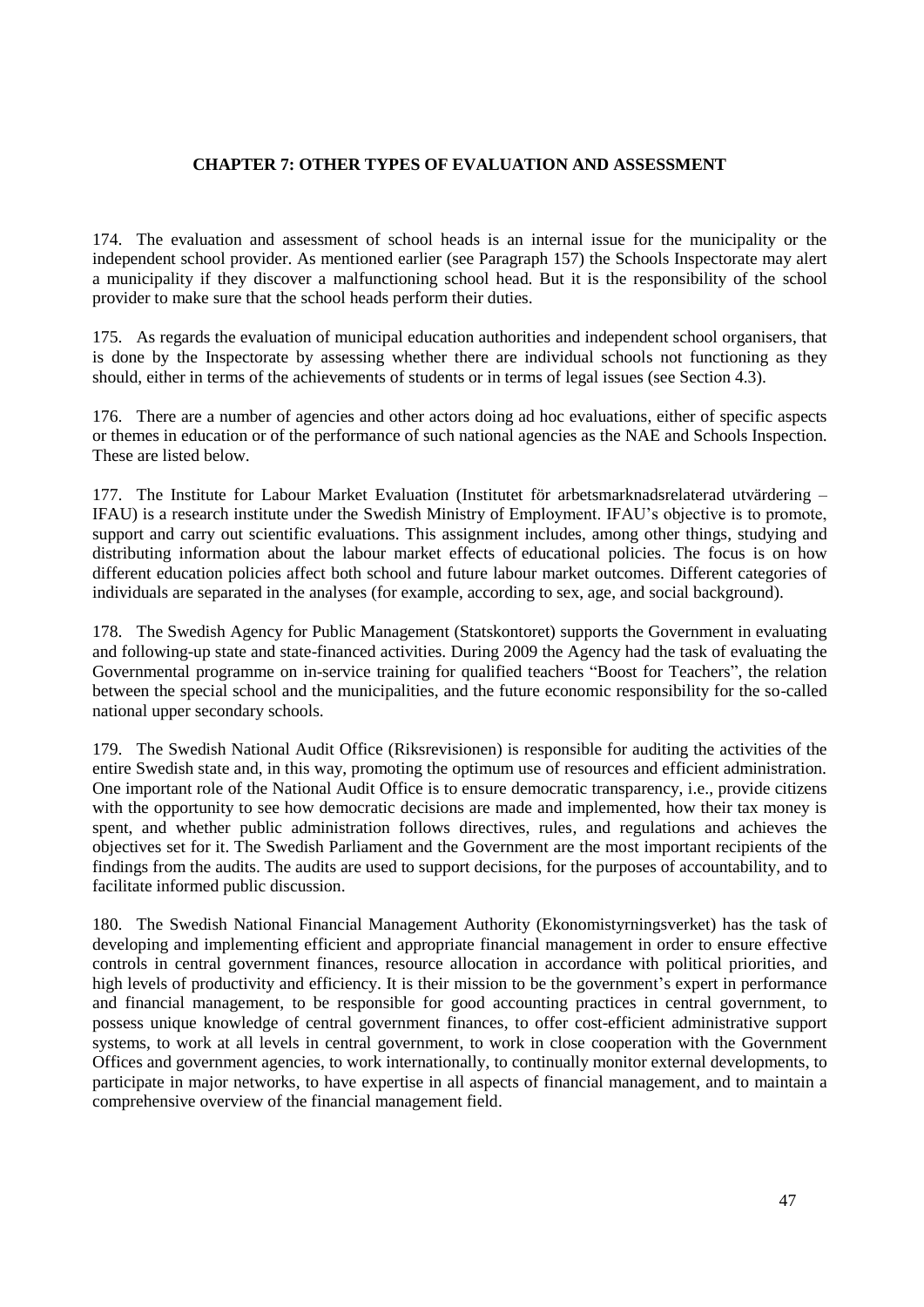## CHAPTER 7: OTHER TYPES OF EVALUATION AND ASSESSMENT

174. The evaluation and assessment of school heads is an internal issue for the municipality or the independent school provider. As mentioned earlier (see Paragraph 157) the Schools Inspectorate may alert a municipality if they discover a malfunctioning school head. But it is the responsibility of the school provider to make sure that the school heads perform their duties.

175. As regards the evaluation of municipal education authorities and independent school organisers, that is done by the Inspectorate by assessing whether there are individual schools not functioning as they should, either in terms of the achievements of students or in terms of legal issues (see Section 4.3).

176. There are a number of agencies and other actors doing ad hoc evaluations, either of specific aspects or themes in education or of the performance of such national agencies as the NAE and Schools Inspection. These are listed below.

177. The Institute for Labour Market Evaluation (Institutet för arbetsmarknadsrelaterad utvärdering – IFAU) is a research institute under the Swedish Ministry of Employment. IFAU's objective is to promote, support and carry out scientific evaluations. This assignment includes, among other things, studying and distributing information about the labour market effects of educational policies. The focus is on how different education policies affect both school and future labour market outcomes. Different categories of individuals are separated in the analyses (for example, according to sex, age, and social background).

178. The Swedish Agency for Public Management (Statskontoret) supports the Government in evaluating and following-up state and state-financed activities. During 2009 the Agency had the task of evaluating the Governmental programme on in-service training for qualified teachers "Boost for Teachers", the relation between the special school and the municipalities, and the future economic responsibility for the so-called national upper secondary schools.

179. The Swedish National Audit Office (Riksrevisionen) is responsible for auditing the activities of the entire Swedish state and, in this way, promoting the optimum use of resources and efficient administration. One important role of the National Audit Office is to ensure democratic transparency, i.e., provide citizens with the opportunity to see how democratic decisions are made and implemented, how their tax money is spent, and whether public administration follows directives, rules, and regulations and achieves the objectives set for it. The Swedish Parliament and the Government are the most important recipients of the findings from the audits. The audits are used to support decisions, for the purposes of accountability, and to facilitate informed public discussion.

180. The Swedish National Financial Management Authority (Ekonomistyrningsverket) has the task of developing and implementing efficient and appropriate financial management in order to ensure effective controls in central government finances, resource allocation in accordance with political priorities, and high levels of productivity and efficiency. It is their mission to be the government's expert in performance and financial management, to be responsible for good accounting practices in central government, to possess unique knowledge of central government finances, to offer cost-efficient administrative support systems, to work at all levels in central government, to work in close cooperation with the Government Offices and government agencies, to work internationally, to continually monitor external developments, to participate in major networks, to have expertise in all aspects of financial management, and to maintain a comprehensive overview of the financial management field.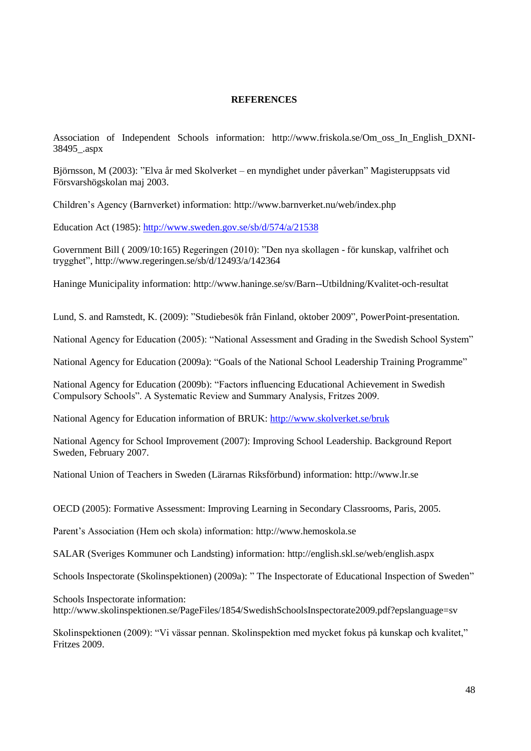# REFERENCES

Association of Independent Schools information: http://www.friskola.se/Om_oss_In_English_DXNI-38495_.aspx

Björnsson, M (2003): ”Elva år med Skolverket – en myndighet under påverkan” Magisteruppsats vid Försvarshögskolan maj 2003.

Children's Agency (Barnverket) information: http://www.barnverket.nu/web/index.php

Education Act (1985): http://www.sweden.gov.se/sb/d/574/a/21538

Government Bill ( 2009/10:165) Regeringen (2010): ”Den nya skollagen - för kunskap, valfrihet och trygghet”, http://www.regeringen.se/sb/d/12493/a/142364

Haninge Municipality information: http://www.haninge.se/sv/Barn--Utbildning/Kvalitet-och-resultat

Lund, S. and Ramstedt, K. (2009): ”Studiebesök från Finland, oktober 2009”, PowerPoint-presentation.

National Agency for Education (2005): "National Assessment and Grading in the Swedish School System"

National Agency for Education (2009a): "Goals of the National School Leadership Training Programme"

National Agency for Education (2009b): "Factors influencing Educational Achievement in Swedish Compulsory Schools". A Systematic Review and Summary Analysis, Fritzes 2009.

National Agency for Education information of BRUK: http://www.skolverket.se/bruk

National Agency for School Improvement (2007): Improving School Leadership. Background Report Sweden, February 2007.

National Union of Teachers in Sweden (Lärarnas Riksförbund) information: http://www.lr.se

OECD (2005): Formative Assessment: Improving Learning in Secondary Classrooms, Paris, 2005.

Parent's Association (Hem och skola) information: http://www.hemoskola.se

SALAR (Sveriges Kommuner och Landsting) information: http://english.skl.se/web/english.aspx

Schools Inspectorate (Skolinspektionen) (2009a): " The Inspectorate of Educational Inspection of Sweden"

Schools Inspectorate information: http://www.skolinspektionen.se/PageFiles/1854/SwedishSchoolsInspectorate2009.pdf?epslanguage=sv

Skolinspektionen (2009): "Vi vässar pennan. Skolinspektion med mycket fokus på kunskap och kvalitet," Fritzes 2009.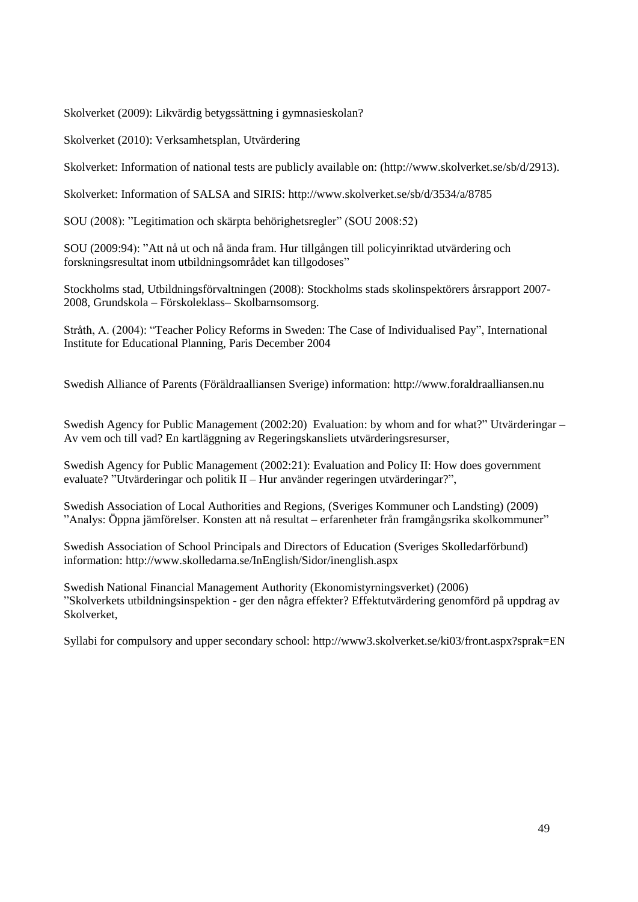Skolverket (2009): Likvärdig betygssättning i gymnasieskolan?

Skolverket (2010): Verksamhetsplan, Utvärdering

Skolverket: Information of national tests are publicly available on: (http://www.skolverket.se/sb/d/2913).

Skolverket: Information of SALSA and SIRIS: http://www.skolverket.se/sb/d/3534/a/8785

SOU (2008): "Legitimation och skärpta behörighetsregler" (SOU 2008:52)

SOU (2009:94): "Att nå ut och nå ända fram. Hur tillgången till policyinriktad utvärdering och forskningsresultat inom utbildningsområdet kan tillgodoses"

Stockholms stad, Utbildningsförvaltningen (2008): Stockholms stads skolinspektörers årsrapport 2007-2008, Grundskola – Förskoleklass– Skolbarnsomsorg.

Stråth, A. (2004): "Teacher Policy Reforms in Sweden: The Case of Individualised Pay", International Institute for Educational Planning, Paris December 2004

Swedish Alliance of Parents (Föräldraalliansen Sverige) information: http://www.foraldraalliansen.nu

Swedish Agency for Public Management (2002:20) Evaluation: by whom and for what?" Utvärderingar – Av vem och till vad? En kartläggning av Regeringskansliets utvärderingsresurser,

Swedish Agency for Public Management (2002:21): Evaluation and Policy II: How does government evaluate? "Utvärderingar och politik II – Hur använder regeringen utvärderingar?",

Swedish Association of Local Authorities and Regions, (Sveriges Kommuner och Landsting) (2009) "Analys: Öppna jämförelser. Konsten att nå resultat – erfarenheter från framgångsrika skolkommuner"

Swedish Association of School Principals and Directors of Education (Sveriges Skolledarförbund) information: http://www.skolledarna.se/InEnglish/Sidor/inenglish.aspx

Swedish National Financial Management Authority (Ekonomistyrningsverket) (2006) "Skolverkets utbildningsinspektion - ger den några effekter? Effektutvärdering genomförd på uppdrag av Skolverket,

Syllabi for compulsory and upper secondary school: http://www3.skolverket.se/ki03/front.aspx?sprak=EN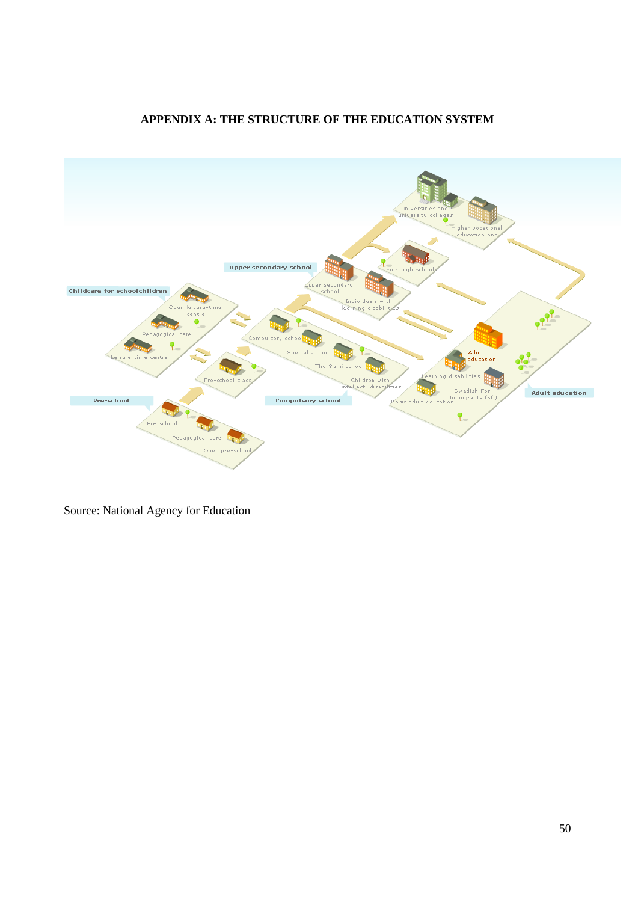# APPENDIX A: THE STRUCTURE OF THE EDUCATION SYSTEM

Universities and university colleges

Higher vocational education and

Upper secondary school

Folk high school

Upper secondary school

Individuals with learning disabilities

Childcare for schoolchildren

Open leisure-time centre

Pedagogical care

Leisure-time centre

Compulsory school

Special school

The Sami school

Children with intellect. disabilities

Pre-school class

Adult education

Learning disabilities

Swedish For Immigrants (sfi)

Basic adult education

Adult education

Pre-school

Compulsory school

Pre-school

Pedagogical care

Open pre-school

Source: National Agency for Education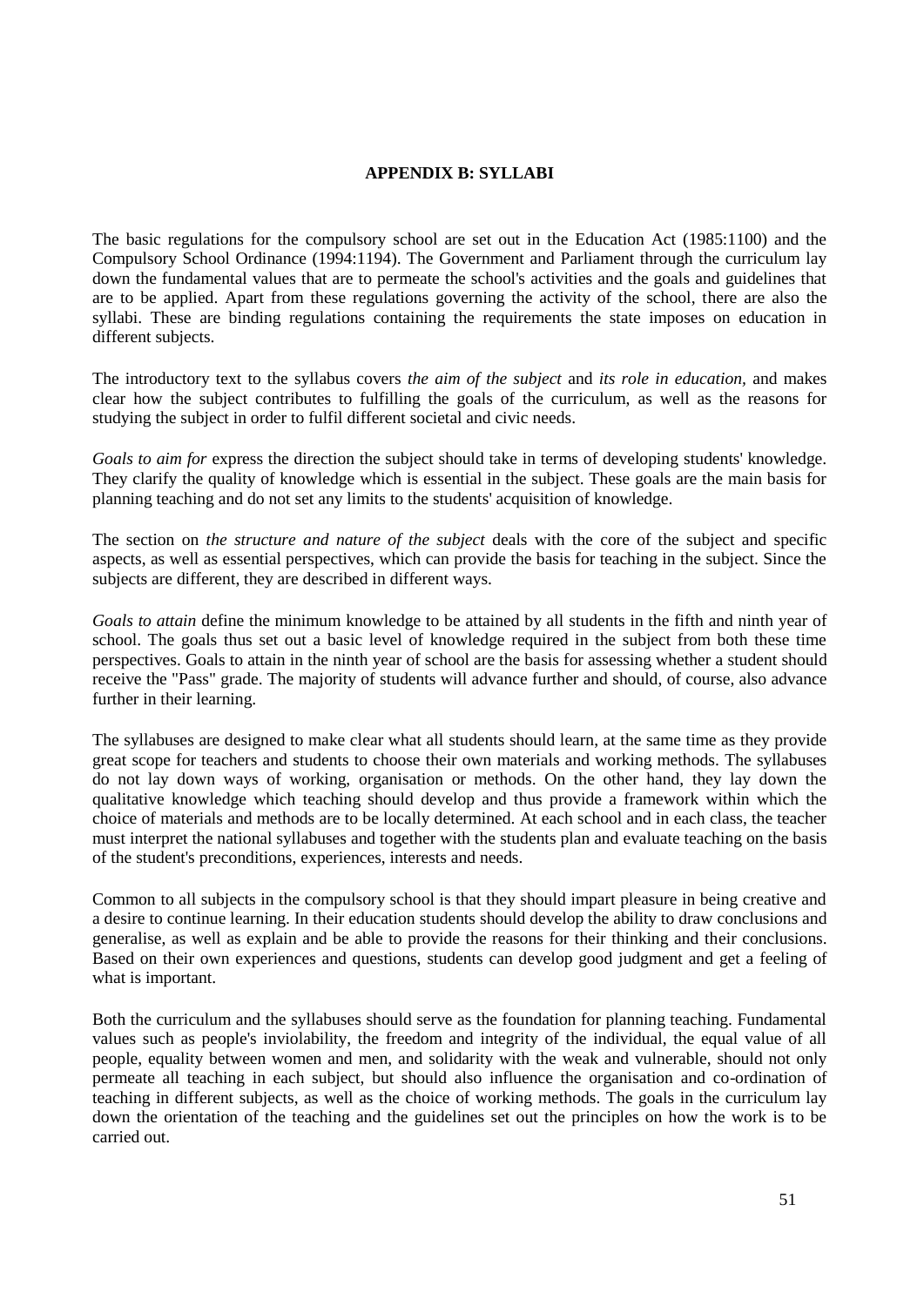## APPENDIX B: SYLLABI

The basic regulations for the compulsory school are set out in the Education Act (1985:1100) and the Compulsory School Ordinance (1994:1194). The Government and Parliament through the curriculum lay down the fundamental values that are to permeate the school's activities and the goals and guidelines that are to be applied. Apart from these regulations governing the activity of the school, there are also the syllabi. These are binding regulations containing the requirements the state imposes on education in different subjects.

The introductory text to the syllabus covers *the aim of the subject* and *its role in education,* and makes clear how the subject contributes to fulfilling the goals of the curriculum, as well as the reasons for studying the subject in order to fulfil different societal and civic needs.

*Goals to aim for* express the direction the subject should take in terms of developing students' knowledge. They clarify the quality of knowledge which is essential in the subject. These goals are the main basis for planning teaching and do not set any limits to the students' acquisition of knowledge.

The section on *the structure and nature of the subject* deals with the core of the subject and specific aspects, as well as essential perspectives, which can provide the basis for teaching in the subject. Since the subjects are different, they are described in different ways.

*Goals to attain* define the minimum knowledge to be attained by all students in the fifth and ninth year of school. The goals thus set out a basic level of knowledge required in the subject from both these time perspectives. Goals to attain in the ninth year of school are the basis for assessing whether a student should receive the "Pass" grade. The majority of students will advance further and should, of course, also advance further in their learning.

The syllabuses are designed to make clear what all students should learn, at the same time as they provide great scope for teachers and students to choose their own materials and working methods. The syllabuses do not lay down ways of working, organisation or methods. On the other hand, they lay down the qualitative knowledge which teaching should develop and thus provide a framework within which the choice of materials and methods are to be locally determined. At each school and in each class, the teacher must interpret the national syllabuses and together with the students plan and evaluate teaching on the basis of the student's preconditions, experiences, interests and needs.

Common to all subjects in the compulsory school is that they should impart pleasure in being creative and a desire to continue learning. In their education students should develop the ability to draw conclusions and generalise, as well as explain and be able to provide the reasons for their thinking and their conclusions. Based on their own experiences and questions, students can develop good judgment and get a feeling of what is important.

Both the curriculum and the syllabuses should serve as the foundation for planning teaching. Fundamental values such as people's inviolability, the freedom and integrity of the individual, the equal value of all people, equality between women and men, and solidarity with the weak and vulnerable, should not only permeate all teaching in each subject, but should also influence the organisation and co-ordination of teaching in different subjects, as well as the choice of working methods. The goals in the curriculum lay down the orientation of the teaching and the guidelines set out the principles on how the work is to be carried out.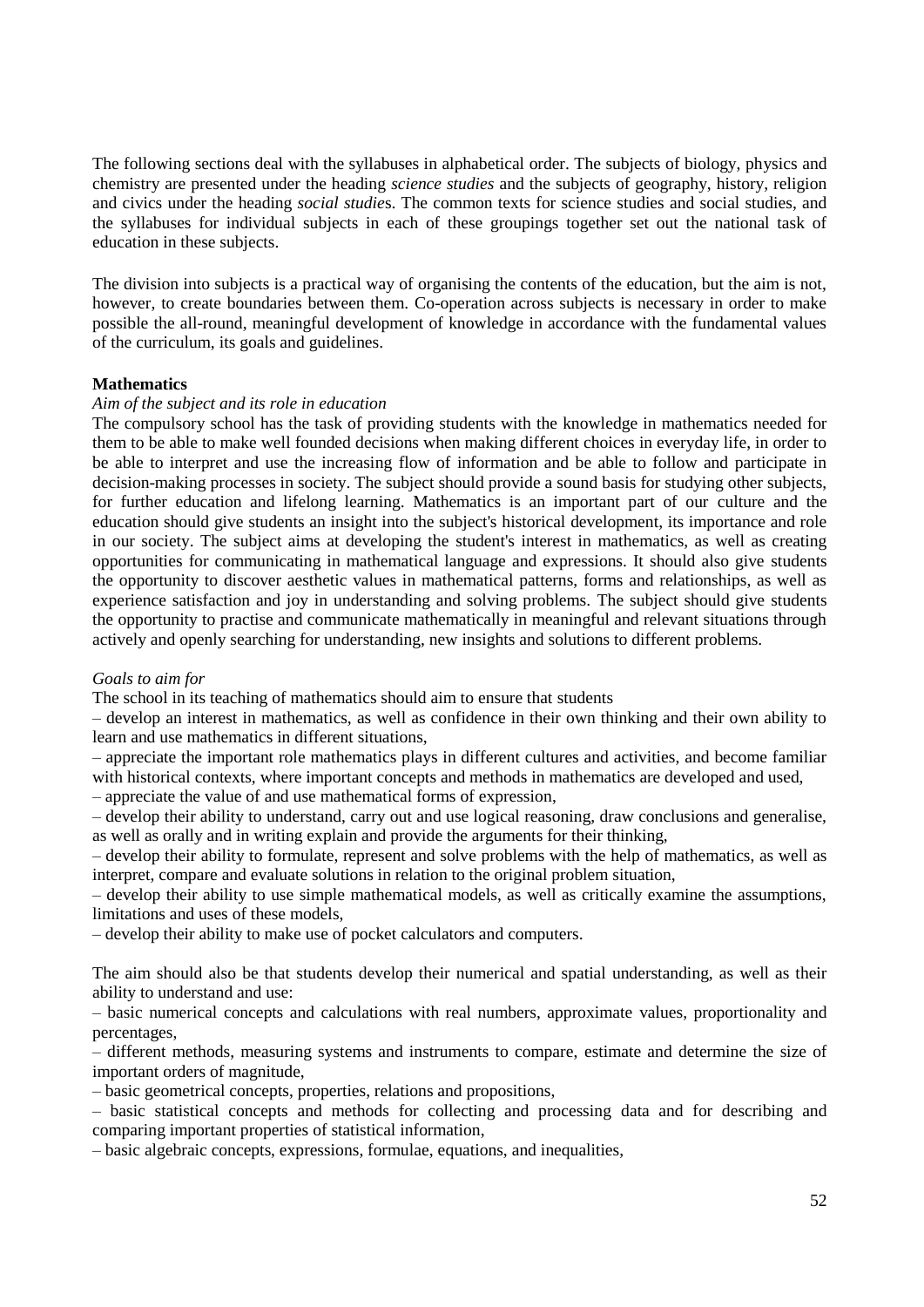The following sections deal with the syllabuses in alphabetical order. The subjects of biology, physics and chemistry are presented under the heading *science studies* and the subjects of geography, history, religion and civics under the heading *social studie*s. The common texts for science studies and social studies, and the syllabuses for individual subjects in each of these groupings together set out the national task of education in these subjects.

The division into subjects is a practical way of organising the contents of the education, but the aim is not, however, to create boundaries between them. Co-operation across subjects is necessary in order to make possible the all-round, meaningful development of knowledge in accordance with the fundamental values of the curriculum, its goals and guidelines.

**Mathematics**

*Aim of the subject and its role in education*

The compulsory school has the task of providing students with the knowledge in mathematics needed for them to be able to make well founded decisions when making different choices in everyday life, in order to be able to interpret and use the increasing flow of information and be able to follow and participate in decision-making processes in society. The subject should provide a sound basis for studying other subjects, for further education and lifelong learning. Mathematics is an important part of our culture and the education should give students an insight into the subject's historical development, its importance and role in our society. The subject aims at developing the student's interest in mathematics, as well as creating opportunities for communicating in mathematical language and expressions. It should also give students the opportunity to discover aesthetic values in mathematical patterns, forms and relationships, as well as experience satisfaction and joy in understanding and solving problems. The subject should give students the opportunity to practise and communicate mathematically in meaningful and relevant situations through actively and openly searching for understanding, new insights and solutions to different problems.

*Goals to aim for*

The school in its teaching of mathematics should aim to ensure that students

– develop an interest in mathematics, as well as confidence in their own thinking and their own ability to learn and use mathematics in different situations,

– appreciate the important role mathematics plays in different cultures and activities, and become familiar with historical contexts, where important concepts and methods in mathematics are developed and used,

– appreciate the value of and use mathematical forms of expression,

– develop their ability to understand, carry out and use logical reasoning, draw conclusions and generalise, as well as orally and in writing explain and provide the arguments for their thinking,

– develop their ability to formulate, represent and solve problems with the help of mathematics, as well as interpret, compare and evaluate solutions in relation to the original problem situation,

– develop their ability to use simple mathematical models, as well as critically examine the assumptions, limitations and uses of these models,

– develop their ability to make use of pocket calculators and computers.

The aim should also be that students develop their numerical and spatial understanding, as well as their ability to understand and use:

– basic numerical concepts and calculations with real numbers, approximate values, proportionality and percentages,

– different methods, measuring systems and instruments to compare, estimate and determine the size of important orders of magnitude,

– basic geometrical concepts, properties, relations and propositions,

– basic statistical concepts and methods for collecting and processing data and for describing and comparing important properties of statistical information,

– basic algebraic concepts, expressions, formulae, equations, and inequalities,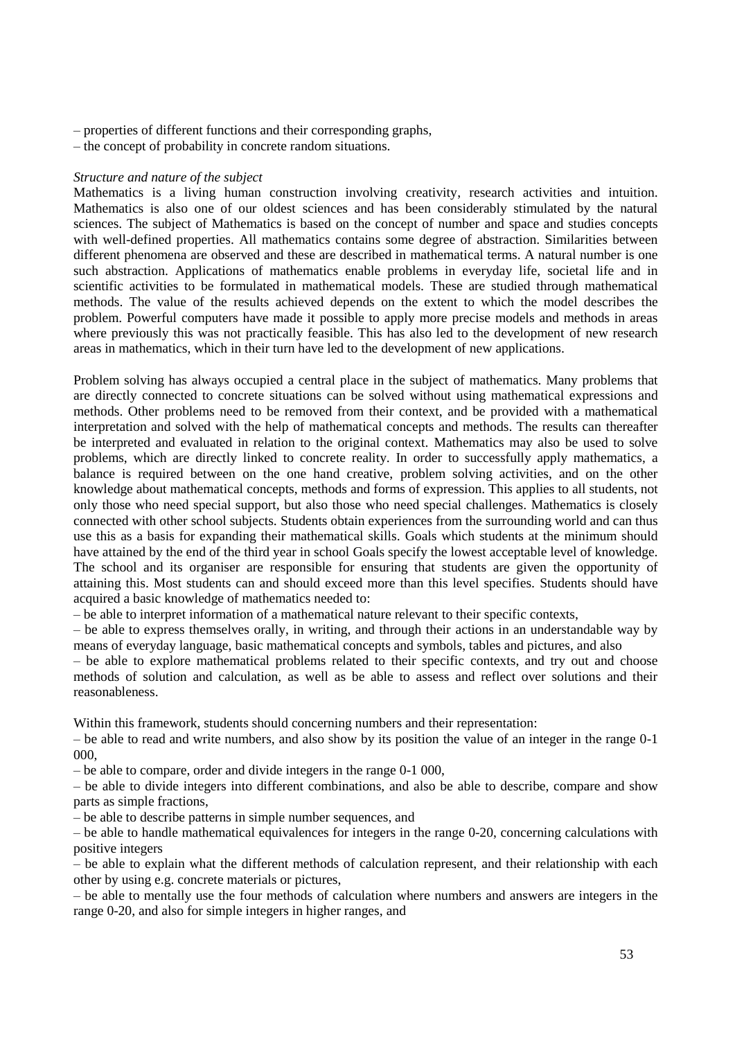– properties of different functions and their corresponding graphs,
– the concept of probability in concrete random situations.

*Structure and nature of the subject*

Mathematics is a living human construction involving creativity, research activities and intuition. Mathematics is also one of our oldest sciences and has been considerably stimulated by the natural sciences. The subject of Mathematics is based on the concept of number and space and studies concepts with well-defined properties. All mathematics contains some degree of abstraction. Similarities between different phenomena are observed and these are described in mathematical terms. A natural number is one such abstraction. Applications of mathematics enable problems in everyday life, societal life and in scientific activities to be formulated in mathematical models. These are studied through mathematical methods. The value of the results achieved depends on the extent to which the model describes the problem. Powerful computers have made it possible to apply more precise models and methods in areas where previously this was not practically feasible. This has also led to the development of new research areas in mathematics, which in their turn have led to the development of new applications.

Problem solving has always occupied a central place in the subject of mathematics. Many problems that are directly connected to concrete situations can be solved without using mathematical expressions and methods. Other problems need to be removed from their context, and be provided with a mathematical interpretation and solved with the help of mathematical concepts and methods. The results can thereafter be interpreted and evaluated in relation to the original context. Mathematics may also be used to solve problems, which are directly linked to concrete reality. In order to successfully apply mathematics, a balance is required between on the one hand creative, problem solving activities, and on the other knowledge about mathematical concepts, methods and forms of expression. This applies to all students, not only those who need special support, but also those who need special challenges. Mathematics is closely connected with other school subjects. Students obtain experiences from the surrounding world and can thus use this as a basis for expanding their mathematical skills. Goals which students at the minimum should have attained by the end of the third year in school Goals specify the lowest acceptable level of knowledge. The school and its organiser are responsible for ensuring that students are given the opportunity of attaining this. Most students can and should exceed more than this level specifies. Students should have acquired a basic knowledge of mathematics needed to:

– be able to interpret information of a mathematical nature relevant to their specific contexts,
– be able to express themselves orally, in writing, and through their actions in an understandable way by means of everyday language, basic mathematical concepts and symbols, tables and pictures, and also
– be able to explore mathematical problems related to their specific contexts, and try out and choose methods of solution and calculation, as well as be able to assess and reflect over solutions and their reasonableness.

Within this framework, students should concerning numbers and their representation:

– be able to read and write numbers, and also show by its position the value of an integer in the range 0-1 000,
– be able to compare, order and divide integers in the range 0-1 000,
– be able to divide integers into different combinations, and also be able to describe, compare and show parts as simple fractions,
– be able to describe patterns in simple number sequences, and
– be able to handle mathematical equivalences for integers in the range 0-20, concerning calculations with positive integers
– be able to explain what the different methods of calculation represent, and their relationship with each other by using e.g. concrete materials or pictures,
– be able to mentally use the four methods of calculation where numbers and answers are integers in the range 0-20, and also for simple integers in higher ranges, and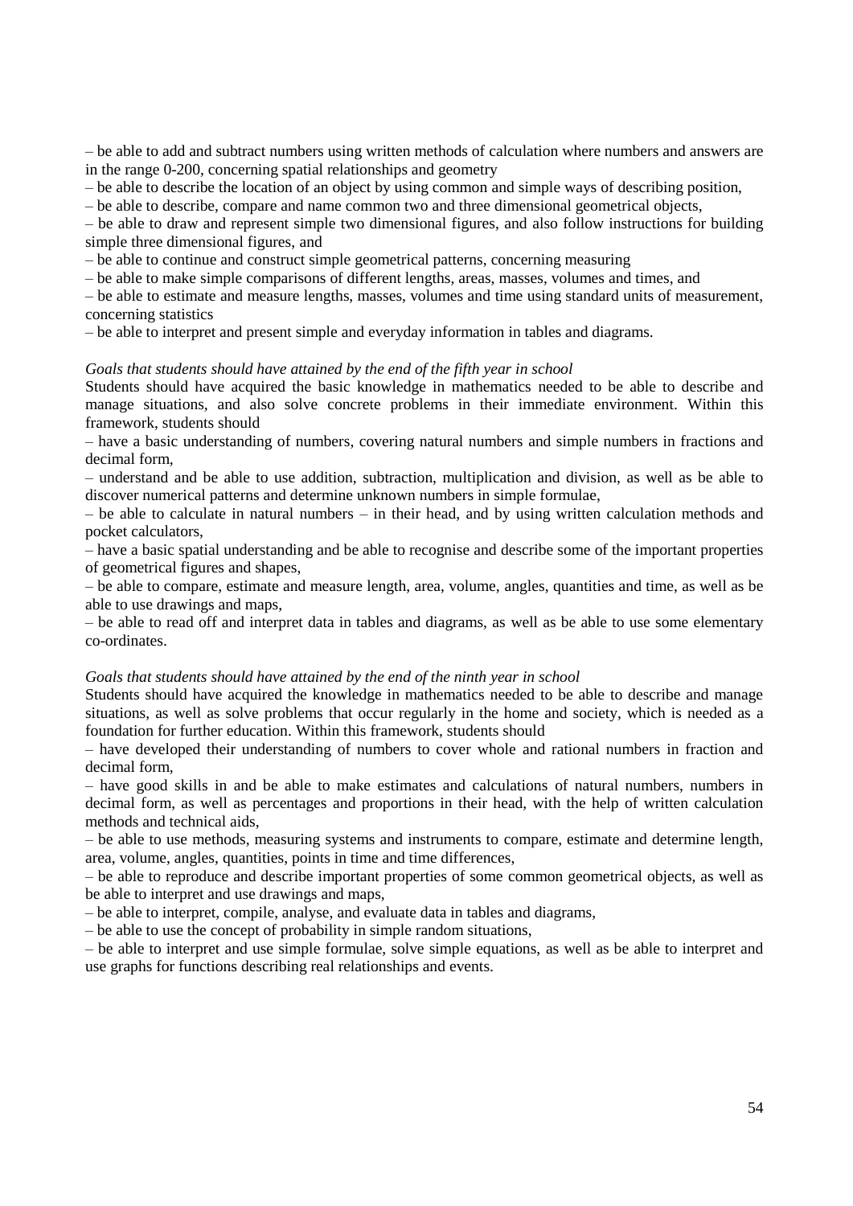– be able to add and subtract numbers using written methods of calculation where numbers and answers are in the range 0-200, concerning spatial relationships and geometry

– be able to describe the location of an object by using common and simple ways of describing position,

– be able to describe, compare and name common two and three dimensional geometrical objects,

– be able to draw and represent simple two dimensional figures, and also follow instructions for building simple three dimensional figures, and

– be able to continue and construct simple geometrical patterns, concerning measuring

– be able to make simple comparisons of different lengths, areas, masses, volumes and times, and

– be able to estimate and measure lengths, masses, volumes and time using standard units of measurement, concerning statistics

– be able to interpret and present simple and everyday information in tables and diagrams.

*Goals that students should have attained by the end of the fifth year in school*

Students should have acquired the basic knowledge in mathematics needed to be able to describe and manage situations, and also solve concrete problems in their immediate environment. Within this framework, students should

– have a basic understanding of numbers, covering natural numbers and simple numbers in fractions and decimal form,

– understand and be able to use addition, subtraction, multiplication and division, as well as be able to discover numerical patterns and determine unknown numbers in simple formulae,

– be able to calculate in natural numbers – in their head, and by using written calculation methods and pocket calculators,

– have a basic spatial understanding and be able to recognise and describe some of the important properties of geometrical figures and shapes,

– be able to compare, estimate and measure length, area, volume, angles, quantities and time, as well as be able to use drawings and maps,

– be able to read off and interpret data in tables and diagrams, as well as be able to use some elementary co-ordinates.

*Goals that students should have attained by the end of the ninth year in school*

Students should have acquired the knowledge in mathematics needed to be able to describe and manage situations, as well as solve problems that occur regularly in the home and society, which is needed as a foundation for further education. Within this framework, students should

– have developed their understanding of numbers to cover whole and rational numbers in fraction and decimal form,

– have good skills in and be able to make estimates and calculations of natural numbers, numbers in decimal form, as well as percentages and proportions in their head, with the help of written calculation methods and technical aids,

– be able to use methods, measuring systems and instruments to compare, estimate and determine length, area, volume, angles, quantities, points in time and time differences,

– be able to reproduce and describe important properties of some common geometrical objects, as well as be able to interpret and use drawings and maps,

– be able to interpret, compile, analyse, and evaluate data in tables and diagrams,

– be able to use the concept of probability in simple random situations,

– be able to interpret and use simple formulae, solve simple equations, as well as be able to interpret and use graphs for functions describing real relationships and events.